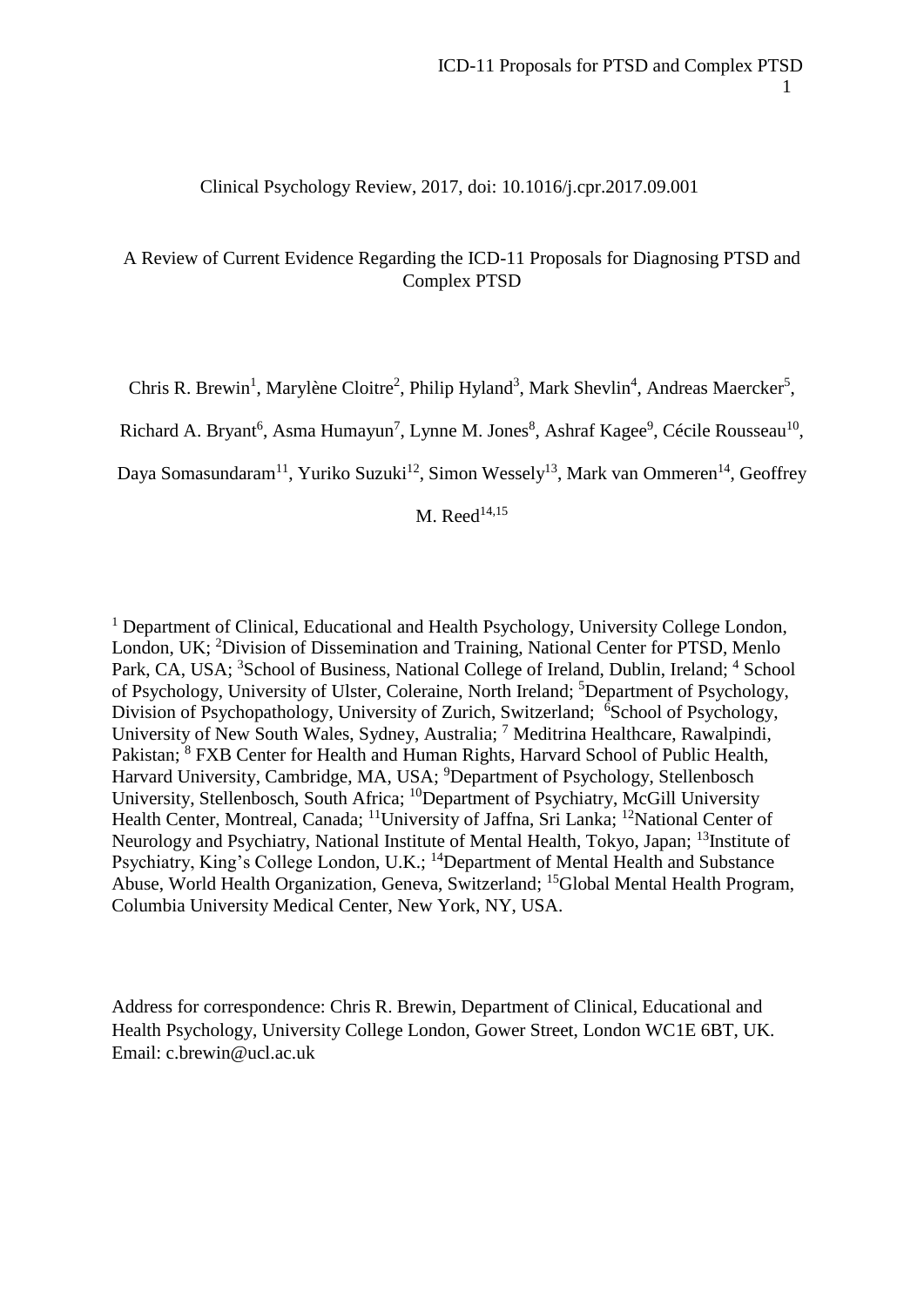Clinical Psychology Review, 2017, doi: 10.1016/j.cpr.2017.09.001

# A Review of Current Evidence Regarding the ICD-11 Proposals for Diagnosing PTSD and Complex PTSD

Chris R. Brewin[1], Marylène Cloitre[2], Philip Hyland[3], Mark Shevlin[4], Andreas Maercker[5], Richard A. Bryant[6], Asma Humayun[7], Lynne M. Jones[8], Ashraf Kagee[9], Cécile Rousseau[10], Daya Somasundaram[11], Yuriko Suzuki[12], Simon Wessely[13], Mark van Ommeren[14], Geoffrey M. Reed[14,15]

[1] Department of Clinical, Educational and Health Psychology, University College London, London, UK; [2]Division of Dissemination and Training, National Center for PTSD, Menlo Park, CA, USA; [3]School of Business, National College of Ireland, Dublin, Ireland; [4] School of Psychology, University of Ulster, Coleraine, North Ireland; [5]Department of Psychology, Division of Psychopathology, University of Zurich, Switzerland; [6]School of Psychology, University of New South Wales, Sydney, Australia; [7] Meditrina Healthcare, Rawalpindi, Pakistan; [8] FXB Center for Health and Human Rights, Harvard School of Public Health, Harvard University, Cambridge, MA, USA; [9]Department of Psychology, Stellenbosch University, Stellenbosch, South Africa; [10]Department of Psychiatry, McGill University Health Center, Montreal, Canada; [11]University of Jaffna, Sri Lanka; [12]National Center of Neurology and Psychiatry, National Institute of Mental Health, Tokyo, Japan; [13]Institute of Psychiatry, King's College London, U.K.; [14]Department of Mental Health and Substance Abuse, World Health Organization, Geneva, Switzerland; [15]Global Mental Health Program, Columbia University Medical Center, New York, NY, USA.

Address for correspondence: Chris R. Brewin, Department of Clinical, Educational and Health Psychology, University College London, Gower Street, London WC1E 6BT, UK. Email: c.brewin@ucl.ac.uk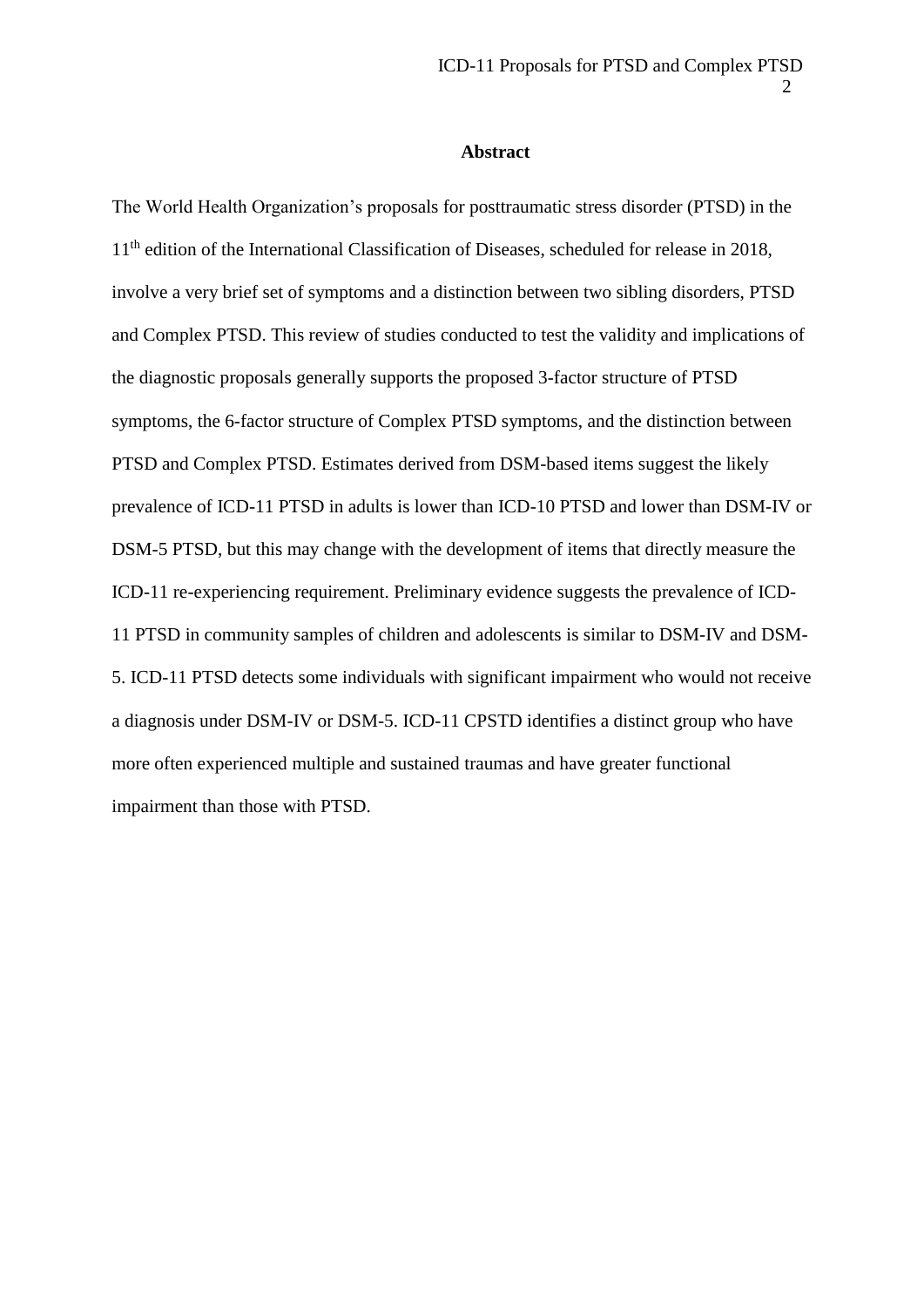## Abstract

The World Health Organization's proposals for posttraumatic stress disorder (PTSD) in the 11th edition of the International Classification of Diseases, scheduled for release in 2018, involve a very brief set of symptoms and a distinction between two sibling disorders, PTSD and Complex PTSD. This review of studies conducted to test the validity and implications of the diagnostic proposals generally supports the proposed 3-factor structure of PTSD symptoms, the 6-factor structure of Complex PTSD symptoms, and the distinction between PTSD and Complex PTSD. Estimates derived from DSM-based items suggest the likely prevalence of ICD-11 PTSD in adults is lower than ICD-10 PTSD and lower than DSM-IV or DSM-5 PTSD, but this may change with the development of items that directly measure the ICD-11 re-experiencing requirement. Preliminary evidence suggests the prevalence of ICD-11 PTSD in community samples of children and adolescents is similar to DSM-IV and DSM-5. ICD-11 PTSD detects some individuals with significant impairment who would not receive a diagnosis under DSM-IV or DSM-5. ICD-11 CPSTD identifies a distinct group who have more often experienced multiple and sustained traumas and have greater functional impairment than those with PTSD.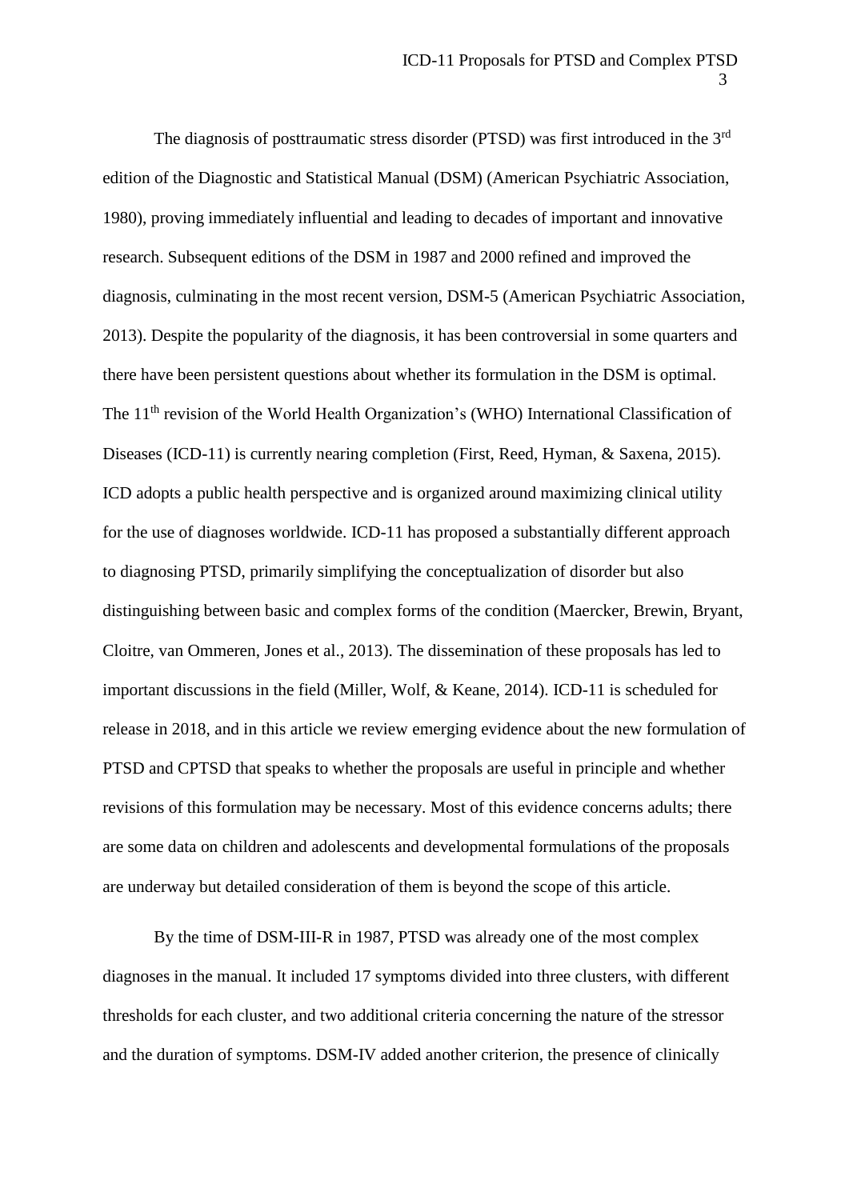The diagnosis of posttraumatic stress disorder (PTSD) was first introduced in the 3rd edition of the Diagnostic and Statistical Manual (DSM) (American Psychiatric Association, 1980), proving immediately influential and leading to decades of important and innovative research. Subsequent editions of the DSM in 1987 and 2000 refined and improved the diagnosis, culminating in the most recent version, DSM-5 (American Psychiatric Association, 2013). Despite the popularity of the diagnosis, it has been controversial in some quarters and there have been persistent questions about whether its formulation in the DSM is optimal. The 11th revision of the World Health Organization's (WHO) International Classification of Diseases (ICD-11) is currently nearing completion (First, Reed, Hyman, & Saxena, 2015). ICD adopts a public health perspective and is organized around maximizing clinical utility for the use of diagnoses worldwide. ICD-11 has proposed a substantially different approach to diagnosing PTSD, primarily simplifying the conceptualization of disorder but also distinguishing between basic and complex forms of the condition (Maercker, Brewin, Bryant, Cloitre, van Ommeren, Jones et al., 2013). The dissemination of these proposals has led to important discussions in the field (Miller, Wolf, & Keane, 2014). ICD-11 is scheduled for release in 2018, and in this article we review emerging evidence about the new formulation of PTSD and CPTSD that speaks to whether the proposals are useful in principle and whether revisions of this formulation may be necessary. Most of this evidence concerns adults; there are some data on children and adolescents and developmental formulations of the proposals are underway but detailed consideration of them is beyond the scope of this article.

By the time of DSM-III-R in 1987, PTSD was already one of the most complex diagnoses in the manual. It included 17 symptoms divided into three clusters, with different thresholds for each cluster, and two additional criteria concerning the nature of the stressor and the duration of symptoms. DSM-IV added another criterion, the presence of clinically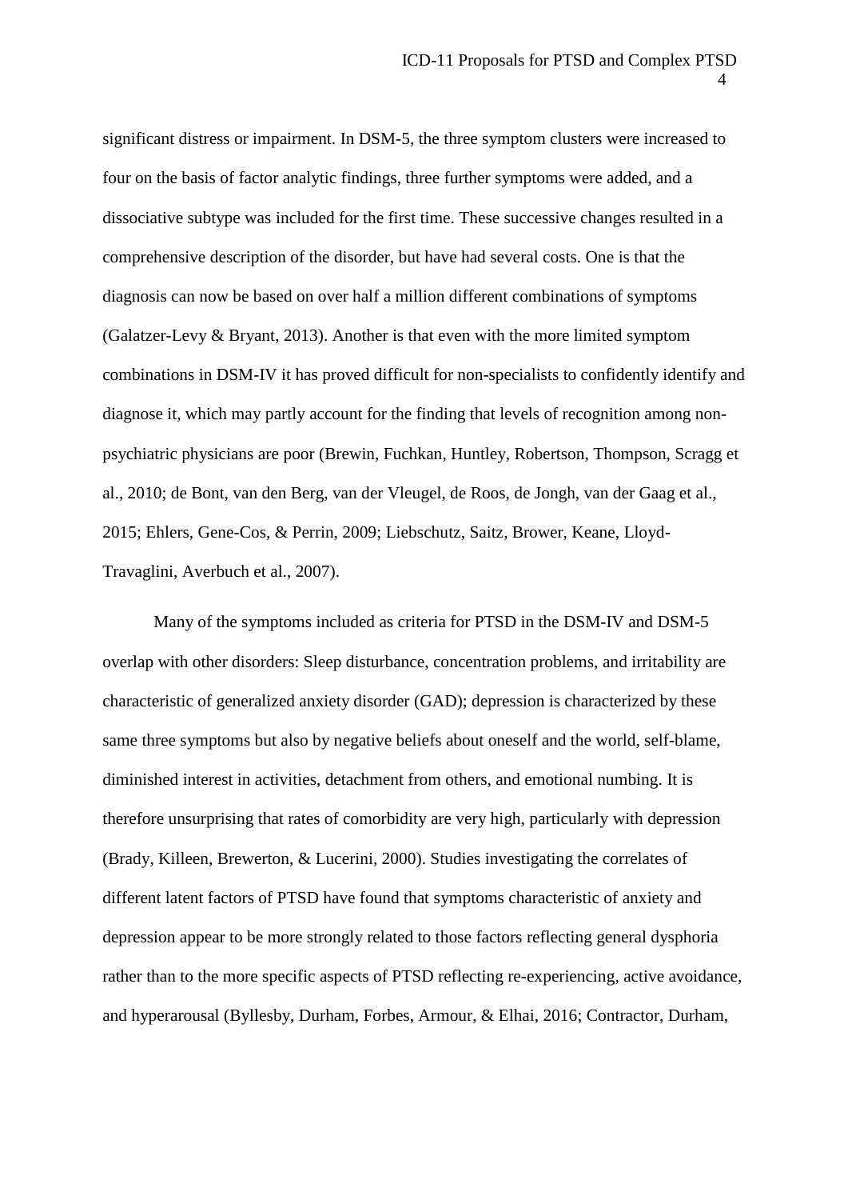significant distress or impairment. In DSM-5, the three symptom clusters were increased to four on the basis of factor analytic findings, three further symptoms were added, and a dissociative subtype was included for the first time. These successive changes resulted in a comprehensive description of the disorder, but have had several costs. One is that the diagnosis can now be based on over half a million different combinations of symptoms (Galatzer-Levy & Bryant, 2013). Another is that even with the more limited symptom combinations in DSM-IV it has proved difficult for non-specialists to confidently identify and diagnose it, which may partly account for the finding that levels of recognition among non-psychiatric physicians are poor (Brewin, Fuchkan, Huntley, Robertson, Thompson, Scragg et al., 2010; de Bont, van den Berg, van der Vleugel, de Roos, de Jongh, van der Gaag et al., 2015; Ehlers, Gene-Cos, & Perrin, 2009; Liebschutz, Saitz, Brower, Keane, Lloyd-Travaglini, Averbuch et al., 2007).

Many of the symptoms included as criteria for PTSD in the DSM-IV and DSM-5 overlap with other disorders: Sleep disturbance, concentration problems, and irritability are characteristic of generalized anxiety disorder (GAD); depression is characterized by these same three symptoms but also by negative beliefs about oneself and the world, self-blame, diminished interest in activities, detachment from others, and emotional numbing. It is therefore unsurprising that rates of comorbidity are very high, particularly with depression (Brady, Killeen, Brewerton, & Lucerini, 2000). Studies investigating the correlates of different latent factors of PTSD have found that symptoms characteristic of anxiety and depression appear to be more strongly related to those factors reflecting general dysphoria rather than to the more specific aspects of PTSD reflecting re-experiencing, active avoidance, and hyperarousal (Byllesby, Durham, Forbes, Armour, & Elhai, 2016; Contractor, Durham,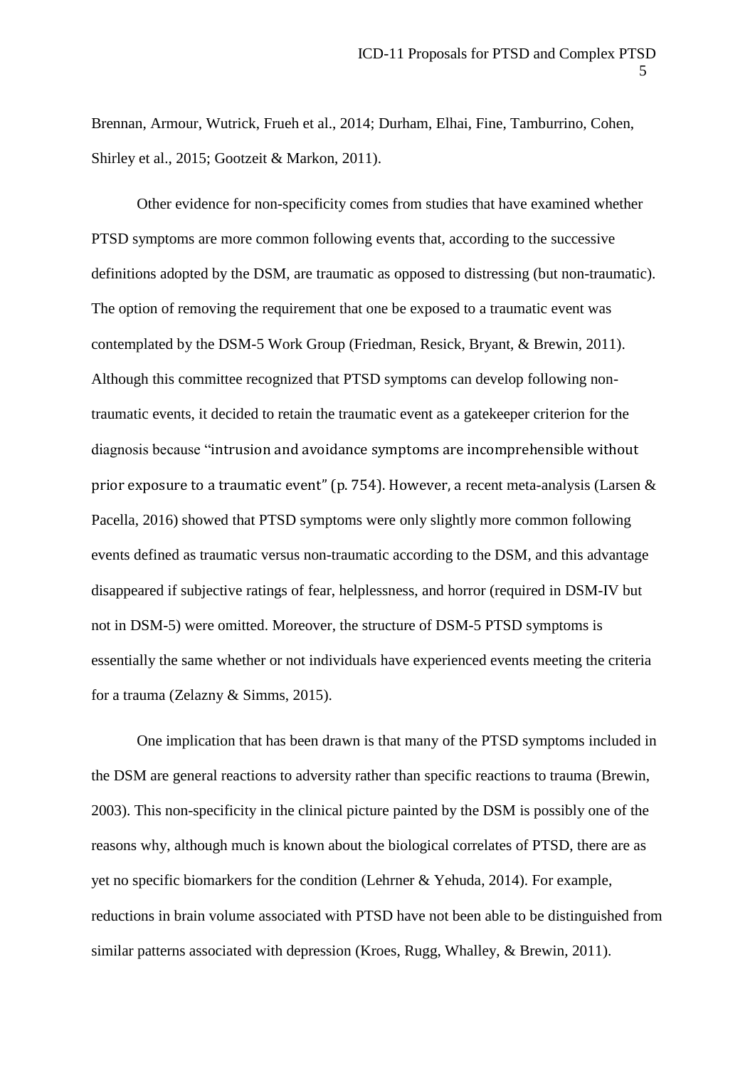Brennan, Armour, Wutrick, Frueh et al., 2014; Durham, Elhai, Fine, Tamburrino, Cohen, Shirley et al., 2015; Gootzeit & Markon, 2011).

Other evidence for non-specificity comes from studies that have examined whether PTSD symptoms are more common following events that, according to the successive definitions adopted by the DSM, are traumatic as opposed to distressing (but non-traumatic). The option of removing the requirement that one be exposed to a traumatic event was contemplated by the DSM-5 Work Group (Friedman, Resick, Bryant, & Brewin, 2011). Although this committee recognized that PTSD symptoms can develop following non-traumatic events, it decided to retain the traumatic event as a gatekeeper criterion for the diagnosis because "intrusion and avoidance symptoms are incomprehensible without prior exposure to a traumatic event" (p. 754). However, a recent meta-analysis (Larsen & Pacella, 2016) showed that PTSD symptoms were only slightly more common following events defined as traumatic versus non-traumatic according to the DSM, and this advantage disappeared if subjective ratings of fear, helplessness, and horror (required in DSM-IV but not in DSM-5) were omitted. Moreover, the structure of DSM-5 PTSD symptoms is essentially the same whether or not individuals have experienced events meeting the criteria for a trauma (Zelazny & Simms, 2015).

One implication that has been drawn is that many of the PTSD symptoms included in the DSM are general reactions to adversity rather than specific reactions to trauma (Brewin, 2003). This non-specificity in the clinical picture painted by the DSM is possibly one of the reasons why, although much is known about the biological correlates of PTSD, there are as yet no specific biomarkers for the condition (Lehrner & Yehuda, 2014). For example, reductions in brain volume associated with PTSD have not been able to be distinguished from similar patterns associated with depression (Kroes, Rugg, Whalley, & Brewin, 2011).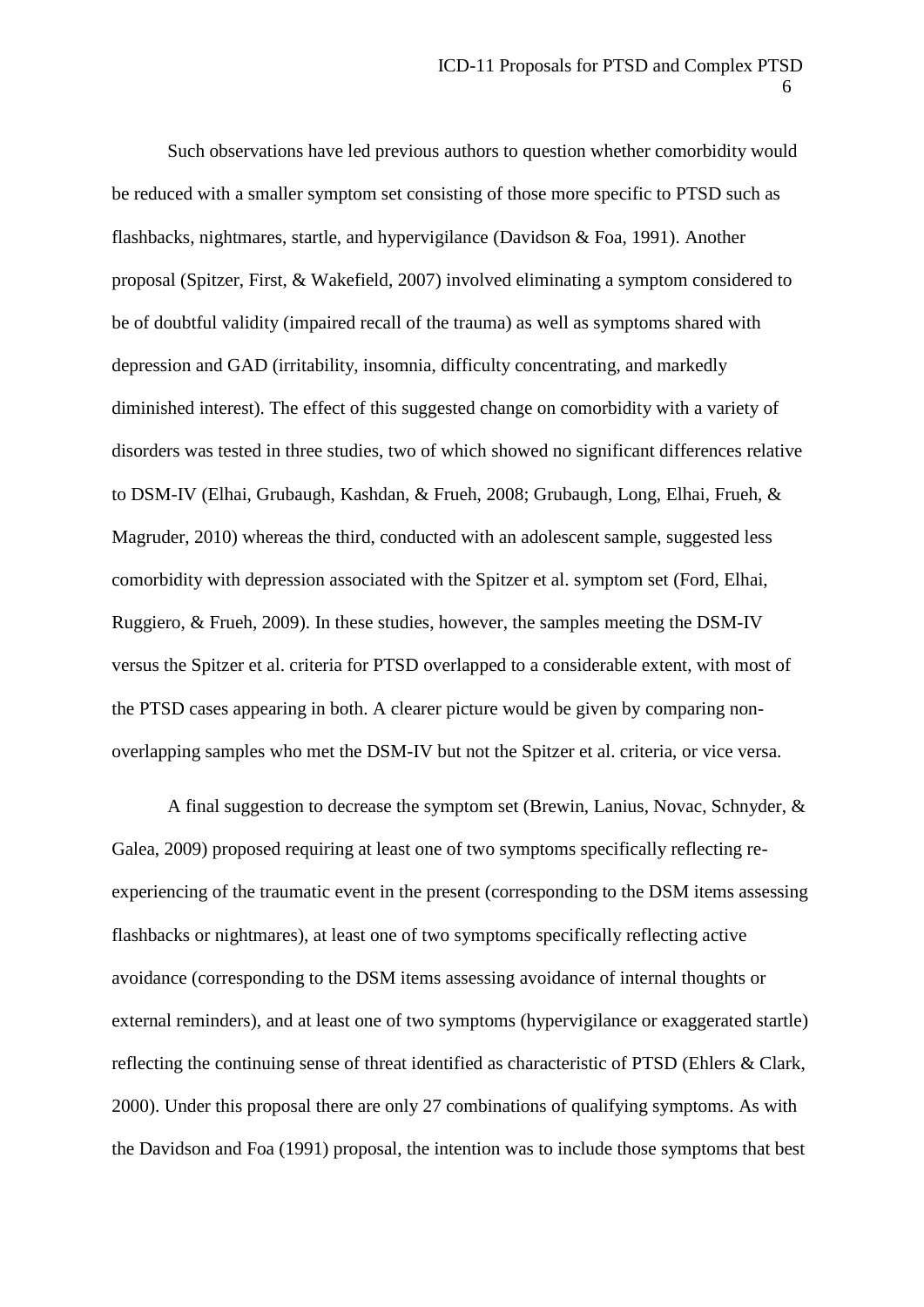Such observations have led previous authors to question whether comorbidity would be reduced with a smaller symptom set consisting of those more specific to PTSD such as flashbacks, nightmares, startle, and hypervigilance (Davidson & Foa, 1991). Another proposal (Spitzer, First, & Wakefield, 2007) involved eliminating a symptom considered to be of doubtful validity (impaired recall of the trauma) as well as symptoms shared with depression and GAD (irritability, insomnia, difficulty concentrating, and markedly diminished interest). The effect of this suggested change on comorbidity with a variety of disorders was tested in three studies, two of which showed no significant differences relative to DSM-IV (Elhai, Grubaugh, Kashdan, & Frueh, 2008; Grubaugh, Long, Elhai, Frueh, & Magruder, 2010) whereas the third, conducted with an adolescent sample, suggested less comorbidity with depression associated with the Spitzer et al. symptom set (Ford, Elhai, Ruggiero, & Frueh, 2009). In these studies, however, the samples meeting the DSM-IV versus the Spitzer et al. criteria for PTSD overlapped to a considerable extent, with most of the PTSD cases appearing in both. A clearer picture would be given by comparing non-overlapping samples who met the DSM-IV but not the Spitzer et al. criteria, or vice versa.

A final suggestion to decrease the symptom set (Brewin, Lanius, Novac, Schnyder, & Galea, 2009) proposed requiring at least one of two symptoms specifically reflecting re-experiencing of the traumatic event in the present (corresponding to the DSM items assessing flashbacks or nightmares), at least one of two symptoms specifically reflecting active avoidance (corresponding to the DSM items assessing avoidance of internal thoughts or external reminders), and at least one of two symptoms (hypervigilance or exaggerated startle) reflecting the continuing sense of threat identified as characteristic of PTSD (Ehlers & Clark, 2000). Under this proposal there are only 27 combinations of qualifying symptoms. As with the Davidson and Foa (1991) proposal, the intention was to include those symptoms that best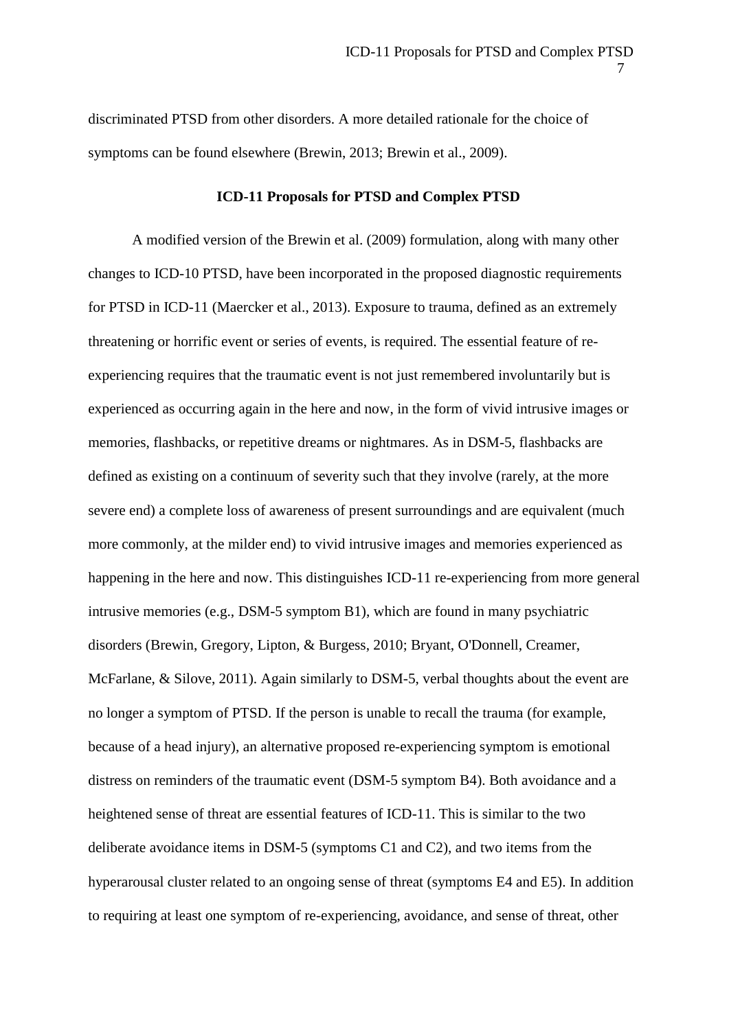discriminated PTSD from other disorders. A more detailed rationale for the choice of symptoms can be found elsewhere (Brewin, 2013; Brewin et al., 2009).

## ICD-11 Proposals for PTSD and Complex PTSD

A modified version of the Brewin et al. (2009) formulation, along with many other changes to ICD-10 PTSD, have been incorporated in the proposed diagnostic requirements for PTSD in ICD-11 (Maercker et al., 2013). Exposure to trauma, defined as an extremely threatening or horrific event or series of events, is required. The essential feature of re-experiencing requires that the traumatic event is not just remembered involuntarily but is experienced as occurring again in the here and now, in the form of vivid intrusive images or memories, flashbacks, or repetitive dreams or nightmares. As in DSM-5, flashbacks are defined as existing on a continuum of severity such that they involve (rarely, at the more severe end) a complete loss of awareness of present surroundings and are equivalent (much more commonly, at the milder end) to vivid intrusive images and memories experienced as happening in the here and now. This distinguishes ICD-11 re-experiencing from more general intrusive memories (e.g., DSM-5 symptom B1), which are found in many psychiatric disorders (Brewin, Gregory, Lipton, & Burgess, 2010; Bryant, O'Donnell, Creamer, McFarlane, & Silove, 2011). Again similarly to DSM-5, verbal thoughts about the event are no longer a symptom of PTSD. If the person is unable to recall the trauma (for example, because of a head injury), an alternative proposed re-experiencing symptom is emotional distress on reminders of the traumatic event (DSM-5 symptom B4). Both avoidance and a heightened sense of threat are essential features of ICD-11. This is similar to the two deliberate avoidance items in DSM-5 (symptoms C1 and C2), and two items from the hyperarousal cluster related to an ongoing sense of threat (symptoms E4 and E5). In addition to requiring at least one symptom of re-experiencing, avoidance, and sense of threat, other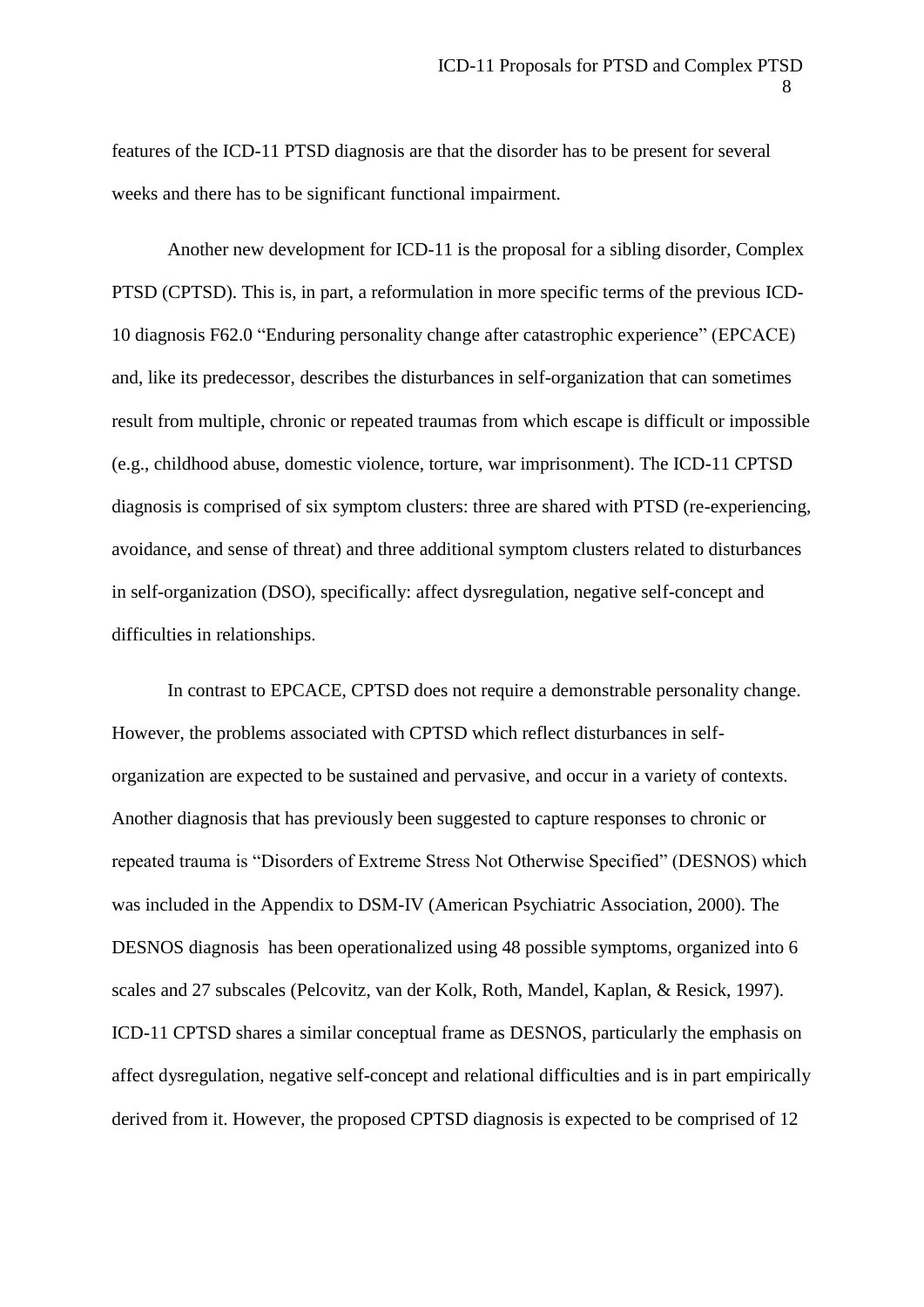features of the ICD-11 PTSD diagnosis are that the disorder has to be present for several weeks and there has to be significant functional impairment.

Another new development for ICD-11 is the proposal for a sibling disorder, Complex PTSD (CPTSD). This is, in part, a reformulation in more specific terms of the previous ICD-10 diagnosis F62.0 "Enduring personality change after catastrophic experience" (EPCACE) and, like its predecessor, describes the disturbances in self-organization that can sometimes result from multiple, chronic or repeated traumas from which escape is difficult or impossible (e.g., childhood abuse, domestic violence, torture, war imprisonment). The ICD-11 CPTSD diagnosis is comprised of six symptom clusters: three are shared with PTSD (re-experiencing, avoidance, and sense of threat) and three additional symptom clusters related to disturbances in self-organization (DSO), specifically: affect dysregulation, negative self-concept and difficulties in relationships.

In contrast to EPCACE, CPTSD does not require a demonstrable personality change. However, the problems associated with CPTSD which reflect disturbances in self-organization are expected to be sustained and pervasive, and occur in a variety of contexts. Another diagnosis that has previously been suggested to capture responses to chronic or repeated trauma is "Disorders of Extreme Stress Not Otherwise Specified" (DESNOS) which was included in the Appendix to DSM-IV (American Psychiatric Association, 2000). The DESNOS diagnosis has been operationalized using 48 possible symptoms, organized into 6 scales and 27 subscales (Pelcovitz, van der Kolk, Roth, Mandel, Kaplan, & Resick, 1997). ICD-11 CPTSD shares a similar conceptual frame as DESNOS, particularly the emphasis on affect dysregulation, negative self-concept and relational difficulties and is in part empirically derived from it. However, the proposed CPTSD diagnosis is expected to be comprised of 12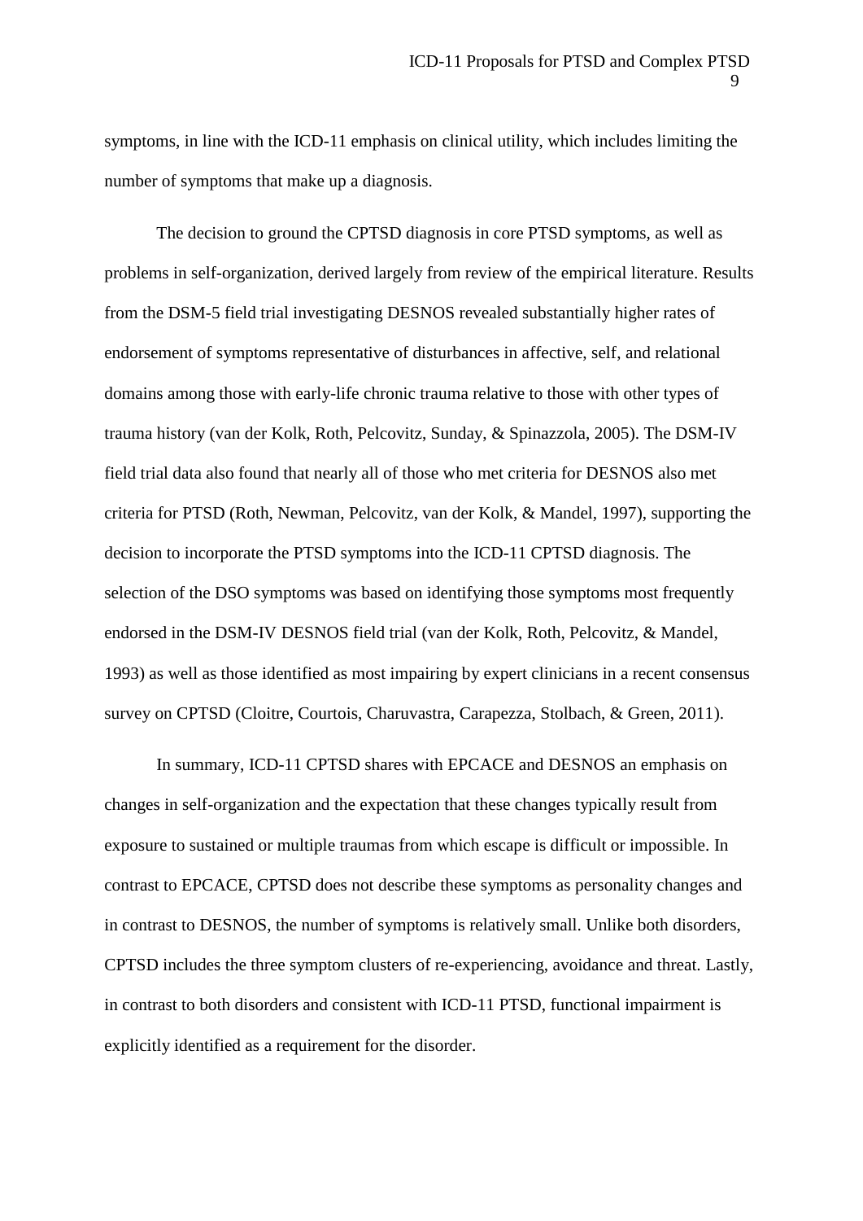symptoms, in line with the ICD-11 emphasis on clinical utility, which includes limiting the number of symptoms that make up a diagnosis.

The decision to ground the CPTSD diagnosis in core PTSD symptoms, as well as problems in self-organization, derived largely from review of the empirical literature. Results from the DSM-5 field trial investigating DESNOS revealed substantially higher rates of endorsement of symptoms representative of disturbances in affective, self, and relational domains among those with early-life chronic trauma relative to those with other types of trauma history (van der Kolk, Roth, Pelcovitz, Sunday, & Spinazzola, 2005). The DSM-IV field trial data also found that nearly all of those who met criteria for DESNOS also met criteria for PTSD (Roth, Newman, Pelcovitz, van der Kolk, & Mandel, 1997), supporting the decision to incorporate the PTSD symptoms into the ICD-11 CPTSD diagnosis. The selection of the DSO symptoms was based on identifying those symptoms most frequently endorsed in the DSM-IV DESNOS field trial (van der Kolk, Roth, Pelcovitz, & Mandel, 1993) as well as those identified as most impairing by expert clinicians in a recent consensus survey on CPTSD (Cloitre, Courtois, Charuvastra, Carapezza, Stolbach, & Green, 2011).

In summary, ICD-11 CPTSD shares with EPCACE and DESNOS an emphasis on changes in self-organization and the expectation that these changes typically result from exposure to sustained or multiple traumas from which escape is difficult or impossible. In contrast to EPCACE, CPTSD does not describe these symptoms as personality changes and in contrast to DESNOS, the number of symptoms is relatively small. Unlike both disorders, CPTSD includes the three symptom clusters of re-experiencing, avoidance and threat. Lastly, in contrast to both disorders and consistent with ICD-11 PTSD, functional impairment is explicitly identified as a requirement for the disorder.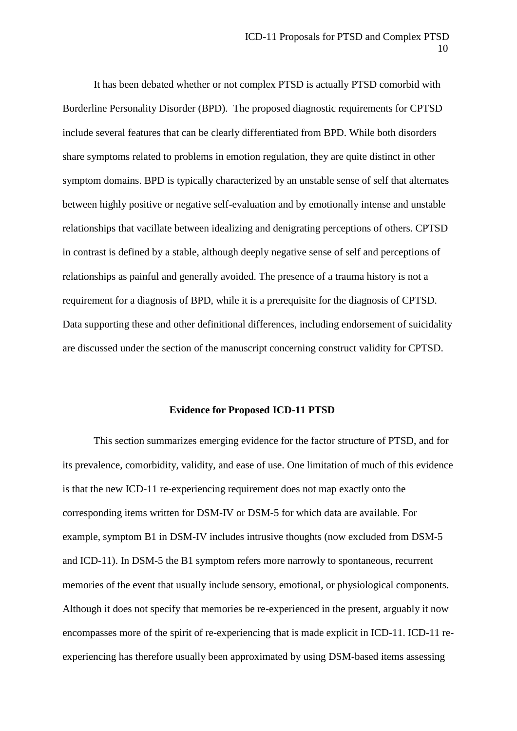It has been debated whether or not complex PTSD is actually PTSD comorbid with Borderline Personality Disorder (BPD). The proposed diagnostic requirements for CPTSD include several features that can be clearly differentiated from BPD. While both disorders share symptoms related to problems in emotion regulation, they are quite distinct in other symptom domains. BPD is typically characterized by an unstable sense of self that alternates between highly positive or negative self-evaluation and by emotionally intense and unstable relationships that vacillate between idealizing and denigrating perceptions of others. CPTSD in contrast is defined by a stable, although deeply negative sense of self and perceptions of relationships as painful and generally avoided. The presence of a trauma history is not a requirement for a diagnosis of BPD, while it is a prerequisite for the diagnosis of CPTSD. Data supporting these and other definitional differences, including endorsement of suicidality are discussed under the section of the manuscript concerning construct validity for CPTSD.

## Evidence for Proposed ICD-11 PTSD

This section summarizes emerging evidence for the factor structure of PTSD, and for its prevalence, comorbidity, validity, and ease of use. One limitation of much of this evidence is that the new ICD-11 re-experiencing requirement does not map exactly onto the corresponding items written for DSM-IV or DSM-5 for which data are available. For example, symptom B1 in DSM-IV includes intrusive thoughts (now excluded from DSM-5 and ICD-11). In DSM-5 the B1 symptom refers more narrowly to spontaneous, recurrent memories of the event that usually include sensory, emotional, or physiological components. Although it does not specify that memories be re-experienced in the present, arguably it now encompasses more of the spirit of re-experiencing that is made explicit in ICD-11. ICD-11 re-experiencing has therefore usually been approximated by using DSM-based items assessing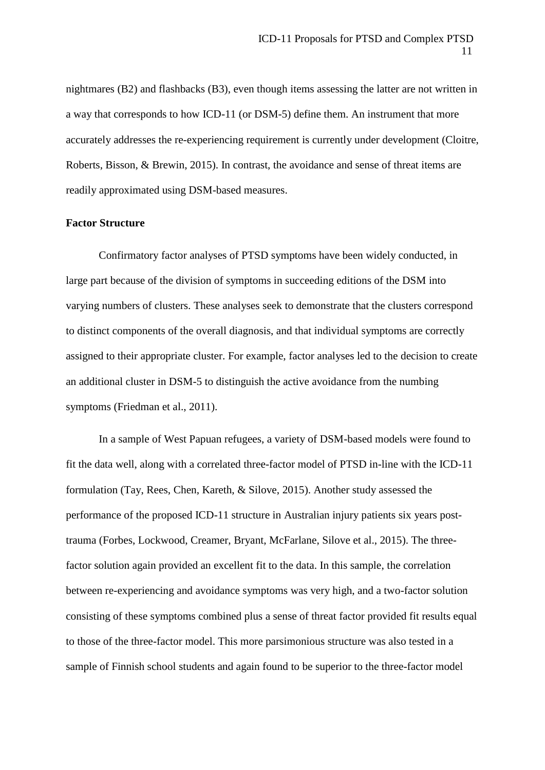nightmares (B2) and flashbacks (B3), even though items assessing the latter are not written in a way that corresponds to how ICD-11 (or DSM-5) define them. An instrument that more accurately addresses the re-experiencing requirement is currently under development (Cloitre, Roberts, Bisson, & Brewin, 2015). In contrast, the avoidance and sense of threat items are readily approximated using DSM-based measures.

**Factor Structure**

Confirmatory factor analyses of PTSD symptoms have been widely conducted, in large part because of the division of symptoms in succeeding editions of the DSM into varying numbers of clusters. These analyses seek to demonstrate that the clusters correspond to distinct components of the overall diagnosis, and that individual symptoms are correctly assigned to their appropriate cluster. For example, factor analyses led to the decision to create an additional cluster in DSM-5 to distinguish the active avoidance from the numbing symptoms (Friedman et al., 2011).

In a sample of West Papuan refugees, a variety of DSM-based models were found to fit the data well, along with a correlated three-factor model of PTSD in-line with the ICD-11 formulation (Tay, Rees, Chen, Kareth, & Silove, 2015). Another study assessed the performance of the proposed ICD-11 structure in Australian injury patients six years post-trauma (Forbes, Lockwood, Creamer, Bryant, McFarlane, Silove et al., 2015). The three-factor solution again provided an excellent fit to the data. In this sample, the correlation between re-experiencing and avoidance symptoms was very high, and a two-factor solution consisting of these symptoms combined plus a sense of threat factor provided fit results equal to those of the three-factor model. This more parsimonious structure was also tested in a sample of Finnish school students and again found to be superior to the three-factor model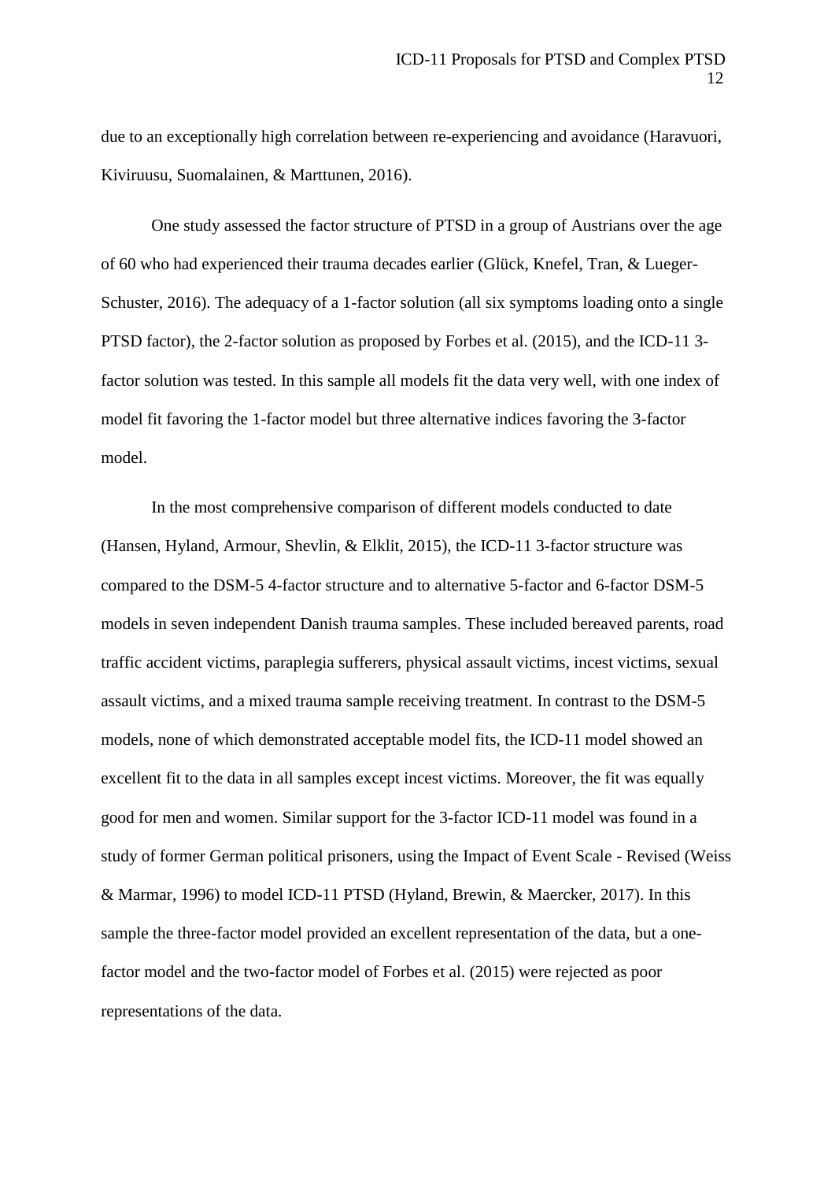due to an exceptionally high correlation between re-experiencing and avoidance (Haravuori, Kiviruusu, Suomalainen, & Marttunen, 2016).

One study assessed the factor structure of PTSD in a group of Austrians over the age of 60 who had experienced their trauma decades earlier (Glück, Knefel, Tran, & Lueger-Schuster, 2016). The adequacy of a 1-factor solution (all six symptoms loading onto a single PTSD factor), the 2-factor solution as proposed by Forbes et al. (2015), and the ICD-11 3-factor solution was tested. In this sample all models fit the data very well, with one index of model fit favoring the 1-factor model but three alternative indices favoring the 3-factor model.

In the most comprehensive comparison of different models conducted to date (Hansen, Hyland, Armour, Shevlin, & Elklit, 2015), the ICD-11 3-factor structure was compared to the DSM-5 4-factor structure and to alternative 5-factor and 6-factor DSM-5 models in seven independent Danish trauma samples. These included bereaved parents, road traffic accident victims, paraplegia sufferers, physical assault victims, incest victims, sexual assault victims, and a mixed trauma sample receiving treatment. In contrast to the DSM-5 models, none of which demonstrated acceptable model fits, the ICD-11 model showed an excellent fit to the data in all samples except incest victims. Moreover, the fit was equally good for men and women. Similar support for the 3-factor ICD-11 model was found in a study of former German political prisoners, using the Impact of Event Scale - Revised (Weiss & Marmar, 1996) to model ICD-11 PTSD (Hyland, Brewin, & Maercker, 2017). In this sample the three-factor model provided an excellent representation of the data, but a one-factor model and the two-factor model of Forbes et al. (2015) were rejected as poor representations of the data.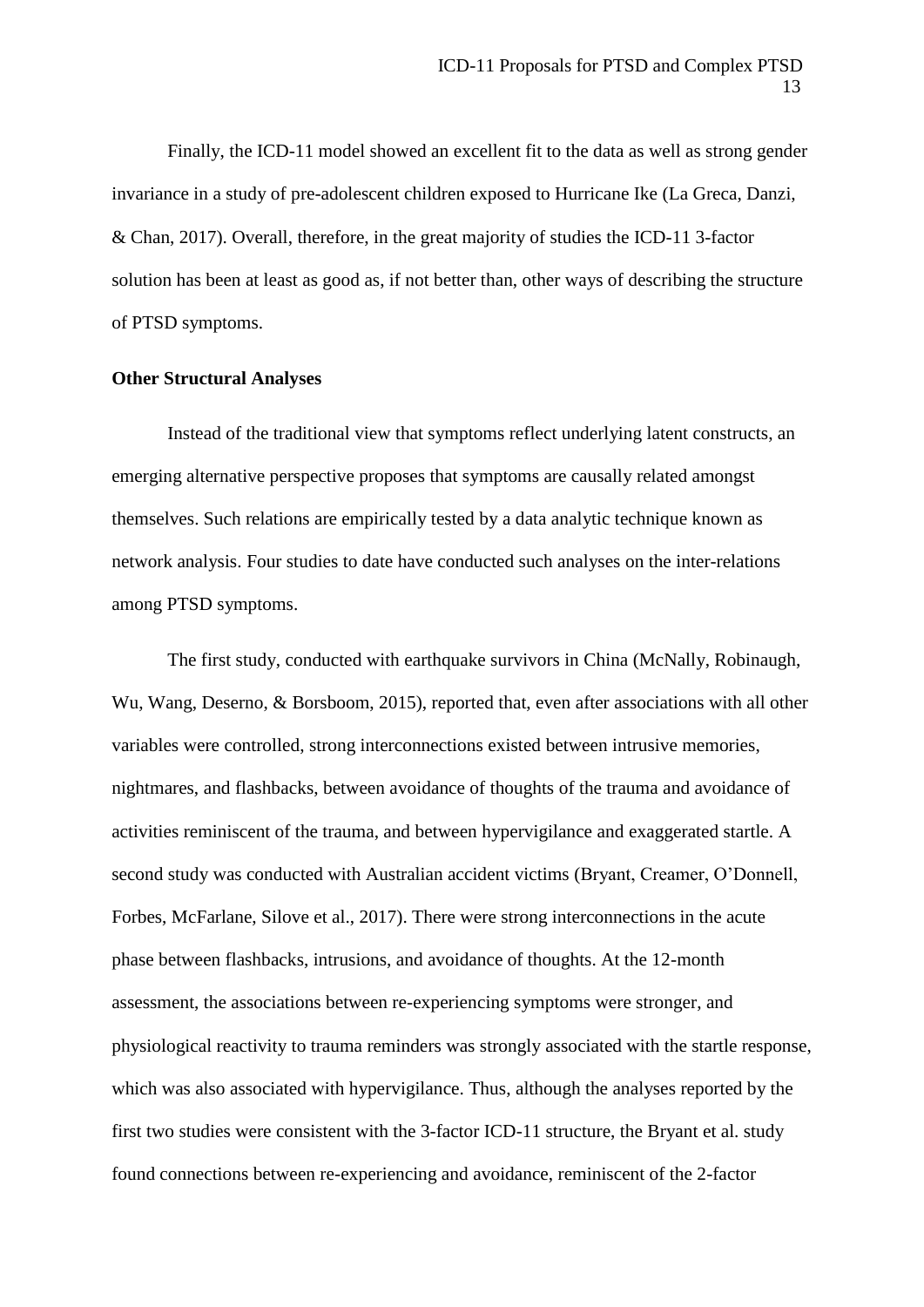Finally, the ICD-11 model showed an excellent fit to the data as well as strong gender invariance in a study of pre-adolescent children exposed to Hurricane Ike (La Greca, Danzi, & Chan, 2017). Overall, therefore, in the great majority of studies the ICD-11 3-factor solution has been at least as good as, if not better than, other ways of describing the structure of PTSD symptoms.

**Other Structural Analyses**

Instead of the traditional view that symptoms reflect underlying latent constructs, an emerging alternative perspective proposes that symptoms are causally related amongst themselves. Such relations are empirically tested by a data analytic technique known as network analysis. Four studies to date have conducted such analyses on the inter-relations among PTSD symptoms.

The first study, conducted with earthquake survivors in China (McNally, Robinaugh, Wu, Wang, Deserno, & Borsboom, 2015), reported that, even after associations with all other variables were controlled, strong interconnections existed between intrusive memories, nightmares, and flashbacks, between avoidance of thoughts of the trauma and avoidance of activities reminiscent of the trauma, and between hypervigilance and exaggerated startle. A second study was conducted with Australian accident victims (Bryant, Creamer, O'Donnell, Forbes, McFarlane, Silove et al., 2017). There were strong interconnections in the acute phase between flashbacks, intrusions, and avoidance of thoughts. At the 12-month assessment, the associations between re-experiencing symptoms were stronger, and physiological reactivity to trauma reminders was strongly associated with the startle response, which was also associated with hypervigilance. Thus, although the analyses reported by the first two studies were consistent with the 3-factor ICD-11 structure, the Bryant et al. study found connections between re-experiencing and avoidance, reminiscent of the 2-factor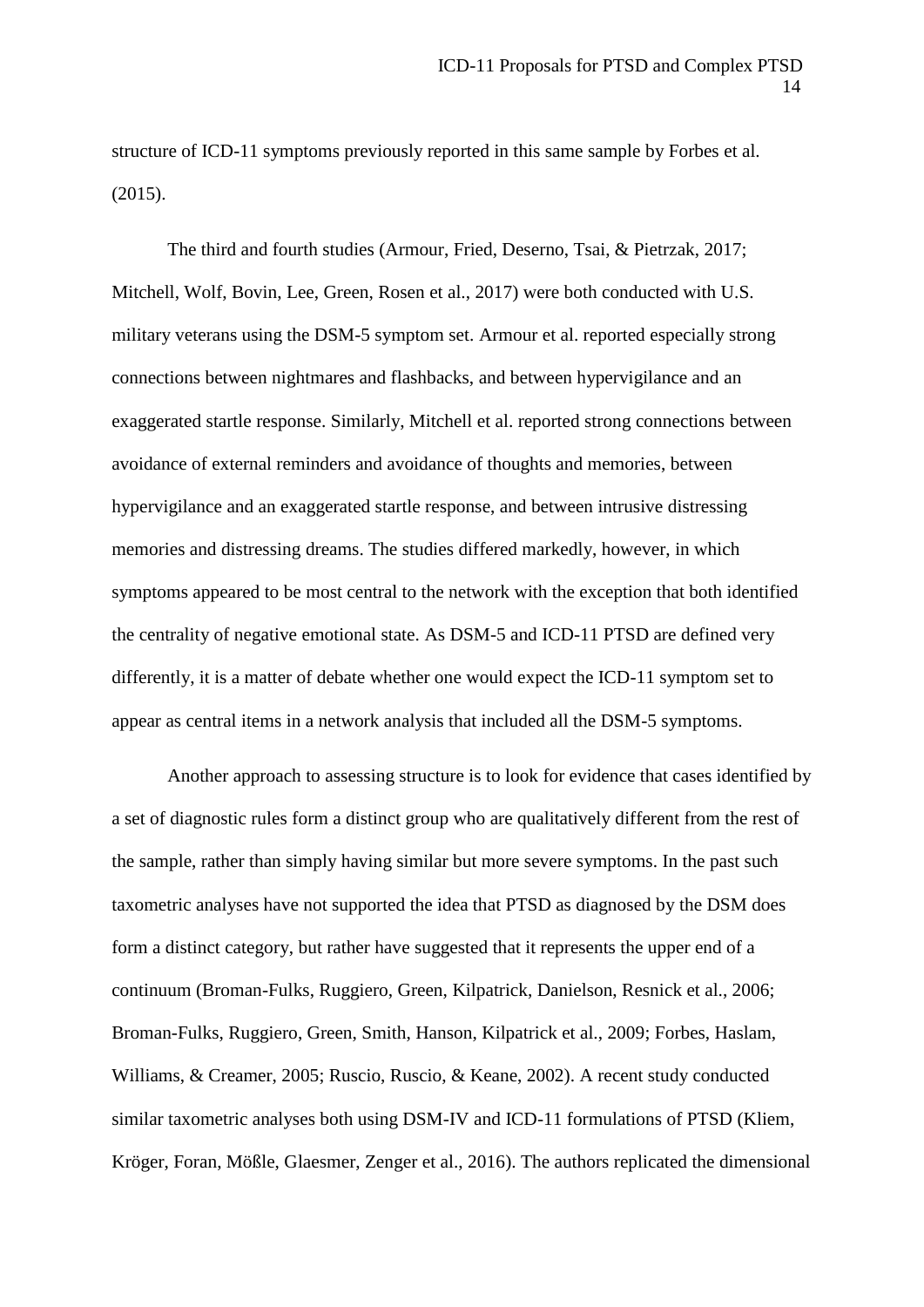structure of ICD-11 symptoms previously reported in this same sample by Forbes et al. (2015).

The third and fourth studies (Armour, Fried, Deserno, Tsai, & Pietrzak, 2017; Mitchell, Wolf, Bovin, Lee, Green, Rosen et al., 2017) were both conducted with U.S. military veterans using the DSM-5 symptom set. Armour et al. reported especially strong connections between nightmares and flashbacks, and between hypervigilance and an exaggerated startle response. Similarly, Mitchell et al. reported strong connections between avoidance of external reminders and avoidance of thoughts and memories, between hypervigilance and an exaggerated startle response, and between intrusive distressing memories and distressing dreams. The studies differed markedly, however, in which symptoms appeared to be most central to the network with the exception that both identified the centrality of negative emotional state. As DSM-5 and ICD-11 PTSD are defined very differently, it is a matter of debate whether one would expect the ICD-11 symptom set to appear as central items in a network analysis that included all the DSM-5 symptoms.

Another approach to assessing structure is to look for evidence that cases identified by a set of diagnostic rules form a distinct group who are qualitatively different from the rest of the sample, rather than simply having similar but more severe symptoms. In the past such taxometric analyses have not supported the idea that PTSD as diagnosed by the DSM does form a distinct category, but rather have suggested that it represents the upper end of a continuum (Broman-Fulks, Ruggiero, Green, Kilpatrick, Danielson, Resnick et al., 2006; Broman-Fulks, Ruggiero, Green, Smith, Hanson, Kilpatrick et al., 2009; Forbes, Haslam, Williams, & Creamer, 2005; Ruscio, Ruscio, & Keane, 2002). A recent study conducted similar taxometric analyses both using DSM-IV and ICD-11 formulations of PTSD (Kliem, Kröger, Foran, Mößle, Glaesmer, Zenger et al., 2016). The authors replicated the dimensional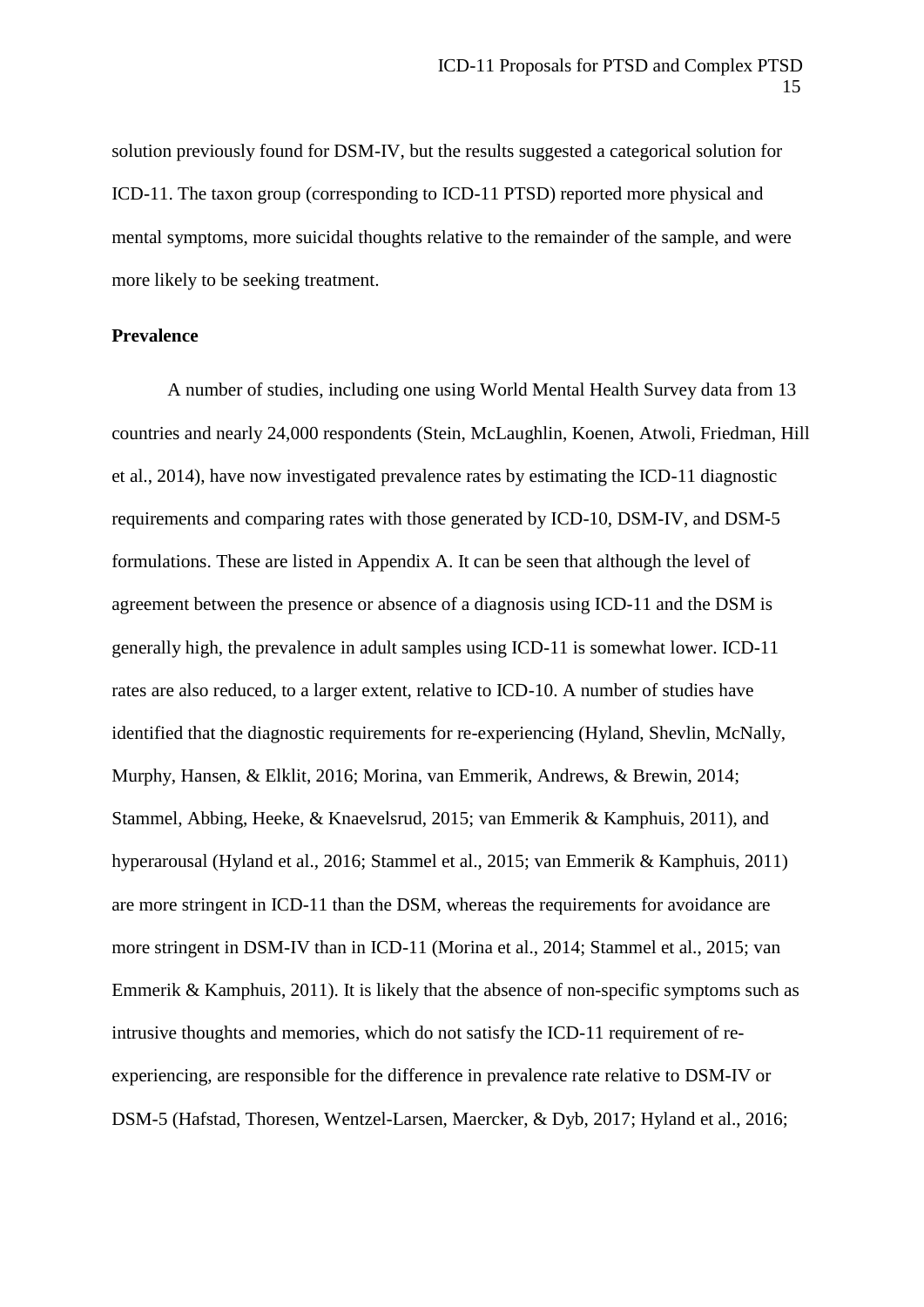solution previously found for DSM-IV, but the results suggested a categorical solution for ICD-11. The taxon group (corresponding to ICD-11 PTSD) reported more physical and mental symptoms, more suicidal thoughts relative to the remainder of the sample, and were more likely to be seeking treatment.

**Prevalence**

A number of studies, including one using World Mental Health Survey data from 13 countries and nearly 24,000 respondents (Stein, McLaughlin, Koenen, Atwoli, Friedman, Hill et al., 2014), have now investigated prevalence rates by estimating the ICD-11 diagnostic requirements and comparing rates with those generated by ICD-10, DSM-IV, and DSM-5 formulations. These are listed in Appendix A. It can be seen that although the level of agreement between the presence or absence of a diagnosis using ICD-11 and the DSM is generally high, the prevalence in adult samples using ICD-11 is somewhat lower. ICD-11 rates are also reduced, to a larger extent, relative to ICD-10. A number of studies have identified that the diagnostic requirements for re-experiencing (Hyland, Shevlin, McNally, Murphy, Hansen, & Elklit, 2016; Morina, van Emmerik, Andrews, & Brewin, 2014; Stammel, Abbing, Heeke, & Knaevelsrud, 2015; van Emmerik & Kamphuis, 2011), and hyperarousal (Hyland et al., 2016; Stammel et al., 2015; van Emmerik & Kamphuis, 2011) are more stringent in ICD-11 than the DSM, whereas the requirements for avoidance are more stringent in DSM-IV than in ICD-11 (Morina et al., 2014; Stammel et al., 2015; van Emmerik & Kamphuis, 2011). It is likely that the absence of non-specific symptoms such as intrusive thoughts and memories, which do not satisfy the ICD-11 requirement of re-experiencing, are responsible for the difference in prevalence rate relative to DSM-IV or DSM-5 (Hafstad, Thoresen, Wentzel-Larsen, Maercker, & Dyb, 2017; Hyland et al., 2016;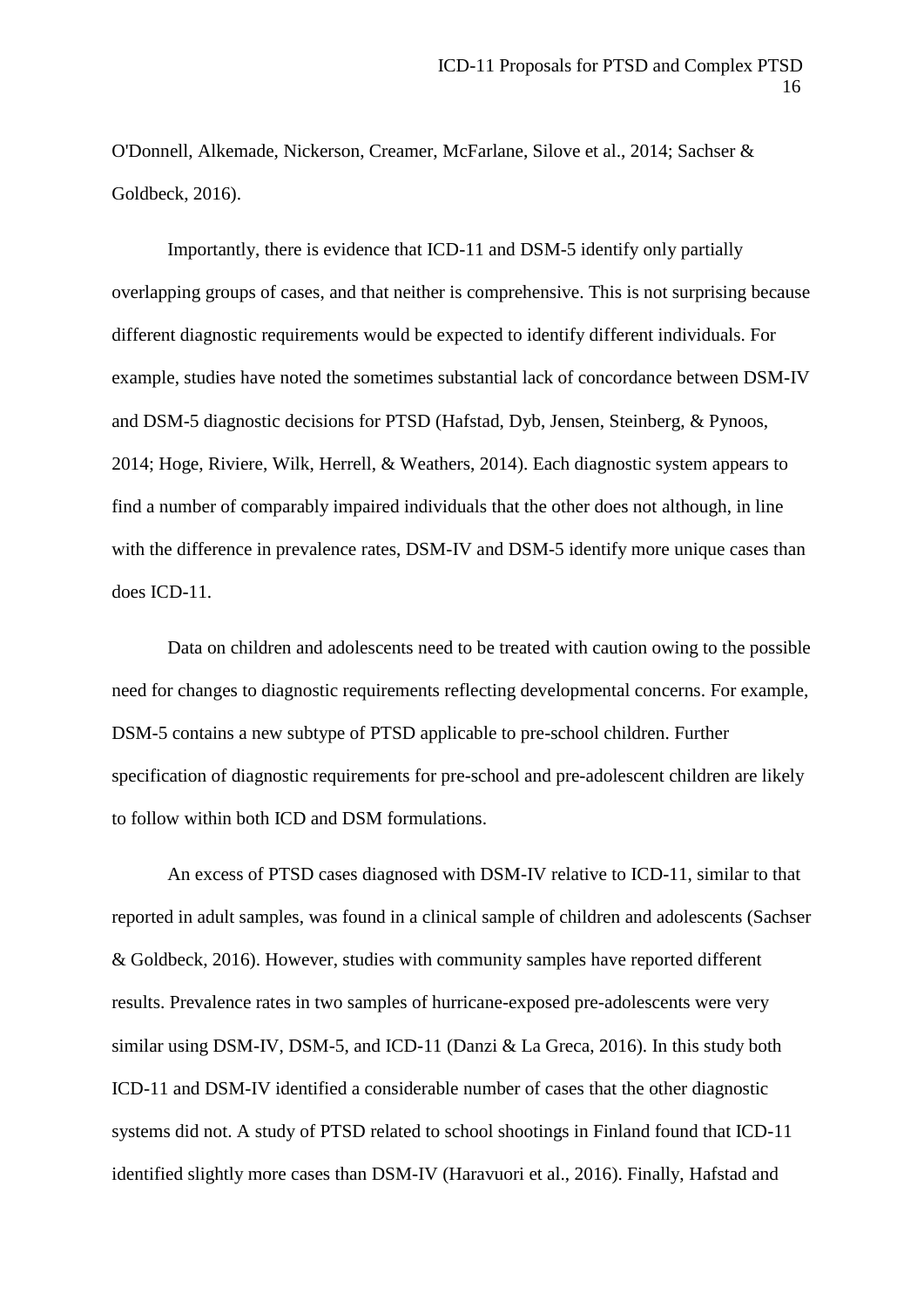O'Donnell, Alkemade, Nickerson, Creamer, McFarlane, Silove et al., 2014; Sachser & Goldbeck, 2016).

Importantly, there is evidence that ICD-11 and DSM-5 identify only partially overlapping groups of cases, and that neither is comprehensive. This is not surprising because different diagnostic requirements would be expected to identify different individuals. For example, studies have noted the sometimes substantial lack of concordance between DSM-IV and DSM-5 diagnostic decisions for PTSD (Hafstad, Dyb, Jensen, Steinberg, & Pynoos, 2014; Hoge, Riviere, Wilk, Herrell, & Weathers, 2014). Each diagnostic system appears to find a number of comparably impaired individuals that the other does not although, in line with the difference in prevalence rates, DSM-IV and DSM-5 identify more unique cases than does ICD-11.

Data on children and adolescents need to be treated with caution owing to the possible need for changes to diagnostic requirements reflecting developmental concerns. For example, DSM-5 contains a new subtype of PTSD applicable to pre-school children. Further specification of diagnostic requirements for pre-school and pre-adolescent children are likely to follow within both ICD and DSM formulations.

An excess of PTSD cases diagnosed with DSM-IV relative to ICD-11, similar to that reported in adult samples, was found in a clinical sample of children and adolescents (Sachser & Goldbeck, 2016). However, studies with community samples have reported different results. Prevalence rates in two samples of hurricane-exposed pre-adolescents were very similar using DSM-IV, DSM-5, and ICD-11 (Danzi & La Greca, 2016). In this study both ICD-11 and DSM-IV identified a considerable number of cases that the other diagnostic systems did not. A study of PTSD related to school shootings in Finland found that ICD-11 identified slightly more cases than DSM-IV (Haravuori et al., 2016). Finally, Hafstad and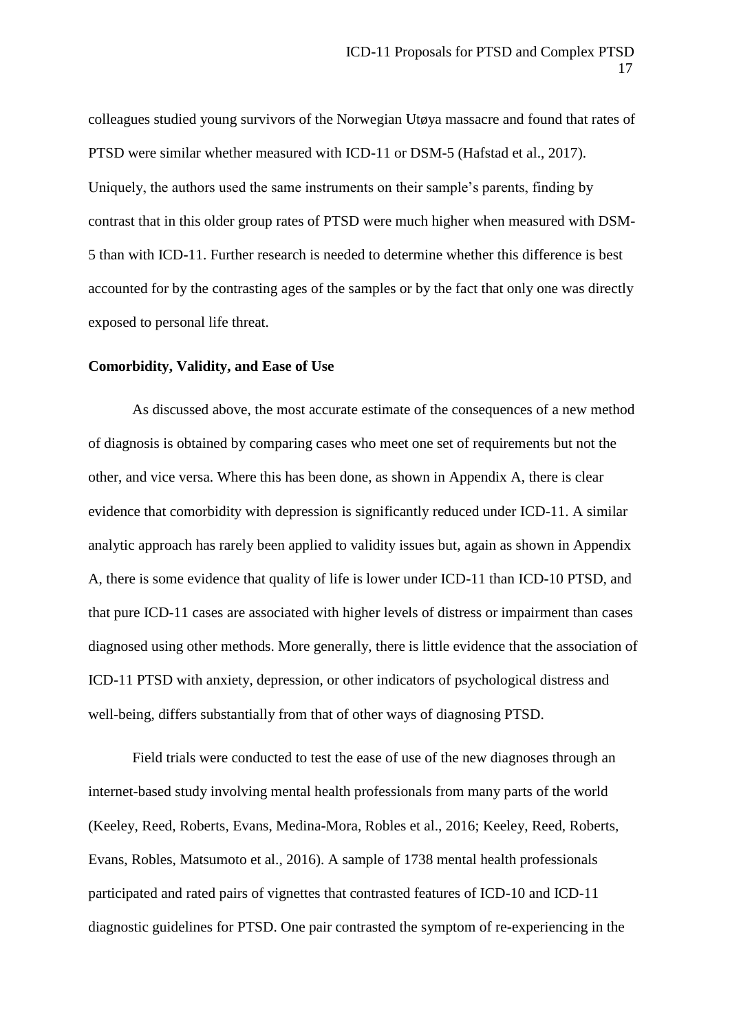colleagues studied young survivors of the Norwegian Utøya massacre and found that rates of PTSD were similar whether measured with ICD-11 or DSM-5 (Hafstad et al., 2017). Uniquely, the authors used the same instruments on their sample's parents, finding by contrast that in this older group rates of PTSD were much higher when measured with DSM-5 than with ICD-11. Further research is needed to determine whether this difference is best accounted for by the contrasting ages of the samples or by the fact that only one was directly exposed to personal life threat.

**Comorbidity, Validity, and Ease of Use**

As discussed above, the most accurate estimate of the consequences of a new method of diagnosis is obtained by comparing cases who meet one set of requirements but not the other, and vice versa. Where this has been done, as shown in Appendix A, there is clear evidence that comorbidity with depression is significantly reduced under ICD-11. A similar analytic approach has rarely been applied to validity issues but, again as shown in Appendix A, there is some evidence that quality of life is lower under ICD-11 than ICD-10 PTSD, and that pure ICD-11 cases are associated with higher levels of distress or impairment than cases diagnosed using other methods. More generally, there is little evidence that the association of ICD-11 PTSD with anxiety, depression, or other indicators of psychological distress and well-being, differs substantially from that of other ways of diagnosing PTSD.

Field trials were conducted to test the ease of use of the new diagnoses through an internet-based study involving mental health professionals from many parts of the world (Keeley, Reed, Roberts, Evans, Medina-Mora, Robles et al., 2016; Keeley, Reed, Roberts, Evans, Robles, Matsumoto et al., 2016). A sample of 1738 mental health professionals participated and rated pairs of vignettes that contrasted features of ICD-10 and ICD-11 diagnostic guidelines for PTSD. One pair contrasted the symptom of re-experiencing in the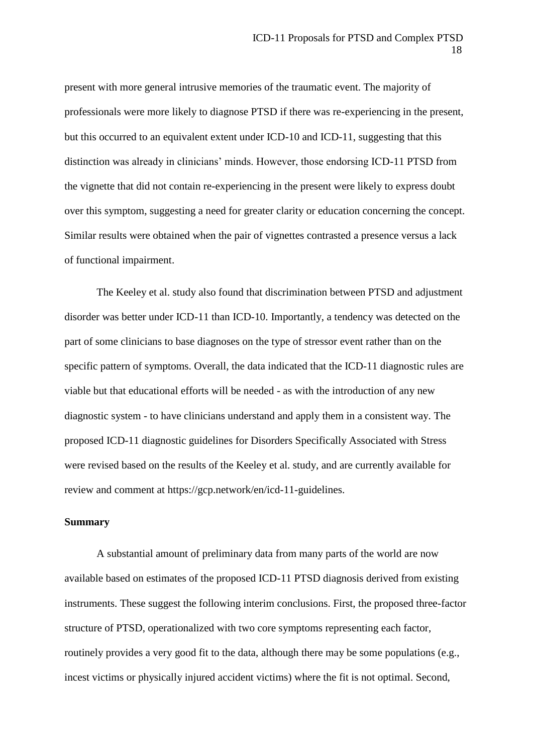present with more general intrusive memories of the traumatic event. The majority of professionals were more likely to diagnose PTSD if there was re-experiencing in the present, but this occurred to an equivalent extent under ICD-10 and ICD-11, suggesting that this distinction was already in clinicians' minds. However, those endorsing ICD-11 PTSD from the vignette that did not contain re-experiencing in the present were likely to express doubt over this symptom, suggesting a need for greater clarity or education concerning the concept. Similar results were obtained when the pair of vignettes contrasted a presence versus a lack of functional impairment.

The Keeley et al. study also found that discrimination between PTSD and adjustment disorder was better under ICD-11 than ICD-10. Importantly, a tendency was detected on the part of some clinicians to base diagnoses on the type of stressor event rather than on the specific pattern of symptoms. Overall, the data indicated that the ICD-11 diagnostic rules are viable but that educational efforts will be needed - as with the introduction of any new diagnostic system - to have clinicians understand and apply them in a consistent way. The proposed ICD-11 diagnostic guidelines for Disorders Specifically Associated with Stress were revised based on the results of the Keeley et al. study, and are currently available for review and comment at https://gcp.network/en/icd-11-guidelines.

**Summary**

A substantial amount of preliminary data from many parts of the world are now available based on estimates of the proposed ICD-11 PTSD diagnosis derived from existing instruments. These suggest the following interim conclusions. First, the proposed three-factor structure of PTSD, operationalized with two core symptoms representing each factor, routinely provides a very good fit to the data, although there may be some populations (e.g., incest victims or physically injured accident victims) where the fit is not optimal. Second,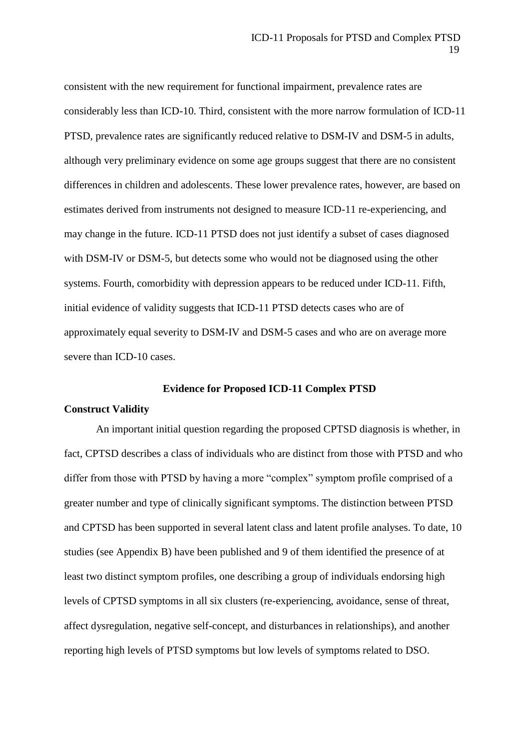consistent with the new requirement for functional impairment, prevalence rates are considerably less than ICD-10. Third, consistent with the more narrow formulation of ICD-11 PTSD, prevalence rates are significantly reduced relative to DSM-IV and DSM-5 in adults, although very preliminary evidence on some age groups suggest that there are no consistent differences in children and adolescents. These lower prevalence rates, however, are based on estimates derived from instruments not designed to measure ICD-11 re-experiencing, and may change in the future. ICD-11 PTSD does not just identify a subset of cases diagnosed with DSM-IV or DSM-5, but detects some who would not be diagnosed using the other systems. Fourth, comorbidity with depression appears to be reduced under ICD-11. Fifth, initial evidence of validity suggests that ICD-11 PTSD detects cases who are of approximately equal severity to DSM-IV and DSM-5 cases and who are on average more severe than ICD-10 cases.

## Evidence for Proposed ICD-11 Complex PTSD

### Construct Validity

An important initial question regarding the proposed CPTSD diagnosis is whether, in fact, CPTSD describes a class of individuals who are distinct from those with PTSD and who differ from those with PTSD by having a more "complex" symptom profile comprised of a greater number and type of clinically significant symptoms. The distinction between PTSD and CPTSD has been supported in several latent class and latent profile analyses. To date, 10 studies (see Appendix B) have been published and 9 of them identified the presence of at least two distinct symptom profiles, one describing a group of individuals endorsing high levels of CPTSD symptoms in all six clusters (re-experiencing, avoidance, sense of threat, affect dysregulation, negative self-concept, and disturbances in relationships), and another reporting high levels of PTSD symptoms but low levels of symptoms related to DSO.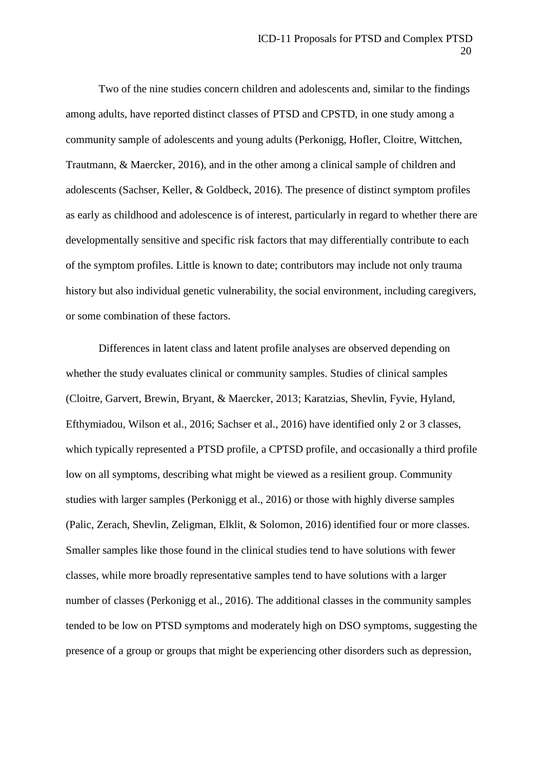Two of the nine studies concern children and adolescents and, similar to the findings among adults, have reported distinct classes of PTSD and CPSTD, in one study among a community sample of adolescents and young adults (Perkonigg, Hofler, Cloitre, Wittchen, Trautmann, & Maercker, 2016), and in the other among a clinical sample of children and adolescents (Sachser, Keller, & Goldbeck, 2016). The presence of distinct symptom profiles as early as childhood and adolescence is of interest, particularly in regard to whether there are developmentally sensitive and specific risk factors that may differentially contribute to each of the symptom profiles. Little is known to date; contributors may include not only trauma history but also individual genetic vulnerability, the social environment, including caregivers, or some combination of these factors.

Differences in latent class and latent profile analyses are observed depending on whether the study evaluates clinical or community samples. Studies of clinical samples (Cloitre, Garvert, Brewin, Bryant, & Maercker, 2013; Karatzias, Shevlin, Fyvie, Hyland, Efthymiadou, Wilson et al., 2016; Sachser et al., 2016) have identified only 2 or 3 classes, which typically represented a PTSD profile, a CPTSD profile, and occasionally a third profile low on all symptoms, describing what might be viewed as a resilient group. Community studies with larger samples (Perkonigg et al., 2016) or those with highly diverse samples (Palic, Zerach, Shevlin, Zeligman, Elklit, & Solomon, 2016) identified four or more classes. Smaller samples like those found in the clinical studies tend to have solutions with fewer classes, while more broadly representative samples tend to have solutions with a larger number of classes (Perkonigg et al., 2016). The additional classes in the community samples tended to be low on PTSD symptoms and moderately high on DSO symptoms, suggesting the presence of a group or groups that might be experiencing other disorders such as depression,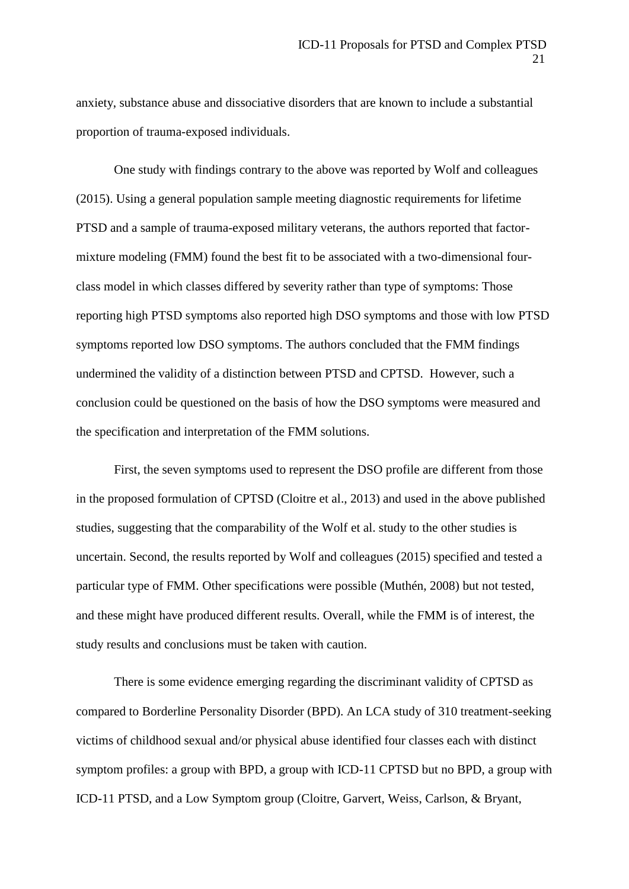anxiety, substance abuse and dissociative disorders that are known to include a substantial proportion of trauma-exposed individuals.

One study with findings contrary to the above was reported by Wolf and colleagues (2015). Using a general population sample meeting diagnostic requirements for lifetime PTSD and a sample of trauma-exposed military veterans, the authors reported that factor-mixture modeling (FMM) found the best fit to be associated with a two-dimensional four-class model in which classes differed by severity rather than type of symptoms: Those reporting high PTSD symptoms also reported high DSO symptoms and those with low PTSD symptoms reported low DSO symptoms. The authors concluded that the FMM findings undermined the validity of a distinction between PTSD and CPTSD. However, such a conclusion could be questioned on the basis of how the DSO symptoms were measured and the specification and interpretation of the FMM solutions.

First, the seven symptoms used to represent the DSO profile are different from those in the proposed formulation of CPTSD (Cloitre et al., 2013) and used in the above published studies, suggesting that the comparability of the Wolf et al. study to the other studies is uncertain. Second, the results reported by Wolf and colleagues (2015) specified and tested a particular type of FMM. Other specifications were possible (Muthén, 2008) but not tested, and these might have produced different results. Overall, while the FMM is of interest, the study results and conclusions must be taken with caution.

There is some evidence emerging regarding the discriminant validity of CPTSD as compared to Borderline Personality Disorder (BPD). An LCA study of 310 treatment-seeking victims of childhood sexual and/or physical abuse identified four classes each with distinct symptom profiles: a group with BPD, a group with ICD-11 CPTSD but no BPD, a group with ICD-11 PTSD, and a Low Symptom group (Cloitre, Garvert, Weiss, Carlson, & Bryant,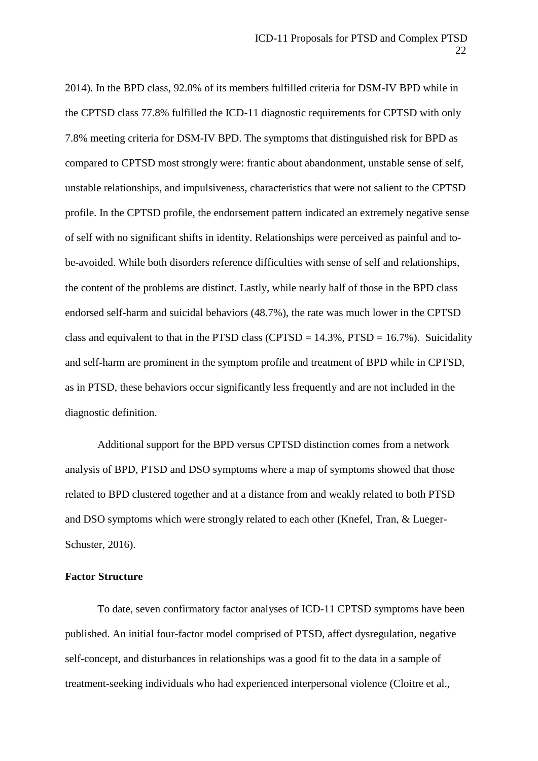2014). In the BPD class, 92.0% of its members fulfilled criteria for DSM-IV BPD while in the CPTSD class 77.8% fulfilled the ICD-11 diagnostic requirements for CPTSD with only 7.8% meeting criteria for DSM-IV BPD. The symptoms that distinguished risk for BPD as compared to CPTSD most strongly were: frantic about abandonment, unstable sense of self, unstable relationships, and impulsiveness, characteristics that were not salient to the CPTSD profile. In the CPTSD profile, the endorsement pattern indicated an extremely negative sense of self with no significant shifts in identity. Relationships were perceived as painful and to-be-avoided. While both disorders reference difficulties with sense of self and relationships, the content of the problems are distinct. Lastly, while nearly half of those in the BPD class endorsed self-harm and suicidal behaviors (48.7%), the rate was much lower in the CPTSD class and equivalent to that in the PTSD class (CPTSD = 14.3%, PTSD = 16.7%). Suicidality and self-harm are prominent in the symptom profile and treatment of BPD while in CPTSD, as in PTSD, these behaviors occur significantly less frequently and are not included in the diagnostic definition.

Additional support for the BPD versus CPTSD distinction comes from a network analysis of BPD, PTSD and DSO symptoms where a map of symptoms showed that those related to BPD clustered together and at a distance from and weakly related to both PTSD and DSO symptoms which were strongly related to each other (Knefel, Tran, & Lueger-Schuster, 2016).

**Factor Structure**

To date, seven confirmatory factor analyses of ICD-11 CPTSD symptoms have been published. An initial four-factor model comprised of PTSD, affect dysregulation, negative self-concept, and disturbances in relationships was a good fit to the data in a sample of treatment-seeking individuals who had experienced interpersonal violence (Cloitre et al.,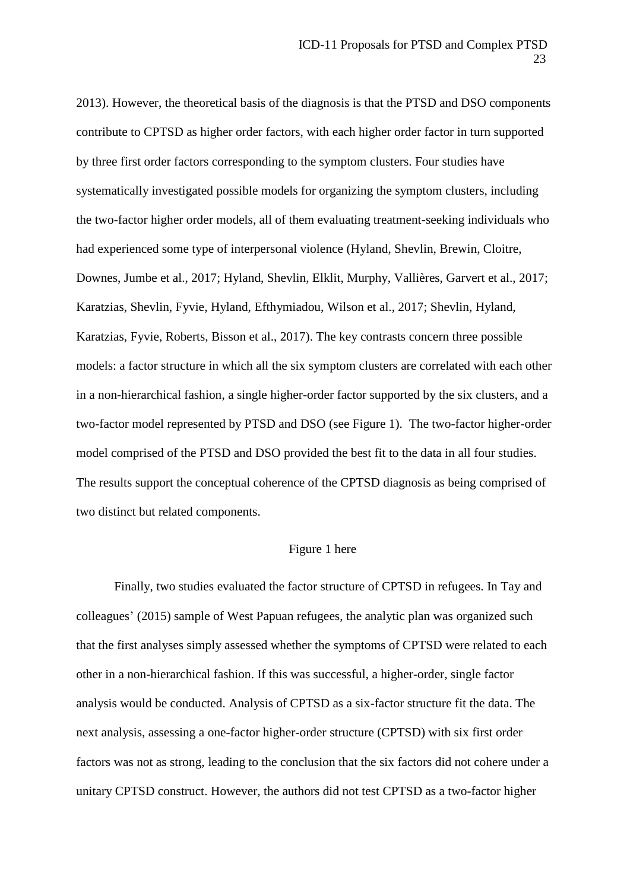2013). However, the theoretical basis of the diagnosis is that the PTSD and DSO components contribute to CPTSD as higher order factors, with each higher order factor in turn supported by three first order factors corresponding to the symptom clusters. Four studies have systematically investigated possible models for organizing the symptom clusters, including the two-factor higher order models, all of them evaluating treatment-seeking individuals who had experienced some type of interpersonal violence (Hyland, Shevlin, Brewin, Cloitre, Downes, Jumbe et al., 2017; Hyland, Shevlin, Elklit, Murphy, Vallières, Garvert et al., 2017; Karatzias, Shevlin, Fyvie, Hyland, Efthymiadou, Wilson et al., 2017; Shevlin, Hyland, Karatzias, Fyvie, Roberts, Bisson et al., 2017). The key contrasts concern three possible models: a factor structure in which all the six symptom clusters are correlated with each other in a non-hierarchical fashion, a single higher-order factor supported by the six clusters, and a two-factor model represented by PTSD and DSO (see Figure 1). The two-factor higher-order model comprised of the PTSD and DSO provided the best fit to the data in all four studies. The results support the conceptual coherence of the CPTSD diagnosis as being comprised of two distinct but related components.

Figure 1 here

Finally, two studies evaluated the factor structure of CPTSD in refugees. In Tay and colleagues' (2015) sample of West Papuan refugees, the analytic plan was organized such that the first analyses simply assessed whether the symptoms of CPTSD were related to each other in a non-hierarchical fashion. If this was successful, a higher-order, single factor analysis would be conducted. Analysis of CPTSD as a six-factor structure fit the data. The next analysis, assessing a one-factor higher-order structure (CPTSD) with six first order factors was not as strong, leading to the conclusion that the six factors did not cohere under a unitary CPTSD construct. However, the authors did not test CPTSD as a two-factor higher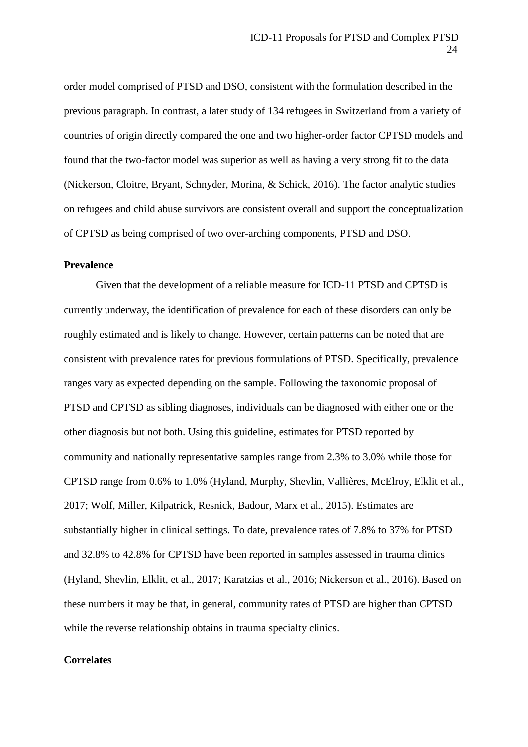order model comprised of PTSD and DSO, consistent with the formulation described in the previous paragraph. In contrast, a later study of 134 refugees in Switzerland from a variety of countries of origin directly compared the one and two higher-order factor CPTSD models and found that the two-factor model was superior as well as having a very strong fit to the data (Nickerson, Cloitre, Bryant, Schnyder, Morina, & Schick, 2016). The factor analytic studies on refugees and child abuse survivors are consistent overall and support the conceptualization of CPTSD as being comprised of two over-arching components, PTSD and DSO.

**Prevalence**

Given that the development of a reliable measure for ICD-11 PTSD and CPTSD is currently underway, the identification of prevalence for each of these disorders can only be roughly estimated and is likely to change. However, certain patterns can be noted that are consistent with prevalence rates for previous formulations of PTSD. Specifically, prevalence ranges vary as expected depending on the sample. Following the taxonomic proposal of PTSD and CPTSD as sibling diagnoses, individuals can be diagnosed with either one or the other diagnosis but not both. Using this guideline, estimates for PTSD reported by community and nationally representative samples range from 2.3% to 3.0% while those for CPTSD range from 0.6% to 1.0% (Hyland, Murphy, Shevlin, Vallières, McElroy, Elklit et al., 2017; Wolf, Miller, Kilpatrick, Resnick, Badour, Marx et al., 2015). Estimates are substantially higher in clinical settings. To date, prevalence rates of 7.8% to 37% for PTSD and 32.8% to 42.8% for CPTSD have been reported in samples assessed in trauma clinics (Hyland, Shevlin, Elklit, et al., 2017; Karatzias et al., 2016; Nickerson et al., 2016). Based on these numbers it may be that, in general, community rates of PTSD are higher than CPTSD while the reverse relationship obtains in trauma specialty clinics.

**Correlates**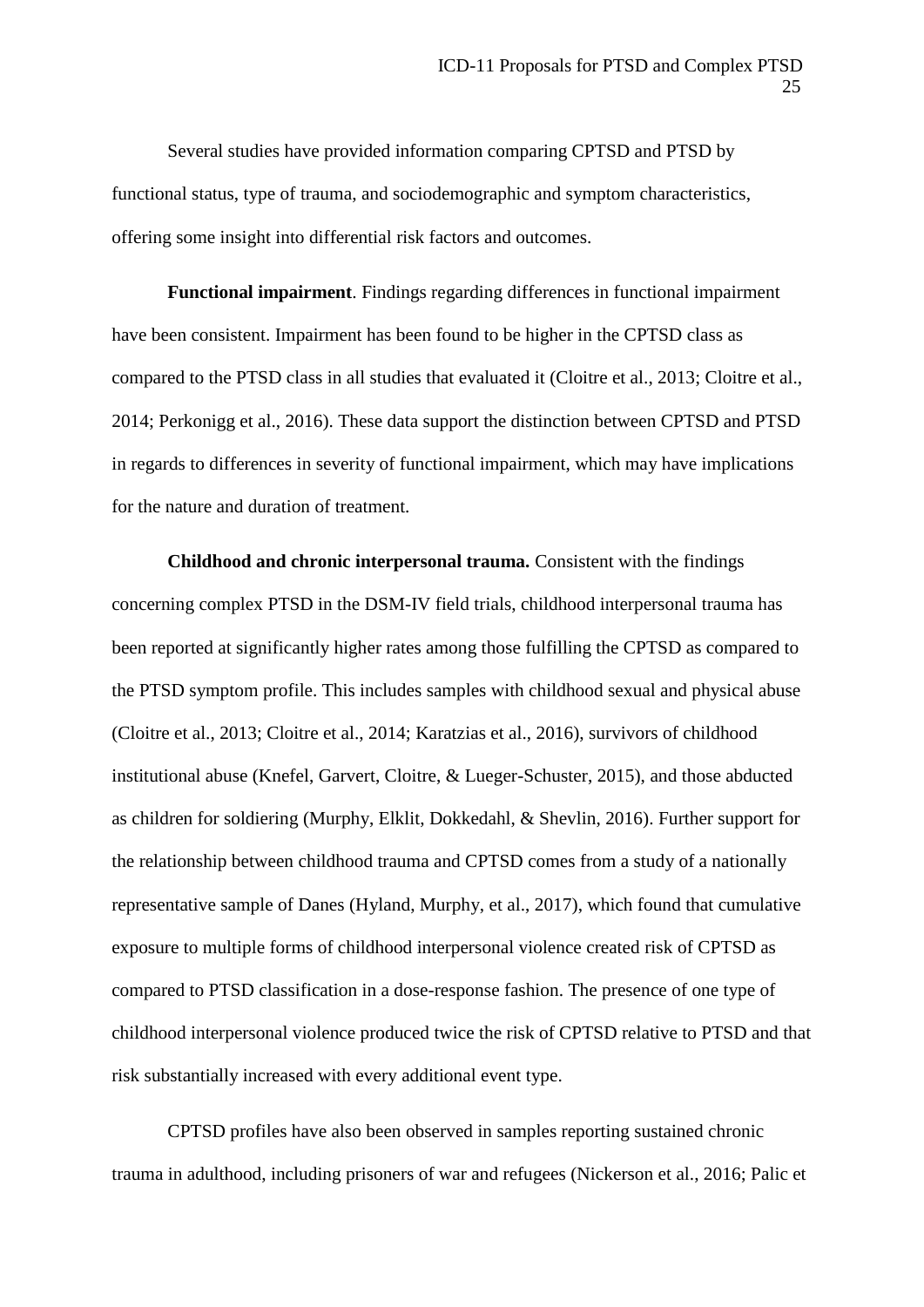Several studies have provided information comparing CPTSD and PTSD by functional status, type of trauma, and sociodemographic and symptom characteristics, offering some insight into differential risk factors and outcomes.

**Functional impairment**. Findings regarding differences in functional impairment have been consistent. Impairment has been found to be higher in the CPTSD class as compared to the PTSD class in all studies that evaluated it (Cloitre et al., 2013; Cloitre et al., 2014; Perkonigg et al., 2016). These data support the distinction between CPTSD and PTSD in regards to differences in severity of functional impairment, which may have implications for the nature and duration of treatment.

**Childhood and chronic interpersonal trauma.** Consistent with the findings concerning complex PTSD in the DSM-IV field trials, childhood interpersonal trauma has been reported at significantly higher rates among those fulfilling the CPTSD as compared to the PTSD symptom profile. This includes samples with childhood sexual and physical abuse (Cloitre et al., 2013; Cloitre et al., 2014; Karatzias et al., 2016), survivors of childhood institutional abuse (Knefel, Garvert, Cloitre, & Lueger-Schuster, 2015), and those abducted as children for soldiering (Murphy, Elklit, Dokkedahl, & Shevlin, 2016). Further support for the relationship between childhood trauma and CPTSD comes from a study of a nationally representative sample of Danes (Hyland, Murphy, et al., 2017), which found that cumulative exposure to multiple forms of childhood interpersonal violence created risk of CPTSD as compared to PTSD classification in a dose-response fashion. The presence of one type of childhood interpersonal violence produced twice the risk of CPTSD relative to PTSD and that risk substantially increased with every additional event type.

CPTSD profiles have also been observed in samples reporting sustained chronic trauma in adulthood, including prisoners of war and refugees (Nickerson et al., 2016; Palic et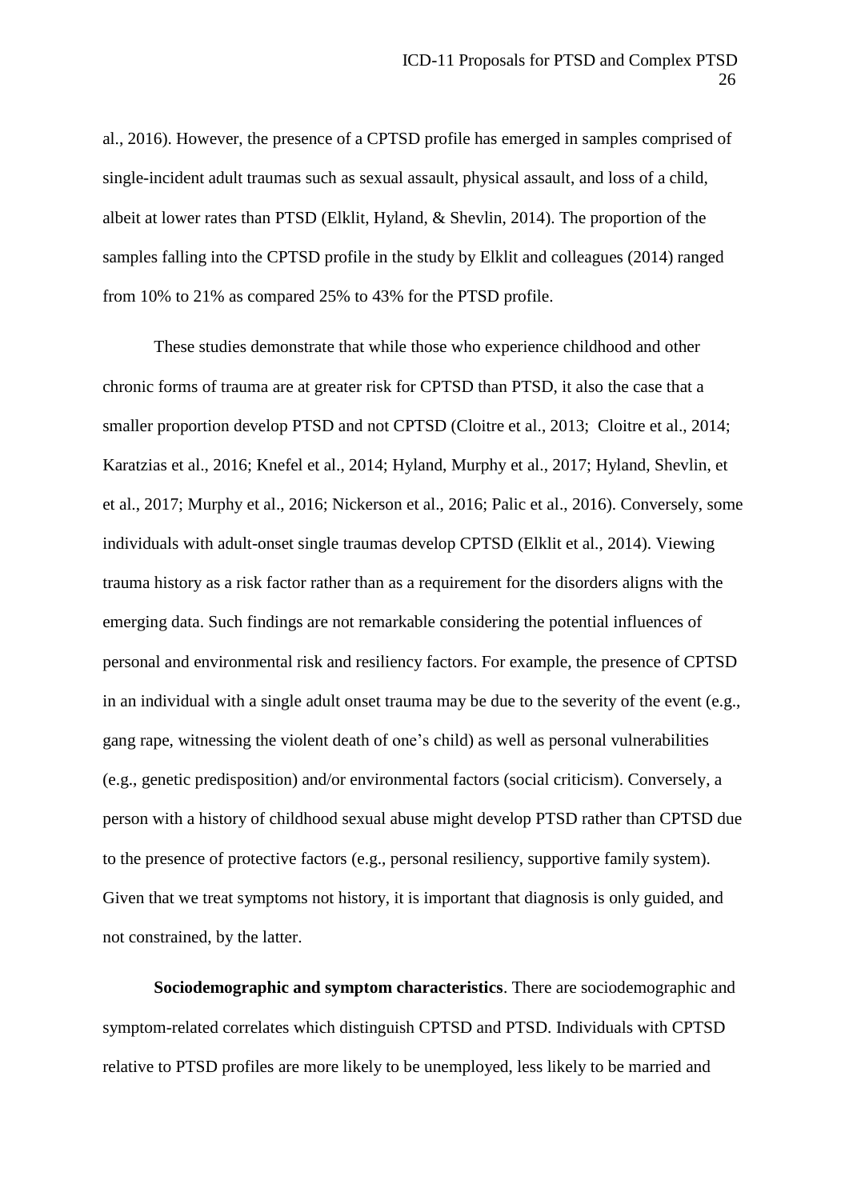al., 2016). However, the presence of a CPTSD profile has emerged in samples comprised of single-incident adult traumas such as sexual assault, physical assault, and loss of a child, albeit at lower rates than PTSD (Elklit, Hyland, & Shevlin, 2014). The proportion of the samples falling into the CPTSD profile in the study by Elklit and colleagues (2014) ranged from 10% to 21% as compared 25% to 43% for the PTSD profile.

These studies demonstrate that while those who experience childhood and other chronic forms of trauma are at greater risk for CPTSD than PTSD, it also the case that a smaller proportion develop PTSD and not CPTSD (Cloitre et al., 2013; Cloitre et al., 2014; Karatzias et al., 2016; Knefel et al., 2014; Hyland, Murphy et al., 2017; Hyland, Shevlin, et et al., 2017; Murphy et al., 2016; Nickerson et al., 2016; Palic et al., 2016). Conversely, some individuals with adult-onset single traumas develop CPTSD (Elklit et al., 2014). Viewing trauma history as a risk factor rather than as a requirement for the disorders aligns with the emerging data. Such findings are not remarkable considering the potential influences of personal and environmental risk and resiliency factors. For example, the presence of CPTSD in an individual with a single adult onset trauma may be due to the severity of the event (e.g., gang rape, witnessing the violent death of one's child) as well as personal vulnerabilities (e.g., genetic predisposition) and/or environmental factors (social criticism). Conversely, a person with a history of childhood sexual abuse might develop PTSD rather than CPTSD due to the presence of protective factors (e.g., personal resiliency, supportive family system). Given that we treat symptoms not history, it is important that diagnosis is only guided, and not constrained, by the latter.

**Sociodemographic and symptom characteristics**. There are sociodemographic and symptom-related correlates which distinguish CPTSD and PTSD. Individuals with CPTSD relative to PTSD profiles are more likely to be unemployed, less likely to be married and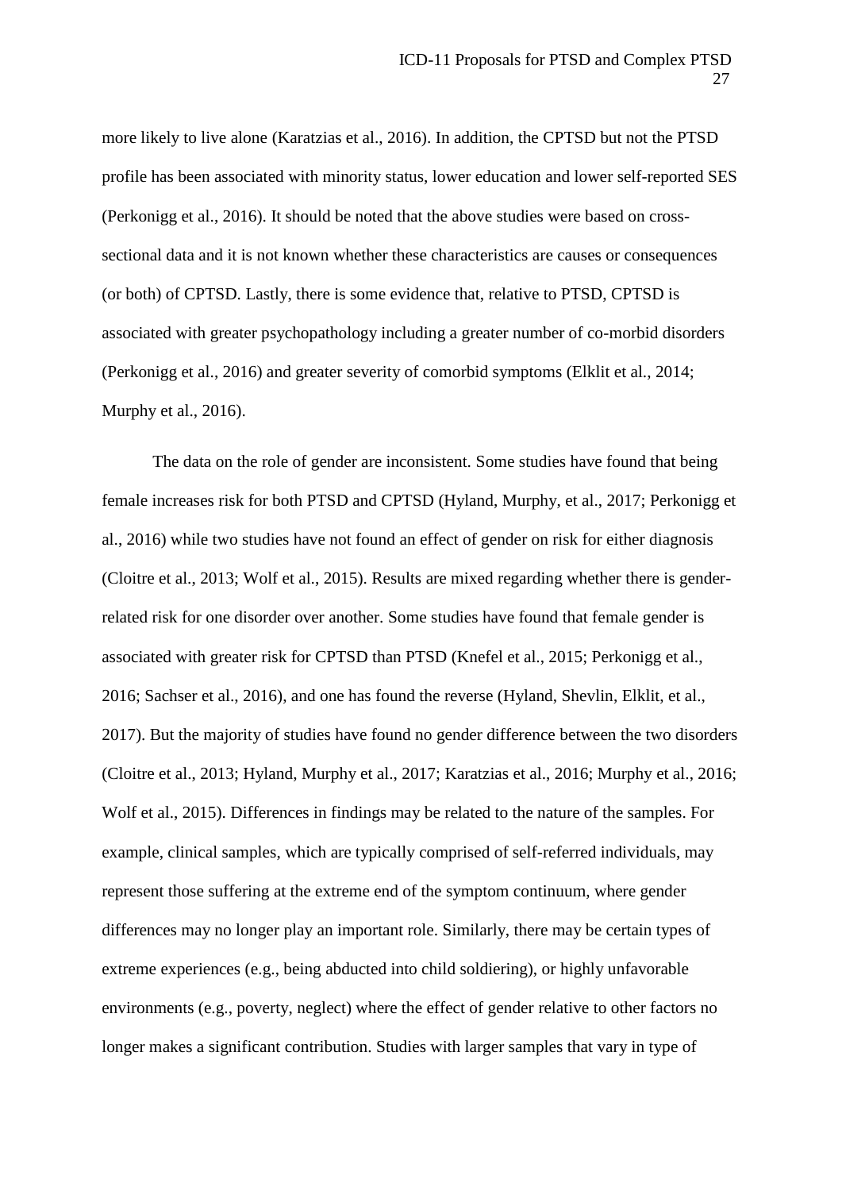more likely to live alone (Karatzias et al., 2016). In addition, the CPTSD but not the PTSD profile has been associated with minority status, lower education and lower self-reported SES (Perkonigg et al., 2016). It should be noted that the above studies were based on cross-sectional data and it is not known whether these characteristics are causes or consequences (or both) of CPTSD. Lastly, there is some evidence that, relative to PTSD, CPTSD is associated with greater psychopathology including a greater number of co-morbid disorders (Perkonigg et al., 2016) and greater severity of comorbid symptoms (Elklit et al., 2014; Murphy et al., 2016).

The data on the role of gender are inconsistent. Some studies have found that being female increases risk for both PTSD and CPTSD (Hyland, Murphy, et al., 2017; Perkonigg et al., 2016) while two studies have not found an effect of gender on risk for either diagnosis (Cloitre et al., 2013; Wolf et al., 2015). Results are mixed regarding whether there is gender-related risk for one disorder over another. Some studies have found that female gender is associated with greater risk for CPTSD than PTSD (Knefel et al., 2015; Perkonigg et al., 2016; Sachser et al., 2016), and one has found the reverse (Hyland, Shevlin, Elklit, et al., 2017). But the majority of studies have found no gender difference between the two disorders (Cloitre et al., 2013; Hyland, Murphy et al., 2017; Karatzias et al., 2016; Murphy et al., 2016; Wolf et al., 2015). Differences in findings may be related to the nature of the samples. For example, clinical samples, which are typically comprised of self-referred individuals, may represent those suffering at the extreme end of the symptom continuum, where gender differences may no longer play an important role. Similarly, there may be certain types of extreme experiences (e.g., being abducted into child soldiering), or highly unfavorable environments (e.g., poverty, neglect) where the effect of gender relative to other factors no longer makes a significant contribution. Studies with larger samples that vary in type of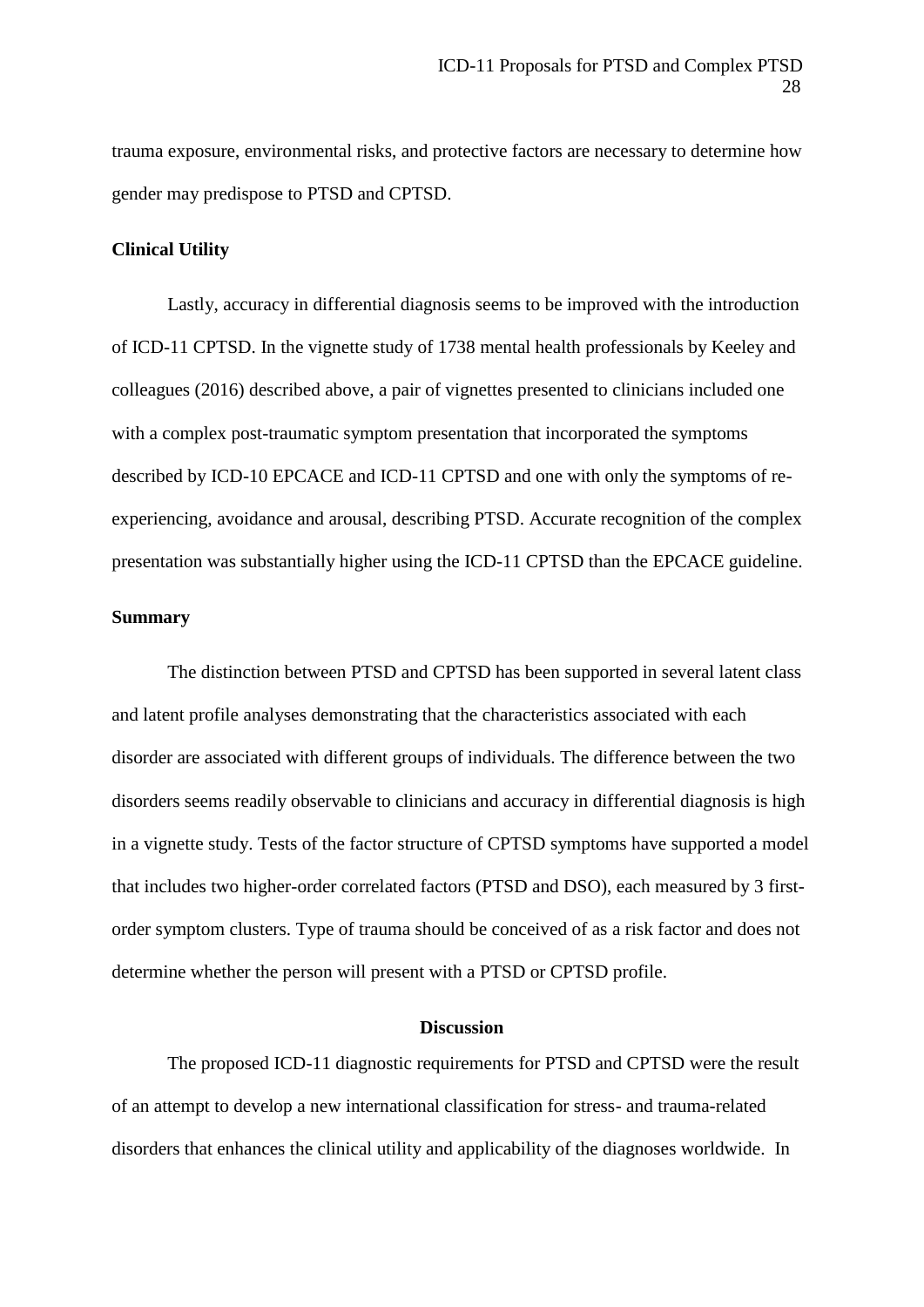trauma exposure, environmental risks, and protective factors are necessary to determine how gender may predispose to PTSD and CPTSD.

**Clinical Utility**

Lastly, accuracy in differential diagnosis seems to be improved with the introduction of ICD-11 CPTSD. In the vignette study of 1738 mental health professionals by Keeley and colleagues (2016) described above, a pair of vignettes presented to clinicians included one with a complex post-traumatic symptom presentation that incorporated the symptoms described by ICD-10 EPCACE and ICD-11 CPTSD and one with only the symptoms of re-experiencing, avoidance and arousal, describing PTSD. Accurate recognition of the complex presentation was substantially higher using the ICD-11 CPTSD than the EPCACE guideline.

**Summary**

The distinction between PTSD and CPTSD has been supported in several latent class and latent profile analyses demonstrating that the characteristics associated with each disorder are associated with different groups of individuals. The difference between the two disorders seems readily observable to clinicians and accuracy in differential diagnosis is high in a vignette study. Tests of the factor structure of CPTSD symptoms have supported a model that includes two higher-order correlated factors (PTSD and DSO), each measured by 3 first-order symptom clusters. Type of trauma should be conceived of as a risk factor and does not determine whether the person will present with a PTSD or CPTSD profile.

## Discussion

The proposed ICD-11 diagnostic requirements for PTSD and CPTSD were the result of an attempt to develop a new international classification for stress- and trauma-related disorders that enhances the clinical utility and applicability of the diagnoses worldwide. In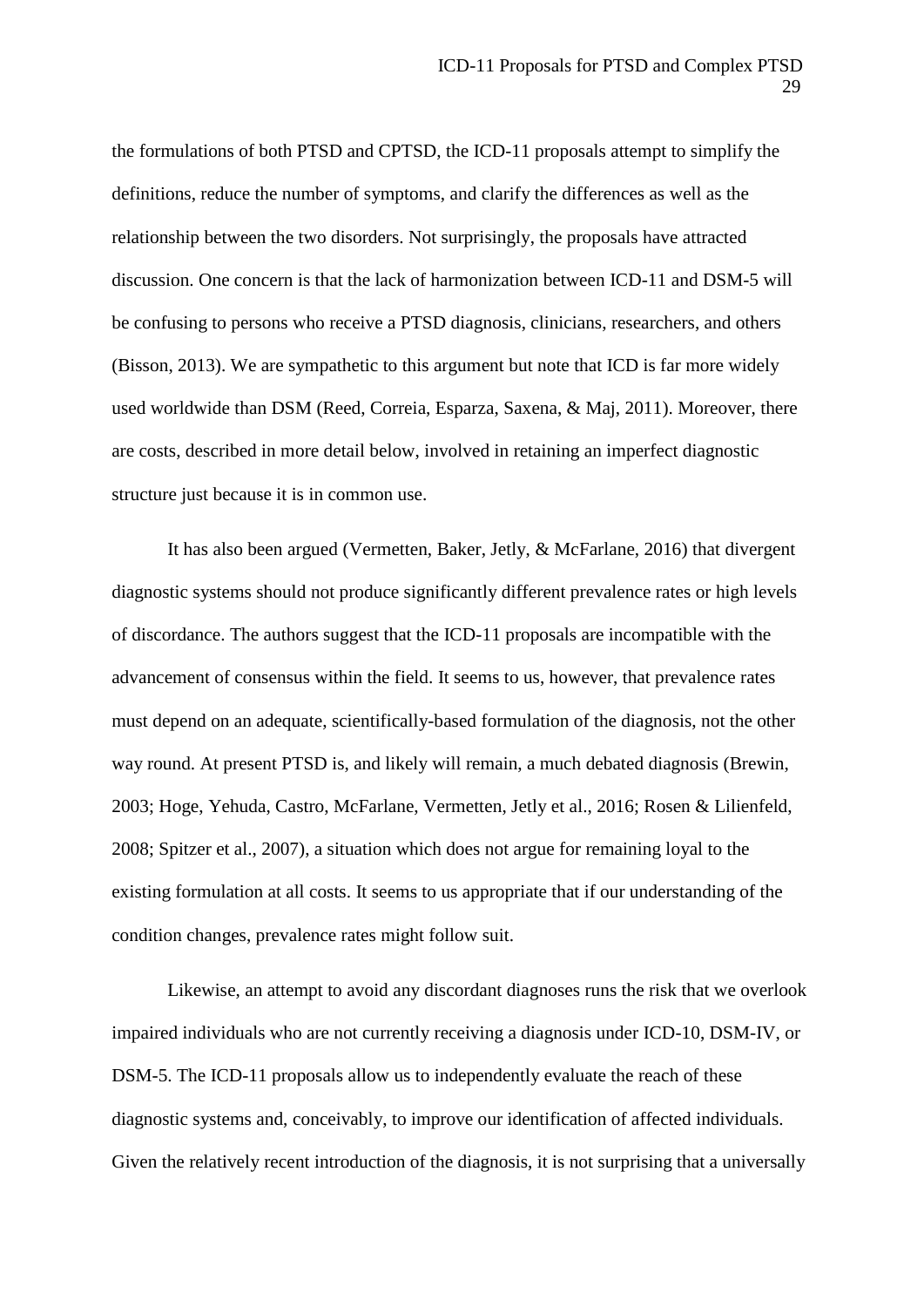the formulations of both PTSD and CPTSD, the ICD-11 proposals attempt to simplify the definitions, reduce the number of symptoms, and clarify the differences as well as the relationship between the two disorders. Not surprisingly, the proposals have attracted discussion. One concern is that the lack of harmonization between ICD-11 and DSM-5 will be confusing to persons who receive a PTSD diagnosis, clinicians, researchers, and others (Bisson, 2013). We are sympathetic to this argument but note that ICD is far more widely used worldwide than DSM (Reed, Correia, Esparza, Saxena, & Maj, 2011). Moreover, there are costs, described in more detail below, involved in retaining an imperfect diagnostic structure just because it is in common use.

It has also been argued (Vermetten, Baker, Jetly, & McFarlane, 2016) that divergent diagnostic systems should not produce significantly different prevalence rates or high levels of discordance. The authors suggest that the ICD-11 proposals are incompatible with the advancement of consensus within the field. It seems to us, however, that prevalence rates must depend on an adequate, scientifically-based formulation of the diagnosis, not the other way round. At present PTSD is, and likely will remain, a much debated diagnosis (Brewin, 2003; Hoge, Yehuda, Castro, McFarlane, Vermetten, Jetly et al., 2016; Rosen & Lilienfeld, 2008; Spitzer et al., 2007), a situation which does not argue for remaining loyal to the existing formulation at all costs. It seems to us appropriate that if our understanding of the condition changes, prevalence rates might follow suit.

Likewise, an attempt to avoid any discordant diagnoses runs the risk that we overlook impaired individuals who are not currently receiving a diagnosis under ICD-10, DSM-IV, or DSM-5. The ICD-11 proposals allow us to independently evaluate the reach of these diagnostic systems and, conceivably, to improve our identification of affected individuals. Given the relatively recent introduction of the diagnosis, it is not surprising that a universally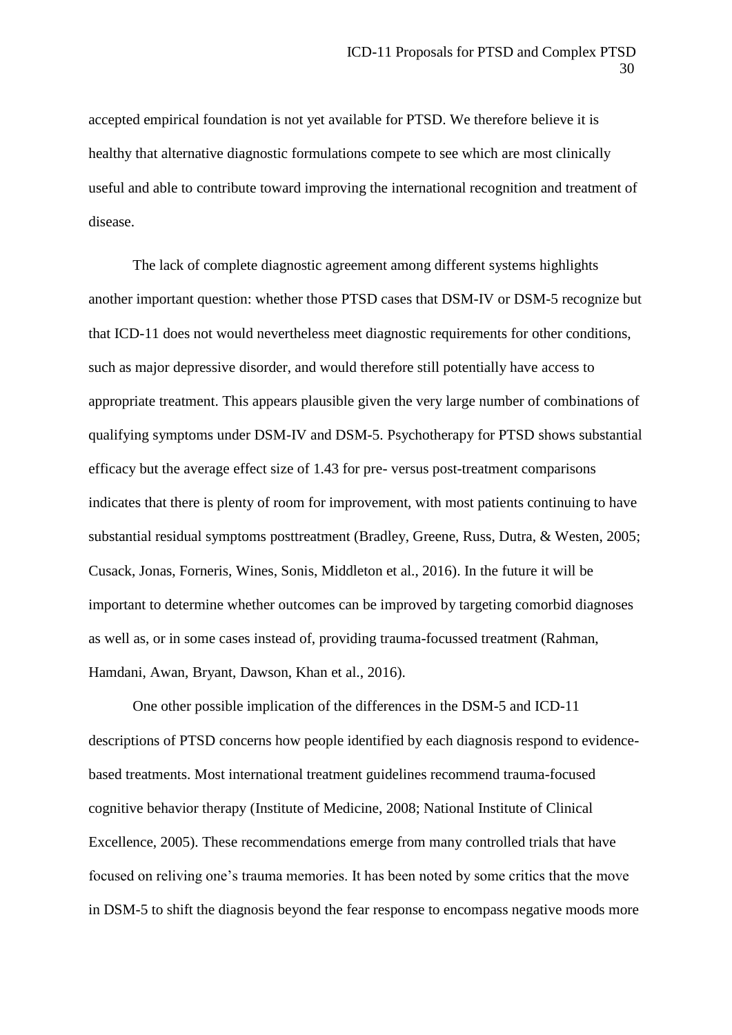accepted empirical foundation is not yet available for PTSD. We therefore believe it is healthy that alternative diagnostic formulations compete to see which are most clinically useful and able to contribute toward improving the international recognition and treatment of disease.

The lack of complete diagnostic agreement among different systems highlights another important question: whether those PTSD cases that DSM-IV or DSM-5 recognize but that ICD-11 does not would nevertheless meet diagnostic requirements for other conditions, such as major depressive disorder, and would therefore still potentially have access to appropriate treatment. This appears plausible given the very large number of combinations of qualifying symptoms under DSM-IV and DSM-5. Psychotherapy for PTSD shows substantial efficacy but the average effect size of 1.43 for pre- versus post-treatment comparisons indicates that there is plenty of room for improvement, with most patients continuing to have substantial residual symptoms posttreatment (Bradley, Greene, Russ, Dutra, & Westen, 2005; Cusack, Jonas, Forneris, Wines, Sonis, Middleton et al., 2016). In the future it will be important to determine whether outcomes can be improved by targeting comorbid diagnoses as well as, or in some cases instead of, providing trauma-focussed treatment (Rahman, Hamdani, Awan, Bryant, Dawson, Khan et al., 2016).

One other possible implication of the differences in the DSM-5 and ICD-11 descriptions of PTSD concerns how people identified by each diagnosis respond to evidence-based treatments. Most international treatment guidelines recommend trauma-focused cognitive behavior therapy (Institute of Medicine, 2008; National Institute of Clinical Excellence, 2005). These recommendations emerge from many controlled trials that have focused on reliving one's trauma memories. It has been noted by some critics that the move in DSM-5 to shift the diagnosis beyond the fear response to encompass negative moods more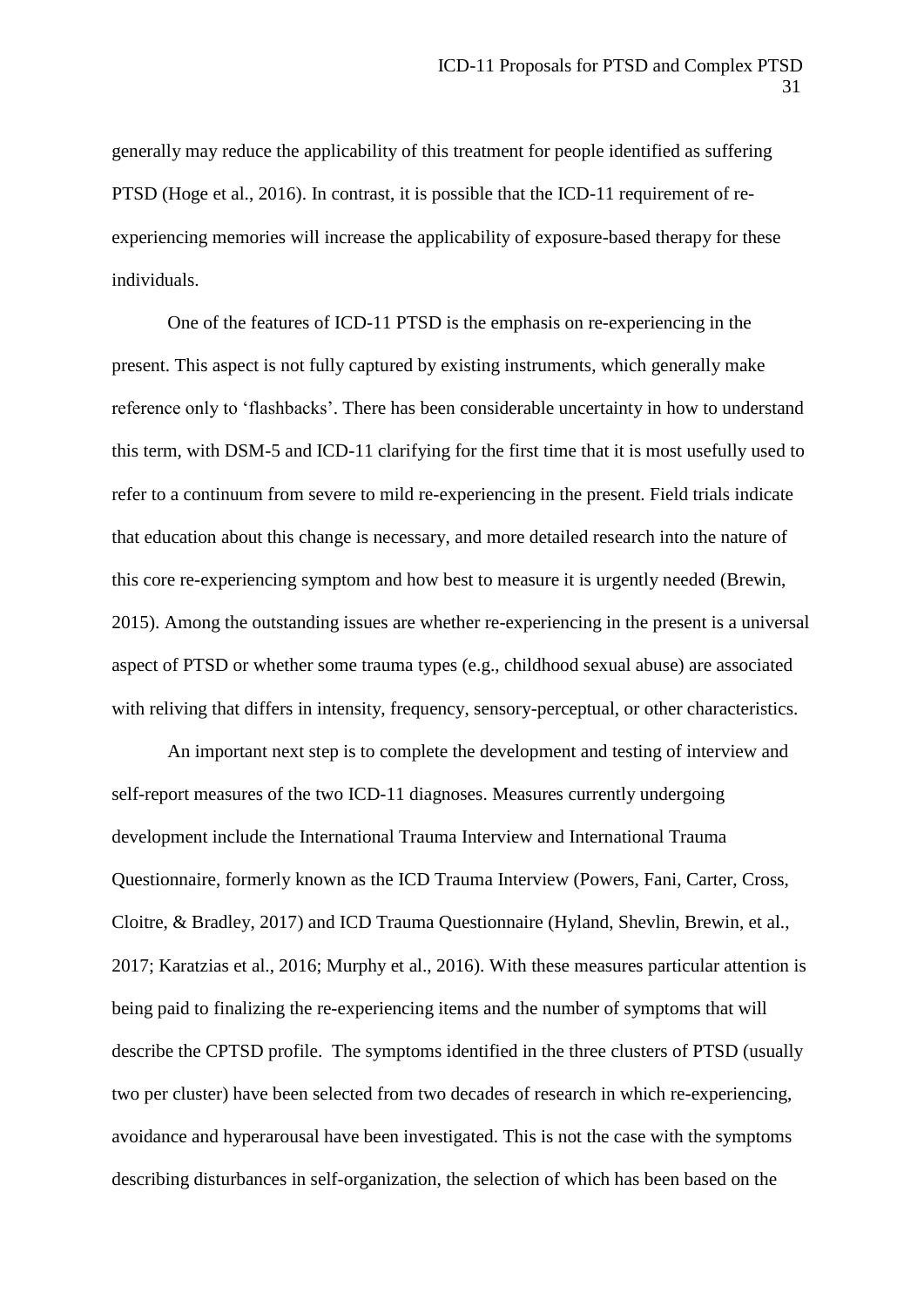generally may reduce the applicability of this treatment for people identified as suffering PTSD (Hoge et al., 2016). In contrast, it is possible that the ICD-11 requirement of re-experiencing memories will increase the applicability of exposure-based therapy for these individuals.

One of the features of ICD-11 PTSD is the emphasis on re-experiencing in the present. This aspect is not fully captured by existing instruments, which generally make reference only to 'flashbacks'. There has been considerable uncertainty in how to understand this term, with DSM-5 and ICD-11 clarifying for the first time that it is most usefully used to refer to a continuum from severe to mild re-experiencing in the present. Field trials indicate that education about this change is necessary, and more detailed research into the nature of this core re-experiencing symptom and how best to measure it is urgently needed (Brewin, 2015). Among the outstanding issues are whether re-experiencing in the present is a universal aspect of PTSD or whether some trauma types (e.g., childhood sexual abuse) are associated with reliving that differs in intensity, frequency, sensory-perceptual, or other characteristics.

An important next step is to complete the development and testing of interview and self-report measures of the two ICD-11 diagnoses. Measures currently undergoing development include the International Trauma Interview and International Trauma Questionnaire, formerly known as the ICD Trauma Interview (Powers, Fani, Carter, Cross, Cloitre, & Bradley, 2017) and ICD Trauma Questionnaire (Hyland, Shevlin, Brewin, et al., 2017; Karatzias et al., 2016; Murphy et al., 2016). With these measures particular attention is being paid to finalizing the re-experiencing items and the number of symptoms that will describe the CPTSD profile. The symptoms identified in the three clusters of PTSD (usually two per cluster) have been selected from two decades of research in which re-experiencing, avoidance and hyperarousal have been investigated. This is not the case with the symptoms describing disturbances in self-organization, the selection of which has been based on the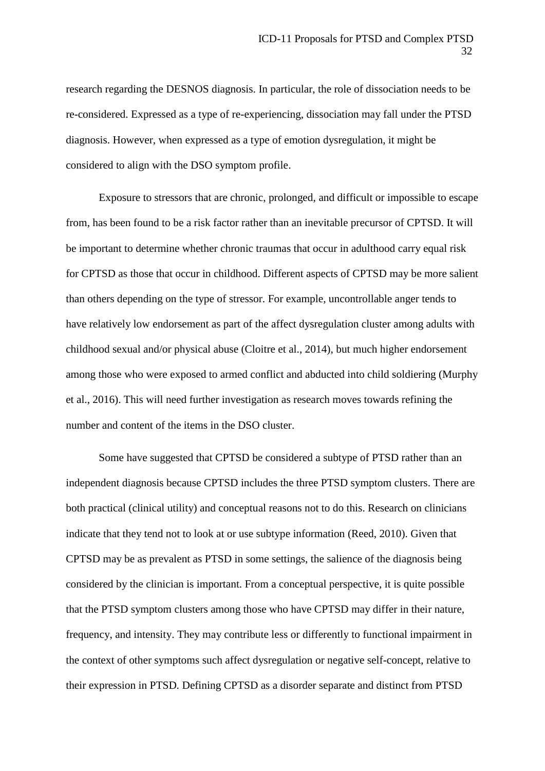research regarding the DESNOS diagnosis. In particular, the role of dissociation needs to be re-considered. Expressed as a type of re-experiencing, dissociation may fall under the PTSD diagnosis. However, when expressed as a type of emotion dysregulation, it might be considered to align with the DSO symptom profile.

Exposure to stressors that are chronic, prolonged, and difficult or impossible to escape from, has been found to be a risk factor rather than an inevitable precursor of CPTSD. It will be important to determine whether chronic traumas that occur in adulthood carry equal risk for CPTSD as those that occur in childhood. Different aspects of CPTSD may be more salient than others depending on the type of stressor. For example, uncontrollable anger tends to have relatively low endorsement as part of the affect dysregulation cluster among adults with childhood sexual and/or physical abuse (Cloitre et al., 2014), but much higher endorsement among those who were exposed to armed conflict and abducted into child soldiering (Murphy et al., 2016). This will need further investigation as research moves towards refining the number and content of the items in the DSO cluster.

Some have suggested that CPTSD be considered a subtype of PTSD rather than an independent diagnosis because CPTSD includes the three PTSD symptom clusters. There are both practical (clinical utility) and conceptual reasons not to do this. Research on clinicians indicate that they tend not to look at or use subtype information (Reed, 2010). Given that CPTSD may be as prevalent as PTSD in some settings, the salience of the diagnosis being considered by the clinician is important. From a conceptual perspective, it is quite possible that the PTSD symptom clusters among those who have CPTSD may differ in their nature, frequency, and intensity. They may contribute less or differently to functional impairment in the context of other symptoms such affect dysregulation or negative self-concept, relative to their expression in PTSD. Defining CPTSD as a disorder separate and distinct from PTSD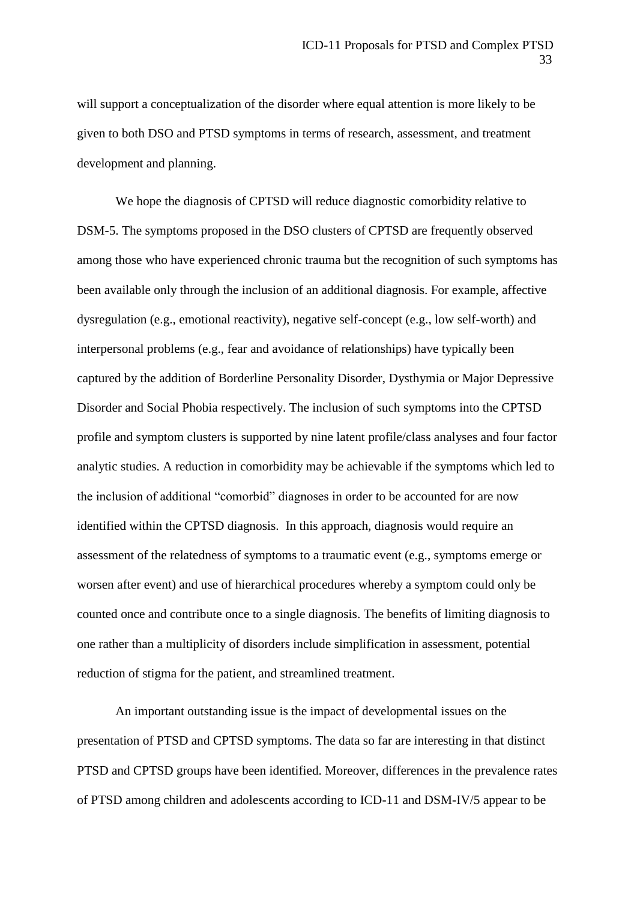will support a conceptualization of the disorder where equal attention is more likely to be given to both DSO and PTSD symptoms in terms of research, assessment, and treatment development and planning.

We hope the diagnosis of CPTSD will reduce diagnostic comorbidity relative to DSM-5. The symptoms proposed in the DSO clusters of CPTSD are frequently observed among those who have experienced chronic trauma but the recognition of such symptoms has been available only through the inclusion of an additional diagnosis. For example, affective dysregulation (e.g., emotional reactivity), negative self-concept (e.g., low self-worth) and interpersonal problems (e.g., fear and avoidance of relationships) have typically been captured by the addition of Borderline Personality Disorder, Dysthymia or Major Depressive Disorder and Social Phobia respectively. The inclusion of such symptoms into the CPTSD profile and symptom clusters is supported by nine latent profile/class analyses and four factor analytic studies. A reduction in comorbidity may be achievable if the symptoms which led to the inclusion of additional "comorbid" diagnoses in order to be accounted for are now identified within the CPTSD diagnosis. In this approach, diagnosis would require an assessment of the relatedness of symptoms to a traumatic event (e.g., symptoms emerge or worsen after event) and use of hierarchical procedures whereby a symptom could only be counted once and contribute once to a single diagnosis. The benefits of limiting diagnosis to one rather than a multiplicity of disorders include simplification in assessment, potential reduction of stigma for the patient, and streamlined treatment.

An important outstanding issue is the impact of developmental issues on the presentation of PTSD and CPTSD symptoms. The data so far are interesting in that distinct PTSD and CPTSD groups have been identified. Moreover, differences in the prevalence rates of PTSD among children and adolescents according to ICD-11 and DSM-IV/5 appear to be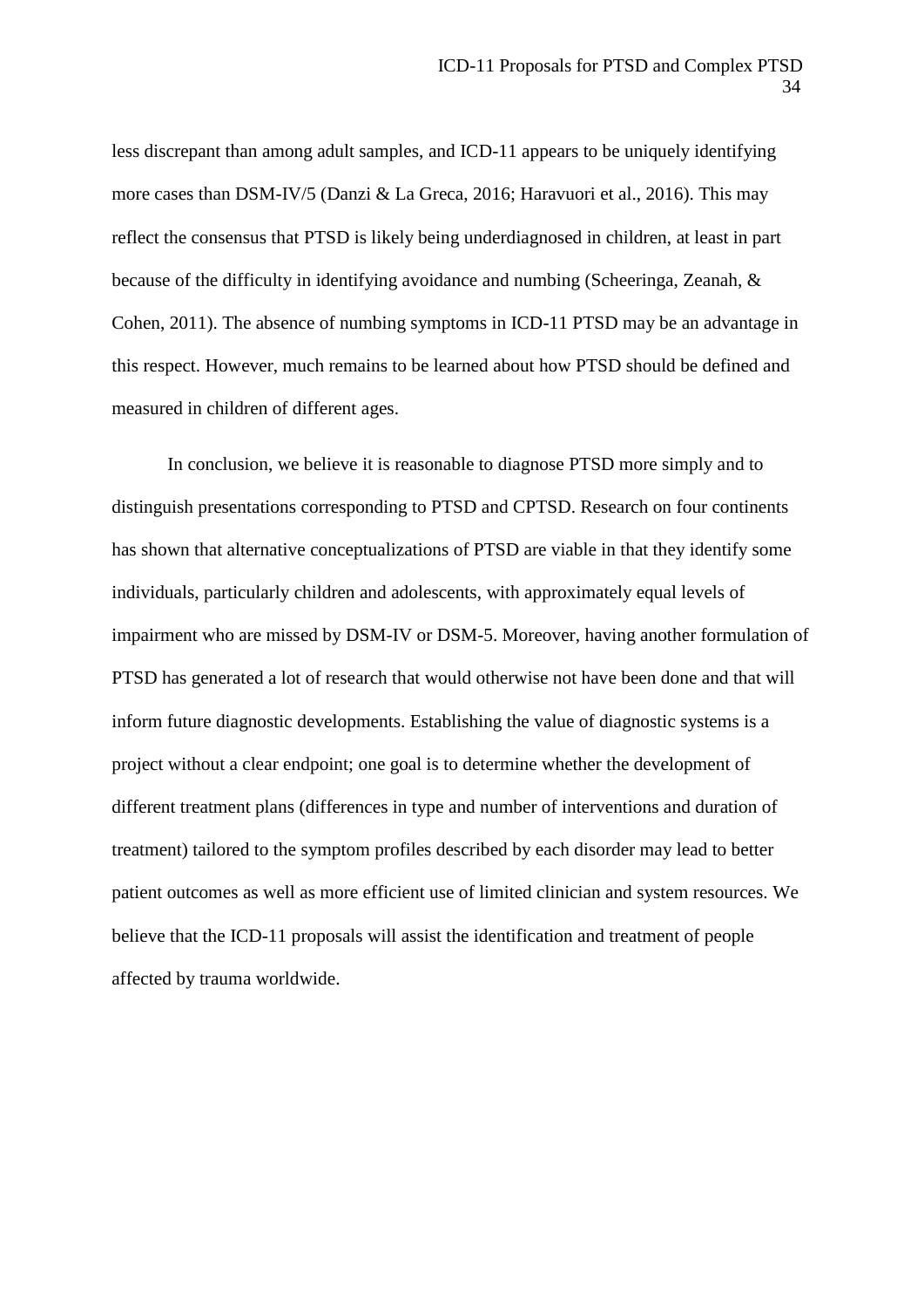less discrepant than among adult samples, and ICD-11 appears to be uniquely identifying more cases than DSM-IV/5 (Danzi & La Greca, 2016; Haravuori et al., 2016). This may reflect the consensus that PTSD is likely being underdiagnosed in children, at least in part because of the difficulty in identifying avoidance and numbing (Scheeringa, Zeanah, & Cohen, 2011). The absence of numbing symptoms in ICD-11 PTSD may be an advantage in this respect. However, much remains to be learned about how PTSD should be defined and measured in children of different ages.

In conclusion, we believe it is reasonable to diagnose PTSD more simply and to distinguish presentations corresponding to PTSD and CPTSD. Research on four continents has shown that alternative conceptualizations of PTSD are viable in that they identify some individuals, particularly children and adolescents, with approximately equal levels of impairment who are missed by DSM-IV or DSM-5. Moreover, having another formulation of PTSD has generated a lot of research that would otherwise not have been done and that will inform future diagnostic developments. Establishing the value of diagnostic systems is a project without a clear endpoint; one goal is to determine whether the development of different treatment plans (differences in type and number of interventions and duration of treatment) tailored to the symptom profiles described by each disorder may lead to better patient outcomes as well as more efficient use of limited clinician and system resources. We believe that the ICD-11 proposals will assist the identification and treatment of people affected by trauma worldwide.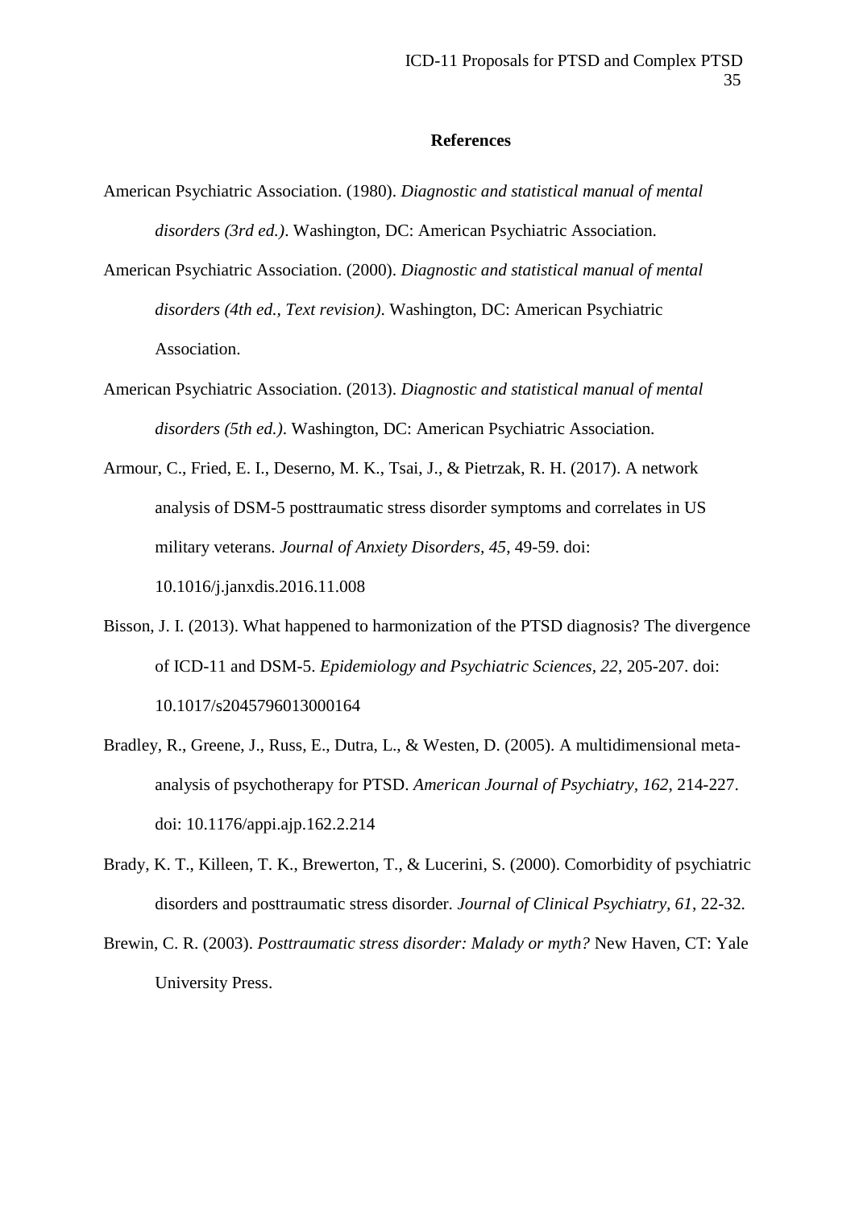# References

American Psychiatric Association. (1980). *Diagnostic and statistical manual of mental disorders (3rd ed.)*. Washington, DC: American Psychiatric Association.

American Psychiatric Association. (2000). *Diagnostic and statistical manual of mental disorders (4th ed., Text revision)*. Washington, DC: American Psychiatric Association.

American Psychiatric Association. (2013). *Diagnostic and statistical manual of mental disorders (5th ed.)*. Washington, DC: American Psychiatric Association.

Armour, C., Fried, E. I., Deserno, M. K., Tsai, J., & Pietrzak, R. H. (2017). A network analysis of DSM-5 posttraumatic stress disorder symptoms and correlates in US military veterans. *Journal of Anxiety Disorders, 45*, 49-59. doi: 10.1016/j.janxdis.2016.11.008

Bisson, J. I. (2013). What happened to harmonization of the PTSD diagnosis? The divergence of ICD-11 and DSM-5. *Epidemiology and Psychiatric Sciences, 22*, 205-207. doi: 10.1017/s2045796013000164

Bradley, R., Greene, J., Russ, E., Dutra, L., & Westen, D. (2005). A multidimensional meta-analysis of psychotherapy for PTSD. *American Journal of Psychiatry, 162*, 214-227. doi: 10.1176/appi.ajp.162.2.214

Brady, K. T., Killeen, T. K., Brewerton, T., & Lucerini, S. (2000). Comorbidity of psychiatric disorders and posttraumatic stress disorder. *Journal of Clinical Psychiatry, 61*, 22-32.

Brewin, C. R. (2003). *Posttraumatic stress disorder: Malady or myth?* New Haven, CT: Yale University Press.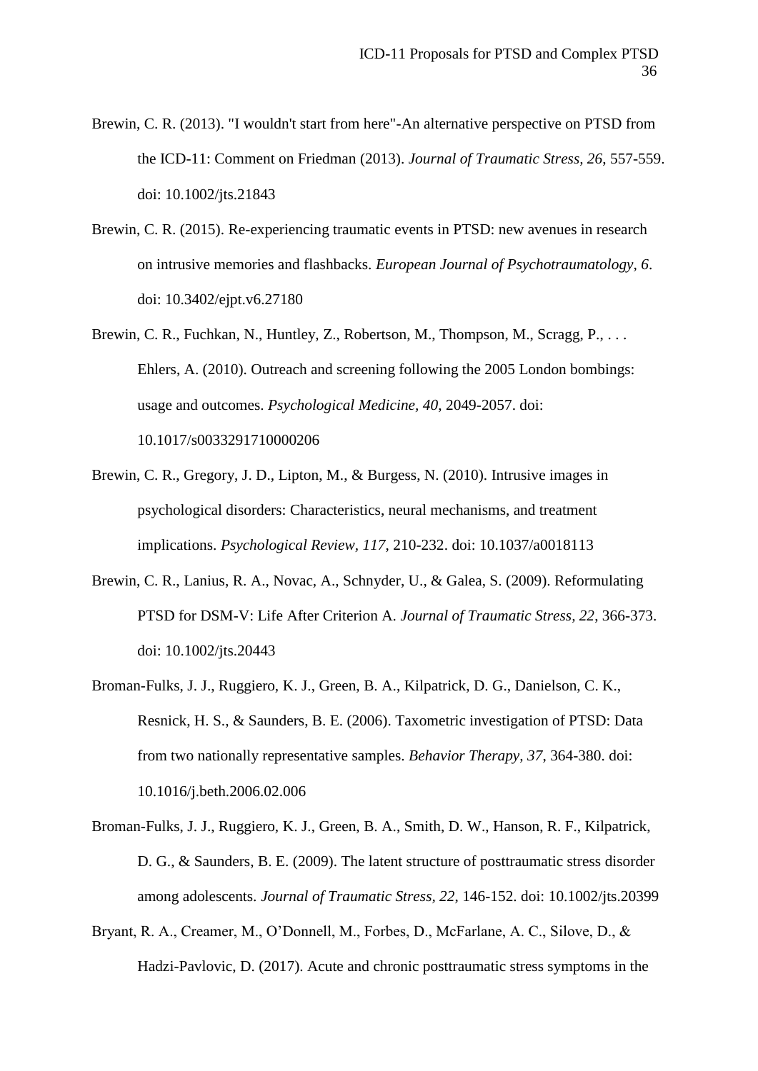Brewin, C. R. (2013). "I wouldn't start from here"-An alternative perspective on PTSD from the ICD-11: Comment on Friedman (2013). *Journal of Traumatic Stress, 26*, 557-559. doi: 10.1002/jts.21843

Brewin, C. R. (2015). Re-experiencing traumatic events in PTSD: new avenues in research on intrusive memories and flashbacks. *European Journal of Psychotraumatology, 6*. doi: 10.3402/ejpt.v6.27180

Brewin, C. R., Fuchkan, N., Huntley, Z., Robertson, M., Thompson, M., Scragg, P., . . . Ehlers, A. (2010). Outreach and screening following the 2005 London bombings: usage and outcomes. *Psychological Medicine, 40*, 2049-2057. doi: 10.1017/s0033291710000206

Brewin, C. R., Gregory, J. D., Lipton, M., & Burgess, N. (2010). Intrusive images in psychological disorders: Characteristics, neural mechanisms, and treatment implications. *Psychological Review, 117*, 210-232. doi: 10.1037/a0018113

Brewin, C. R., Lanius, R. A., Novac, A., Schnyder, U., & Galea, S. (2009). Reformulating PTSD for DSM-V: Life After Criterion A. *Journal of Traumatic Stress, 22*, 366-373. doi: 10.1002/jts.20443

Broman-Fulks, J. J., Ruggiero, K. J., Green, B. A., Kilpatrick, D. G., Danielson, C. K., Resnick, H. S., & Saunders, B. E. (2006). Taxometric investigation of PTSD: Data from two nationally representative samples. *Behavior Therapy, 37*, 364-380. doi: 10.1016/j.beth.2006.02.006

Broman-Fulks, J. J., Ruggiero, K. J., Green, B. A., Smith, D. W., Hanson, R. F., Kilpatrick, D. G., & Saunders, B. E. (2009). The latent structure of posttraumatic stress disorder among adolescents. *Journal of Traumatic Stress, 22*, 146-152. doi: 10.1002/jts.20399

Bryant, R. A., Creamer, M., O'Donnell, M., Forbes, D., McFarlane, A. C., Silove, D., & Hadzi-Pavlovic, D. (2017). Acute and chronic posttraumatic stress symptoms in the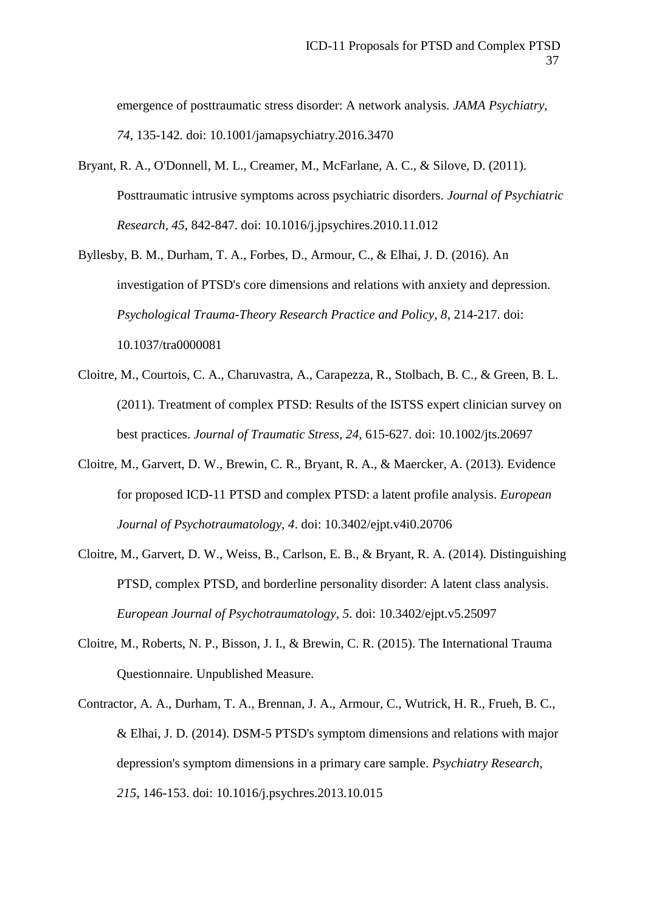emergence of posttraumatic stress disorder: A network analysis. *JAMA Psychiatry, 74*, 135-142. doi: 10.1001/jamapsychiatry.2016.3470

Bryant, R. A., O'Donnell, M. L., Creamer, M., McFarlane, A. C., & Silove, D. (2011). Posttraumatic intrusive symptoms across psychiatric disorders. *Journal of Psychiatric Research, 45*, 842-847. doi: 10.1016/j.jpsychires.2010.11.012

Byllesby, B. M., Durham, T. A., Forbes, D., Armour, C., & Elhai, J. D. (2016). An investigation of PTSD's core dimensions and relations with anxiety and depression. *Psychological Trauma-Theory Research Practice and Policy, 8*, 214-217. doi: 10.1037/tra0000081

Cloitre, M., Courtois, C. A., Charuvastra, A., Carapezza, R., Stolbach, B. C., & Green, B. L. (2011). Treatment of complex PTSD: Results of the ISTSS expert clinician survey on best practices. *Journal of Traumatic Stress, 24*, 615-627. doi: 10.1002/jts.20697

Cloitre, M., Garvert, D. W., Brewin, C. R., Bryant, R. A., & Maercker, A. (2013). Evidence for proposed ICD-11 PTSD and complex PTSD: a latent profile analysis. *European Journal of Psychotraumatology, 4*. doi: 10.3402/ejpt.v4i0.20706

Cloitre, M., Garvert, D. W., Weiss, B., Carlson, E. B., & Bryant, R. A. (2014). Distinguishing PTSD, complex PTSD, and borderline personality disorder: A latent class analysis. *European Journal of Psychotraumatology, 5*. doi: 10.3402/ejpt.v5.25097

Cloitre, M., Roberts, N. P., Bisson, J. I., & Brewin, C. R. (2015). The International Trauma Questionnaire. Unpublished Measure.

Contractor, A. A., Durham, T. A., Brennan, J. A., Armour, C., Wutrick, H. R., Frueh, B. C., & Elhai, J. D. (2014). DSM-5 PTSD's symptom dimensions and relations with major depression's symptom dimensions in a primary care sample. *Psychiatry Research, 215*, 146-153. doi: 10.1016/j.psychres.2013.10.015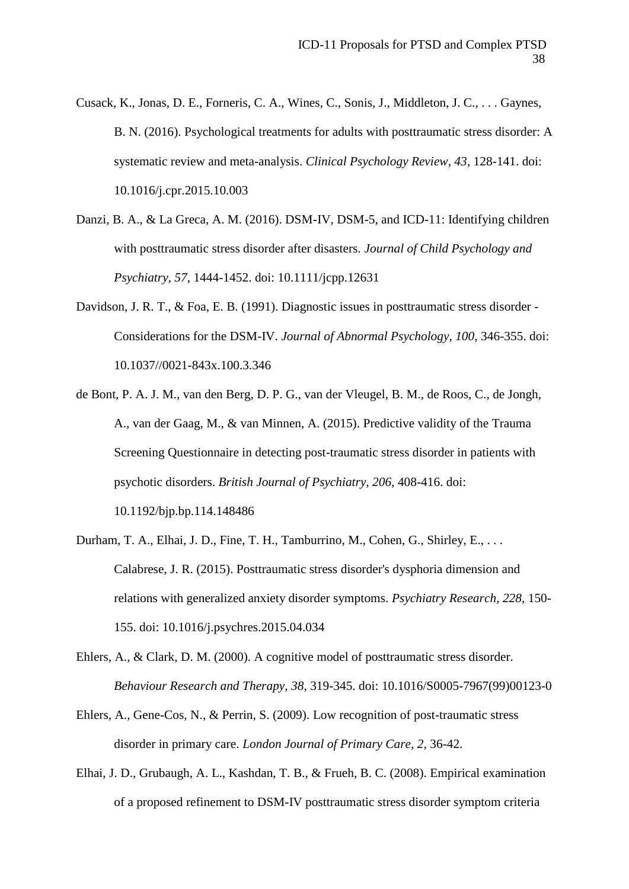Cusack, K., Jonas, D. E., Forneris, C. A., Wines, C., Sonis, J., Middleton, J. C., . . . Gaynes, B. N. (2016). Psychological treatments for adults with posttraumatic stress disorder: A systematic review and meta-analysis. *Clinical Psychology Review, 43*, 128-141. doi: 10.1016/j.cpr.2015.10.003

Danzi, B. A., & La Greca, A. M. (2016). DSM-IV, DSM-5, and ICD-11: Identifying children with posttraumatic stress disorder after disasters. *Journal of Child Psychology and Psychiatry, 57*, 1444-1452. doi: 10.1111/jcpp.12631

Davidson, J. R. T., & Foa, E. B. (1991). Diagnostic issues in posttraumatic stress disorder - Considerations for the DSM-IV. *Journal of Abnormal Psychology, 100*, 346-355. doi: 10.1037//0021-843x.100.3.346

de Bont, P. A. J. M., van den Berg, D. P. G., van der Vleugel, B. M., de Roos, C., de Jongh, A., van der Gaag, M., & van Minnen, A. (2015). Predictive validity of the Trauma Screening Questionnaire in detecting post-traumatic stress disorder in patients with psychotic disorders. *British Journal of Psychiatry, 206*, 408-416. doi: 10.1192/bjp.bp.114.148486

Durham, T. A., Elhai, J. D., Fine, T. H., Tamburrino, M., Cohen, G., Shirley, E., . . . Calabrese, J. R. (2015). Posttraumatic stress disorder's dysphoria dimension and relations with generalized anxiety disorder symptoms. *Psychiatry Research, 228*, 150-155. doi: 10.1016/j.psychres.2015.04.034

Ehlers, A., & Clark, D. M. (2000). A cognitive model of posttraumatic stress disorder. *Behaviour Research and Therapy, 38*, 319-345. doi: 10.1016/S0005-7967(99)00123-0

Ehlers, A., Gene-Cos, N., & Perrin, S. (2009). Low recognition of post-traumatic stress disorder in primary care. *London Journal of Primary Care, 2*, 36-42.

Elhai, J. D., Grubaugh, A. L., Kashdan, T. B., & Frueh, B. C. (2008). Empirical examination of a proposed refinement to DSM-IV posttraumatic stress disorder symptom criteria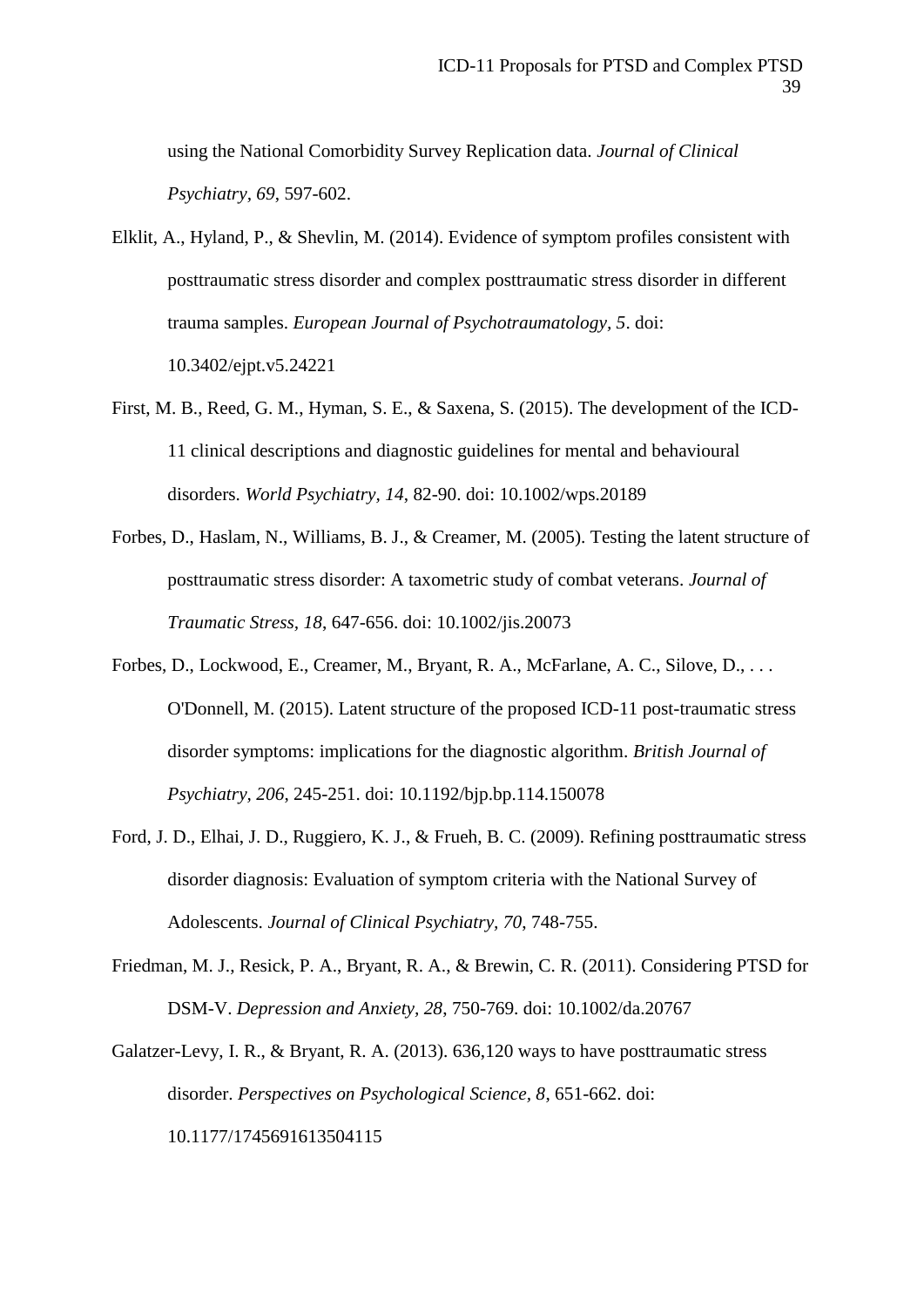using the National Comorbidity Survey Replication data. *Journal of Clinical Psychiatry*, *69*, 597-602.

Elklit, A., Hyland, P., & Shevlin, M. (2014). Evidence of symptom profiles consistent with posttraumatic stress disorder and complex posttraumatic stress disorder in different trauma samples. *European Journal of Psychotraumatology, 5*. doi: 10.3402/ejpt.v5.24221

First, M. B., Reed, G. M., Hyman, S. E., & Saxena, S. (2015). The development of the ICD-11 clinical descriptions and diagnostic guidelines for mental and behavioural disorders. *World Psychiatry, 14*, 82-90. doi: 10.1002/wps.20189

Forbes, D., Haslam, N., Williams, B. J., & Creamer, M. (2005). Testing the latent structure of posttraumatic stress disorder: A taxometric study of combat veterans. *Journal of Traumatic Stress*, *18*, 647-656. doi: 10.1002/jis.20073

Forbes, D., Lockwood, E., Creamer, M., Bryant, R. A., McFarlane, A. C., Silove, D., . . . O'Donnell, M. (2015). Latent structure of the proposed ICD-11 post-traumatic stress disorder symptoms: implications for the diagnostic algorithm. *British Journal of Psychiatry, 206*, 245-251. doi: 10.1192/bjp.bp.114.150078

Ford, J. D., Elhai, J. D., Ruggiero, K. J., & Frueh, B. C. (2009). Refining posttraumatic stress disorder diagnosis: Evaluation of symptom criteria with the National Survey of Adolescents. *Journal of Clinical Psychiatry, 70*, 748-755.

Friedman, M. J., Resick, P. A., Bryant, R. A., & Brewin, C. R. (2011). Considering PTSD for DSM-V. *Depression and Anxiety, 28*, 750-769. doi: 10.1002/da.20767

Galatzer-Levy, I. R., & Bryant, R. A. (2013). 636,120 ways to have posttraumatic stress disorder. *Perspectives on Psychological Science, 8*, 651-662. doi: 10.1177/1745691613504115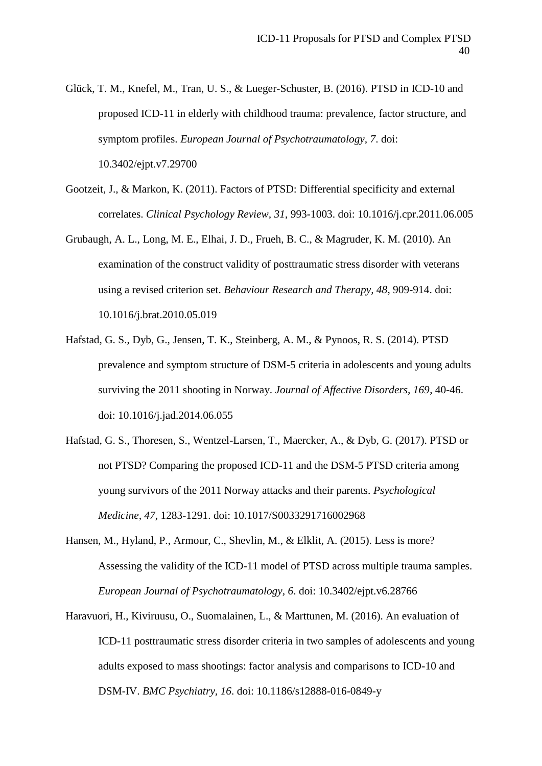Glück, T. M., Knefel, M., Tran, U. S., & Lueger-Schuster, B. (2016). PTSD in ICD-10 and proposed ICD-11 in elderly with childhood trauma: prevalence, factor structure, and symptom profiles. *European Journal of Psychotraumatology, 7*. doi: 10.3402/ejpt.v7.29700

Gootzeit, J., & Markon, K. (2011). Factors of PTSD: Differential specificity and external correlates. *Clinical Psychology Review, 31*, 993-1003. doi: 10.1016/j.cpr.2011.06.005

Grubaugh, A. L., Long, M. E., Elhai, J. D., Frueh, B. C., & Magruder, K. M. (2010). An examination of the construct validity of posttraumatic stress disorder with veterans using a revised criterion set. *Behaviour Research and Therapy, 48*, 909-914. doi: 10.1016/j.brat.2010.05.019

Hafstad, G. S., Dyb, G., Jensen, T. K., Steinberg, A. M., & Pynoos, R. S. (2014). PTSD prevalence and symptom structure of DSM-5 criteria in adolescents and young adults surviving the 2011 shooting in Norway. *Journal of Affective Disorders, 169*, 40-46. doi: 10.1016/j.jad.2014.06.055

Hafstad, G. S., Thoresen, S., Wentzel-Larsen, T., Maercker, A., & Dyb, G. (2017). PTSD or not PTSD? Comparing the proposed ICD-11 and the DSM-5 PTSD criteria among young survivors of the 2011 Norway attacks and their parents. *Psychological Medicine, 47*, 1283-1291. doi: 10.1017/S0033291716002968

Hansen, M., Hyland, P., Armour, C., Shevlin, M., & Elklit, A. (2015). Less is more? Assessing the validity of the ICD-11 model of PTSD across multiple trauma samples. *European Journal of Psychotraumatology, 6*. doi: 10.3402/ejpt.v6.28766

Haravuori, H., Kiviruusu, O., Suomalainen, L., & Marttunen, M. (2016). An evaluation of ICD-11 posttraumatic stress disorder criteria in two samples of adolescents and young adults exposed to mass shootings: factor analysis and comparisons to ICD-10 and DSM-IV. *BMC Psychiatry, 16*. doi: 10.1186/s12888-016-0849-y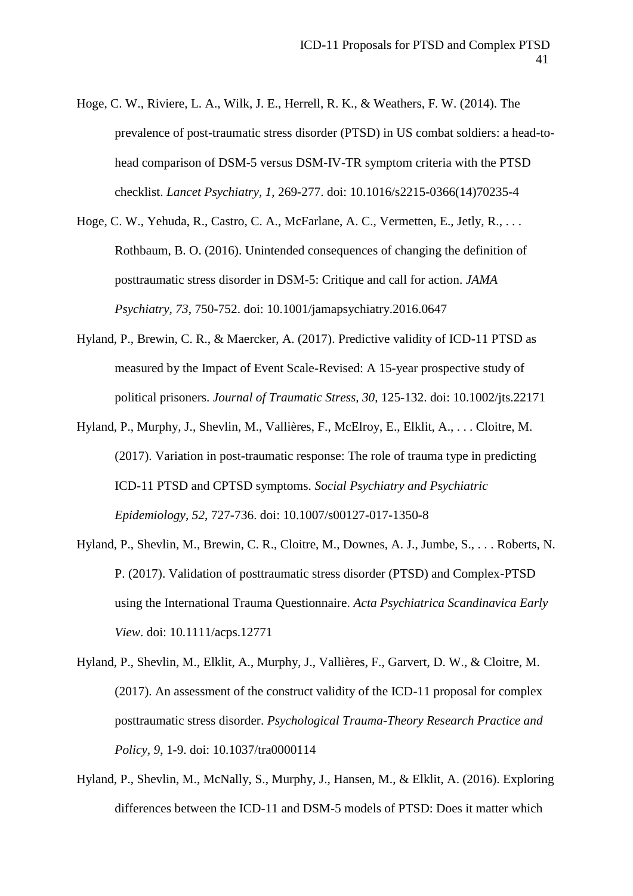Hoge, C. W., Riviere, L. A., Wilk, J. E., Herrell, R. K., & Weathers, F. W. (2014). The prevalence of post-traumatic stress disorder (PTSD) in US combat soldiers: a head-to-head comparison of DSM-5 versus DSM-IV-TR symptom criteria with the PTSD checklist. *Lancet Psychiatry, 1*, 269-277. doi: 10.1016/s2215-0366(14)70235-4

Hoge, C. W., Yehuda, R., Castro, C. A., McFarlane, A. C., Vermetten, E., Jetly, R., . . . Rothbaum, B. O. (2016). Unintended consequences of changing the definition of posttraumatic stress disorder in DSM-5: Critique and call for action. *JAMA Psychiatry, 73*, 750-752. doi: 10.1001/jamapsychiatry.2016.0647

Hyland, P., Brewin, C. R., & Maercker, A. (2017). Predictive validity of ICD-11 PTSD as measured by the Impact of Event Scale-Revised: A 15-year prospective study of political prisoners. *Journal of Traumatic Stress, 30*, 125-132. doi: 10.1002/jts.22171

Hyland, P., Murphy, J., Shevlin, M., Vallières, F., McElroy, E., Elklit, A., . . . Cloitre, M. (2017). Variation in post-traumatic response: The role of trauma type in predicting ICD-11 PTSD and CPTSD symptoms. *Social Psychiatry and Psychiatric Epidemiology, 52*, 727-736. doi: 10.1007/s00127-017-1350-8

Hyland, P., Shevlin, M., Brewin, C. R., Cloitre, M., Downes, A. J., Jumbe, S., . . . Roberts, N. P. (2017). Validation of posttraumatic stress disorder (PTSD) and Complex-PTSD using the International Trauma Questionnaire. *Acta Psychiatrica Scandinavica Early View*. doi: 10.1111/acps.12771

Hyland, P., Shevlin, M., Elklit, A., Murphy, J., Vallières, F., Garvert, D. W., & Cloitre, M. (2017). An assessment of the construct validity of the ICD-11 proposal for complex posttraumatic stress disorder. *Psychological Trauma-Theory Research Practice and Policy, 9*, 1-9. doi: 10.1037/tra0000114

Hyland, P., Shevlin, M., McNally, S., Murphy, J., Hansen, M., & Elklit, A. (2016). Exploring differences between the ICD-11 and DSM-5 models of PTSD: Does it matter which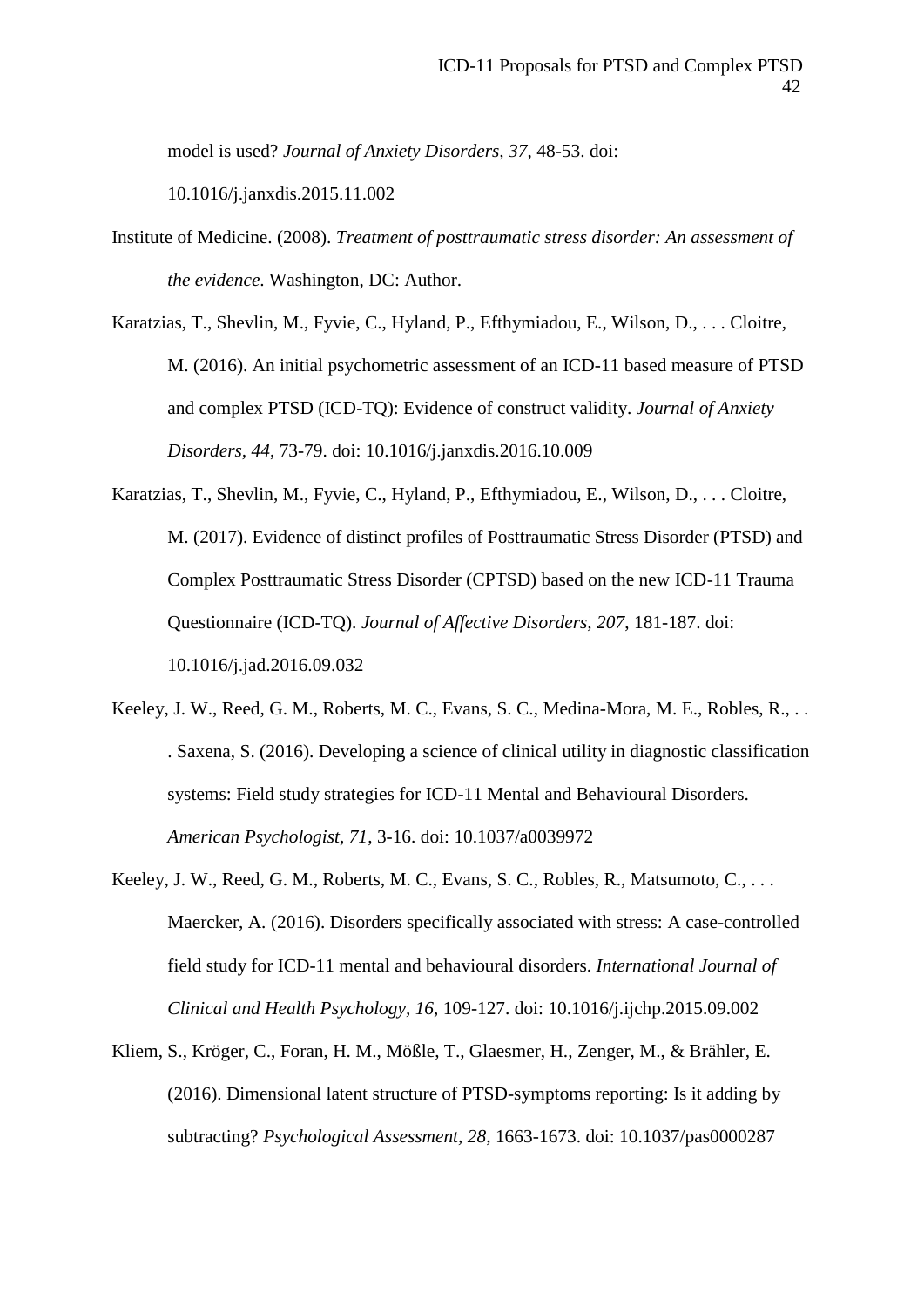model is used? *Journal of Anxiety Disorders, 37*, 48-53. doi: 10.1016/j.janxdis.2015.11.002

Institute of Medicine. (2008). *Treatment of posttraumatic stress disorder: An assessment of the evidence*. Washington, DC: Author.

Karatzias, T., Shevlin, M., Fyvie, C., Hyland, P., Efthymiadou, E., Wilson, D., . . . Cloitre, M. (2016). An initial psychometric assessment of an ICD-11 based measure of PTSD and complex PTSD (ICD-TQ): Evidence of construct validity. *Journal of Anxiety Disorders, 44*, 73-79. doi: 10.1016/j.janxdis.2016.10.009

Karatzias, T., Shevlin, M., Fyvie, C., Hyland, P., Efthymiadou, E., Wilson, D., . . . Cloitre, M. (2017). Evidence of distinct profiles of Posttraumatic Stress Disorder (PTSD) and Complex Posttraumatic Stress Disorder (CPTSD) based on the new ICD-11 Trauma Questionnaire (ICD-TQ). *Journal of Affective Disorders, 207*, 181-187. doi: 10.1016/j.jad.2016.09.032

Keeley, J. W., Reed, G. M., Roberts, M. C., Evans, S. C., Medina-Mora, M. E., Robles, R., . . . Saxena, S. (2016). Developing a science of clinical utility in diagnostic classification systems: Field study strategies for ICD-11 Mental and Behavioural Disorders. *American Psychologist, 71*, 3-16. doi: 10.1037/a0039972

Keeley, J. W., Reed, G. M., Roberts, M. C., Evans, S. C., Robles, R., Matsumoto, C., . . . Maercker, A. (2016). Disorders specifically associated with stress: A case-controlled field study for ICD-11 mental and behavioural disorders. *International Journal of Clinical and Health Psychology, 16*, 109-127. doi: 10.1016/j.ijchp.2015.09.002

Kliem, S., Kröger, C., Foran, H. M., Mößle, T., Glaesmer, H., Zenger, M., & Brähler, E. (2016). Dimensional latent structure of PTSD-symptoms reporting: Is it adding by subtracting? *Psychological Assessment, 28*, 1663-1673. doi: 10.1037/pas0000287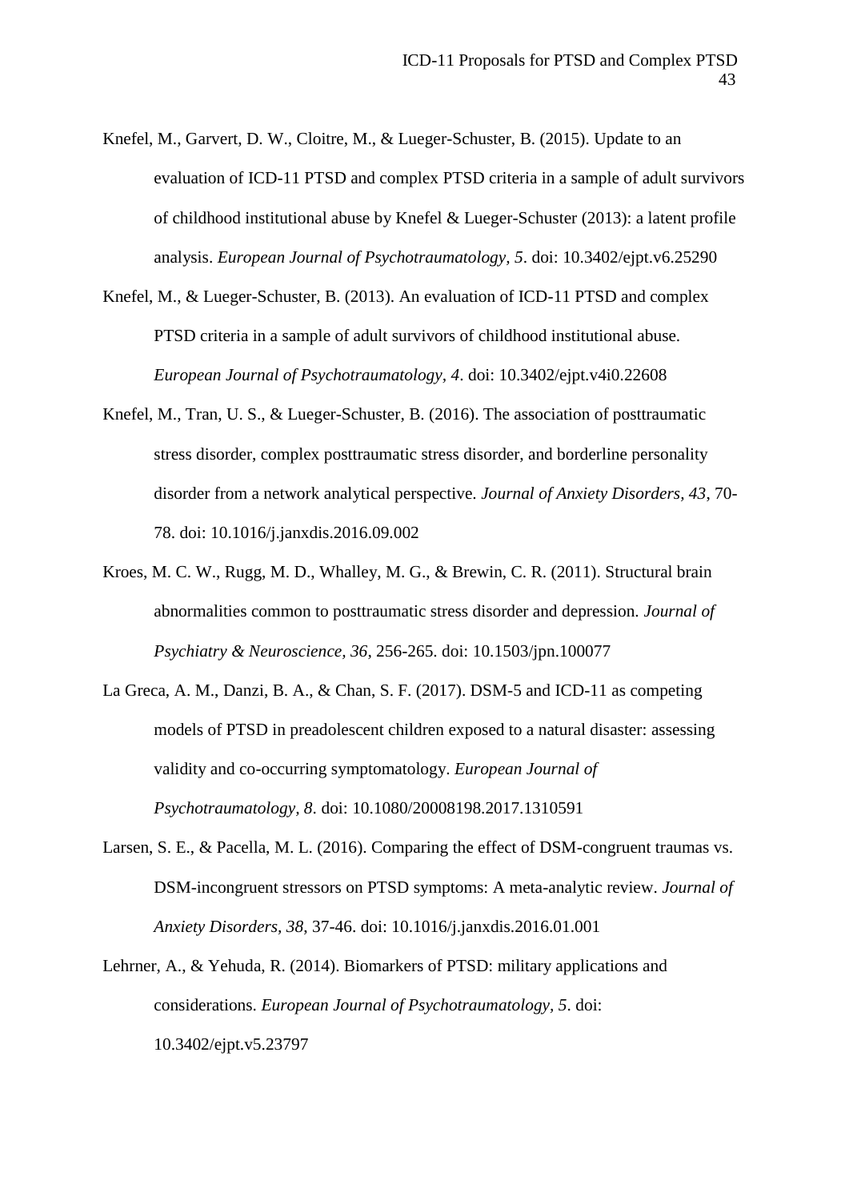Knefel, M., Garvert, D. W., Cloitre, M., & Lueger-Schuster, B. (2015). Update to an evaluation of ICD-11 PTSD and complex PTSD criteria in a sample of adult survivors of childhood institutional abuse by Knefel & Lueger-Schuster (2013): a latent profile analysis. *European Journal of Psychotraumatology, 5*. doi: 10.3402/ejpt.v6.25290

Knefel, M., & Lueger-Schuster, B. (2013). An evaluation of ICD-11 PTSD and complex PTSD criteria in a sample of adult survivors of childhood institutional abuse. *European Journal of Psychotraumatology, 4*. doi: 10.3402/ejpt.v4i0.22608

Knefel, M., Tran, U. S., & Lueger-Schuster, B. (2016). The association of posttraumatic stress disorder, complex posttraumatic stress disorder, and borderline personality disorder from a network analytical perspective. *Journal of Anxiety Disorders, 43*, 70-78. doi: 10.1016/j.janxdis.2016.09.002

Kroes, M. C. W., Rugg, M. D., Whalley, M. G., & Brewin, C. R. (2011). Structural brain abnormalities common to posttraumatic stress disorder and depression. *Journal of Psychiatry & Neuroscience, 36*, 256-265. doi: 10.1503/jpn.100077

La Greca, A. M., Danzi, B. A., & Chan, S. F. (2017). DSM-5 and ICD-11 as competing models of PTSD in preadolescent children exposed to a natural disaster: assessing validity and co-occurring symptomatology. *European Journal of Psychotraumatology, 8*. doi: 10.1080/20008198.2017.1310591

Larsen, S. E., & Pacella, M. L. (2016). Comparing the effect of DSM-congruent traumas vs. DSM-incongruent stressors on PTSD symptoms: A meta-analytic review. *Journal of Anxiety Disorders, 38*, 37-46. doi: 10.1016/j.janxdis.2016.01.001

Lehrner, A., & Yehuda, R. (2014). Biomarkers of PTSD: military applications and considerations. *European Journal of Psychotraumatology, 5*. doi: 10.3402/ejpt.v5.23797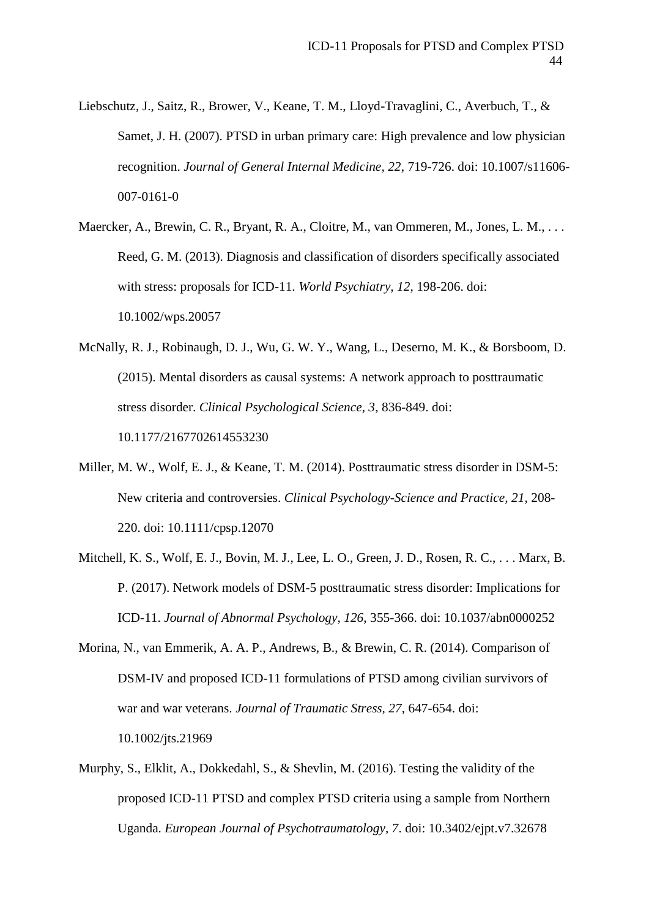Liebschutz, J., Saitz, R., Brower, V., Keane, T. M., Lloyd-Travaglini, C., Averbuch, T., & Samet, J. H. (2007). PTSD in urban primary care: High prevalence and low physician recognition. *Journal of General Internal Medicine, 22*, 719-726. doi: 10.1007/s11606-007-0161-0

Maercker, A., Brewin, C. R., Bryant, R. A., Cloitre, M., van Ommeren, M., Jones, L. M., . . . Reed, G. M. (2013). Diagnosis and classification of disorders specifically associated with stress: proposals for ICD-11. *World Psychiatry, 12*, 198-206. doi: 10.1002/wps.20057

McNally, R. J., Robinaugh, D. J., Wu, G. W. Y., Wang, L., Deserno, M. K., & Borsboom, D. (2015). Mental disorders as causal systems: A network approach to posttraumatic stress disorder. *Clinical Psychological Science, 3*, 836-849. doi: 10.1177/2167702614553230

Miller, M. W., Wolf, E. J., & Keane, T. M. (2014). Posttraumatic stress disorder in DSM-5: New criteria and controversies. *Clinical Psychology-Science and Practice, 21*, 208-220. doi: 10.1111/cpsp.12070

Mitchell, K. S., Wolf, E. J., Bovin, M. J., Lee, L. O., Green, J. D., Rosen, R. C., . . . Marx, B. P. (2017). Network models of DSM-5 posttraumatic stress disorder: Implications for ICD-11. *Journal of Abnormal Psychology, 126*, 355-366. doi: 10.1037/abn0000252

Morina, N., van Emmerik, A. A. P., Andrews, B., & Brewin, C. R. (2014). Comparison of DSM-IV and proposed ICD-11 formulations of PTSD among civilian survivors of war and war veterans. *Journal of Traumatic Stress, 27*, 647-654. doi: 10.1002/jts.21969

Murphy, S., Elklit, A., Dokkedahl, S., & Shevlin, M. (2016). Testing the validity of the proposed ICD-11 PTSD and complex PTSD criteria using a sample from Northern Uganda. *European Journal of Psychotraumatology, 7*. doi: 10.3402/ejpt.v7.32678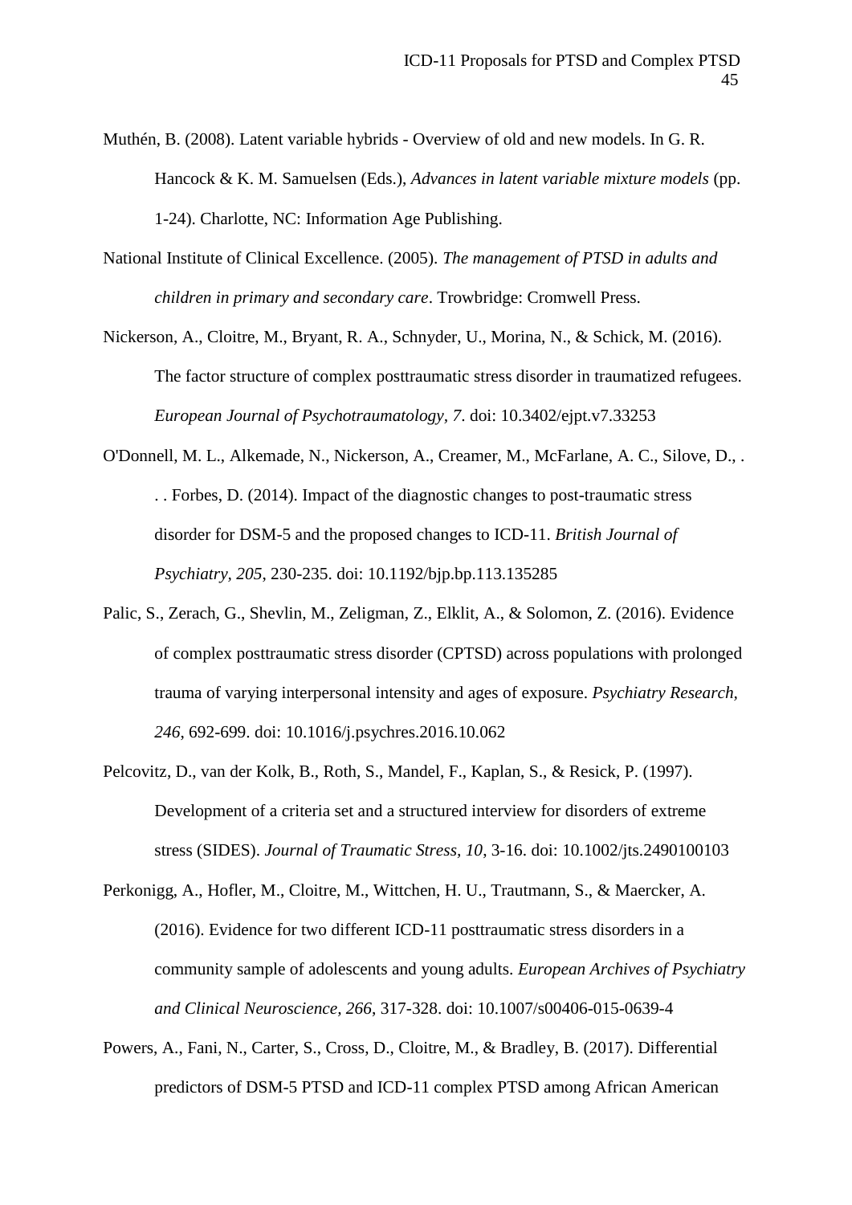Muthén, B. (2008). Latent variable hybrids - Overview of old and new models. In G. R. Hancock & K. M. Samuelsen (Eds.), *Advances in latent variable mixture models* (pp. 1-24). Charlotte, NC: Information Age Publishing.

National Institute of Clinical Excellence. (2005). *The management of PTSD in adults and children in primary and secondary care*. Trowbridge: Cromwell Press.

Nickerson, A., Cloitre, M., Bryant, R. A., Schnyder, U., Morina, N., & Schick, M. (2016). The factor structure of complex posttraumatic stress disorder in traumatized refugees. *European Journal of Psychotraumatology, 7*. doi: 10.3402/ejpt.v7.33253

O'Donnell, M. L., Alkemade, N., Nickerson, A., Creamer, M., McFarlane, A. C., Silove, D., . . . Forbes, D. (2014). Impact of the diagnostic changes to post-traumatic stress disorder for DSM-5 and the proposed changes to ICD-11. *British Journal of Psychiatry, 205*, 230-235. doi: 10.1192/bjp.bp.113.135285

Palic, S., Zerach, G., Shevlin, M., Zeligman, Z., Elklit, A., & Solomon, Z. (2016). Evidence of complex posttraumatic stress disorder (CPTSD) across populations with prolonged trauma of varying interpersonal intensity and ages of exposure. *Psychiatry Research, 246*, 692-699. doi: 10.1016/j.psychres.2016.10.062

Pelcovitz, D., van der Kolk, B., Roth, S., Mandel, F., Kaplan, S., & Resick, P. (1997). Development of a criteria set and a structured interview for disorders of extreme stress (SIDES). *Journal of Traumatic Stress, 10*, 3-16. doi: 10.1002/jts.2490100103

Perkonigg, A., Hofler, M., Cloitre, M., Wittchen, H. U., Trautmann, S., & Maercker, A. (2016). Evidence for two different ICD-11 posttraumatic stress disorders in a community sample of adolescents and young adults. *European Archives of Psychiatry and Clinical Neuroscience, 266*, 317-328. doi: 10.1007/s00406-015-0639-4

Powers, A., Fani, N., Carter, S., Cross, D., Cloitre, M., & Bradley, B. (2017). Differential predictors of DSM-5 PTSD and ICD-11 complex PTSD among African American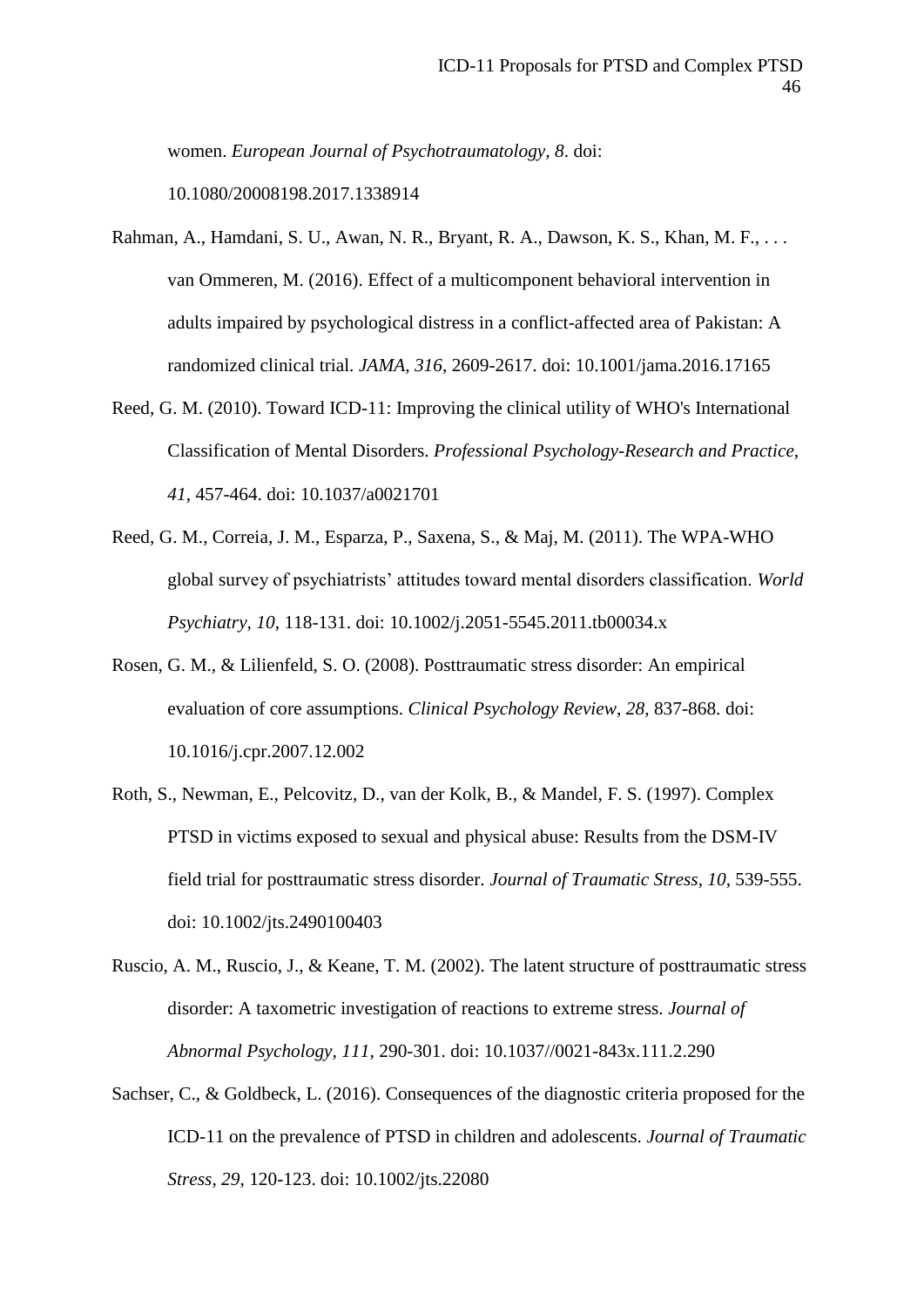women. *European Journal of Psychotraumatology, 8*. doi: 10.1080/20008198.2017.1338914

Rahman, A., Hamdani, S. U., Awan, N. R., Bryant, R. A., Dawson, K. S., Khan, M. F., . . . van Ommeren, M. (2016). Effect of a multicomponent behavioral intervention in adults impaired by psychological distress in a conflict-affected area of Pakistan: A randomized clinical trial. *JAMA, 316*, 2609-2617. doi: 10.1001/jama.2016.17165

Reed, G. M. (2010). Toward ICD-11: Improving the clinical utility of WHO's International Classification of Mental Disorders. *Professional Psychology-Research and Practice, 41*, 457-464. doi: 10.1037/a0021701

Reed, G. M., Correia, J. M., Esparza, P., Saxena, S., & Maj, M. (2011). The WPA-WHO global survey of psychiatrists' attitudes toward mental disorders classification. *World Psychiatry, 10*, 118-131. doi: 10.1002/j.2051-5545.2011.tb00034.x

Rosen, G. M., & Lilienfeld, S. O. (2008). Posttraumatic stress disorder: An empirical evaluation of core assumptions. *Clinical Psychology Review, 28*, 837-868. doi: 10.1016/j.cpr.2007.12.002

Roth, S., Newman, E., Pelcovitz, D., van der Kolk, B., & Mandel, F. S. (1997). Complex PTSD in victims exposed to sexual and physical abuse: Results from the DSM-IV field trial for posttraumatic stress disorder. *Journal of Traumatic Stress, 10*, 539-555. doi: 10.1002/jts.2490100403

Ruscio, A. M., Ruscio, J., & Keane, T. M. (2002). The latent structure of posttraumatic stress disorder: A taxometric investigation of reactions to extreme stress. *Journal of Abnormal Psychology, 111*, 290-301. doi: 10.1037//0021-843x.111.2.290

Sachser, C., & Goldbeck, L. (2016). Consequences of the diagnostic criteria proposed for the ICD-11 on the prevalence of PTSD in children and adolescents. *Journal of Traumatic Stress, 29*, 120-123. doi: 10.1002/jts.22080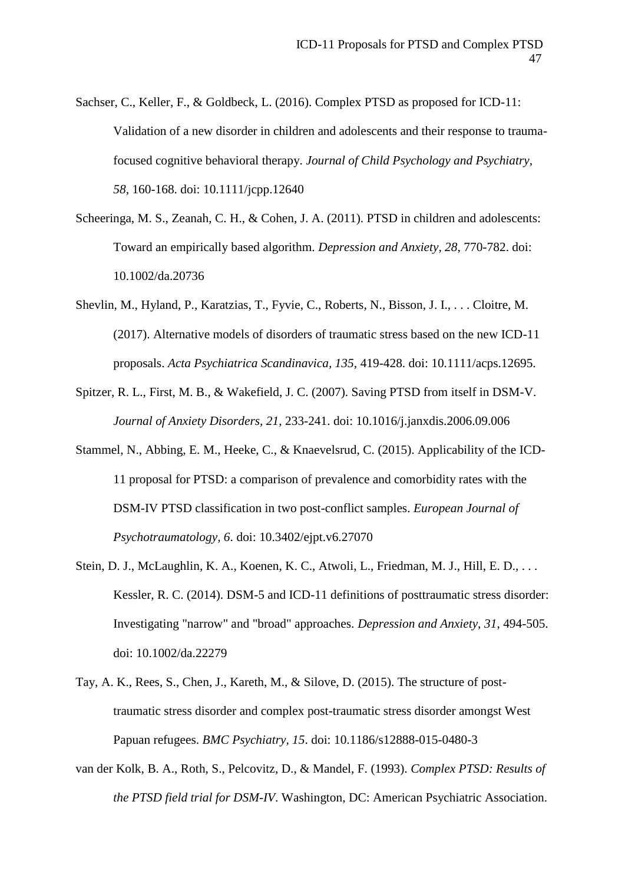Sachser, C., Keller, F., & Goldbeck, L. (2016). Complex PTSD as proposed for ICD-11: Validation of a new disorder in children and adolescents and their response to trauma-focused cognitive behavioral therapy. *Journal of Child Psychology and Psychiatry, 58*, 160-168. doi: 10.1111/jcpp.12640

Scheeringa, M. S., Zeanah, C. H., & Cohen, J. A. (2011). PTSD in children and adolescents: Toward an empirically based algorithm. *Depression and Anxiety, 28*, 770-782. doi: 10.1002/da.20736

Shevlin, M., Hyland, P., Karatzias, T., Fyvie, C., Roberts, N., Bisson, J. I., . . . Cloitre, M. (2017). Alternative models of disorders of traumatic stress based on the new ICD-11 proposals. *Acta Psychiatrica Scandinavica, 135*, 419-428. doi: 10.1111/acps.12695.

Spitzer, R. L., First, M. B., & Wakefield, J. C. (2007). Saving PTSD from itself in DSM-V. *Journal of Anxiety Disorders, 21*, 233-241. doi: 10.1016/j.janxdis.2006.09.006

Stammel, N., Abbing, E. M., Heeke, C., & Knaevelsrud, C. (2015). Applicability of the ICD-11 proposal for PTSD: a comparison of prevalence and comorbidity rates with the DSM-IV PTSD classification in two post-conflict samples. *European Journal of Psychotraumatology, 6*. doi: 10.3402/ejpt.v6.27070

Stein, D. J., McLaughlin, K. A., Koenen, K. C., Atwoli, L., Friedman, M. J., Hill, E. D., . . . Kessler, R. C. (2014). DSM-5 and ICD-11 definitions of posttraumatic stress disorder: Investigating "narrow" and "broad" approaches. *Depression and Anxiety, 31*, 494-505. doi: 10.1002/da.22279

Tay, A. K., Rees, S., Chen, J., Kareth, M., & Silove, D. (2015). The structure of post-traumatic stress disorder and complex post-traumatic stress disorder amongst West Papuan refugees. *BMC Psychiatry, 15*. doi: 10.1186/s12888-015-0480-3

van der Kolk, B. A., Roth, S., Pelcovitz, D., & Mandel, F. (1993). *Complex PTSD: Results of the PTSD field trial for DSM-IV*. Washington, DC: American Psychiatric Association.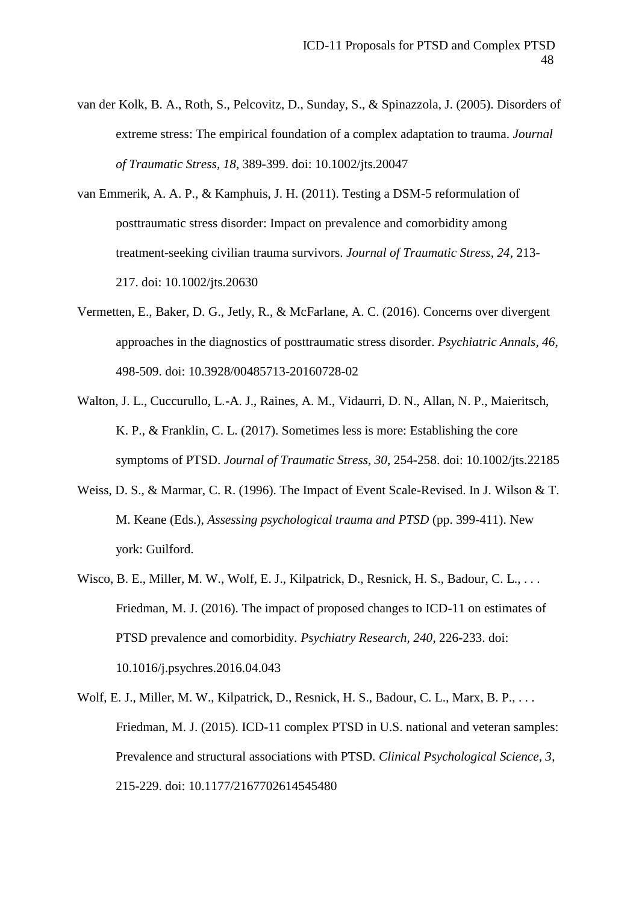van der Kolk, B. A., Roth, S., Pelcovitz, D., Sunday, S., & Spinazzola, J. (2005). Disorders of extreme stress: The empirical foundation of a complex adaptation to trauma. *Journal of Traumatic Stress*, *18*, 389-399. doi: 10.1002/jts.20047

van Emmerik, A. A. P., & Kamphuis, J. H. (2011). Testing a DSM-5 reformulation of posttraumatic stress disorder: Impact on prevalence and comorbidity among treatment-seeking civilian trauma survivors. *Journal of Traumatic Stress*, *24*, 213-217. doi: 10.1002/jts.20630

Vermetten, E., Baker, D. G., Jetly, R., & McFarlane, A. C. (2016). Concerns over divergent approaches in the diagnostics of posttraumatic stress disorder. *Psychiatric Annals, 46*, 498-509. doi: 10.3928/00485713-20160728-02

Walton, J. L., Cuccurullo, L.-A. J., Raines, A. M., Vidaurri, D. N., Allan, N. P., Maieritsch, K. P., & Franklin, C. L. (2017). Sometimes less is more: Establishing the core symptoms of PTSD. *Journal of Traumatic Stress*, *30*, 254-258. doi: 10.1002/jts.22185

Weiss, D. S., & Marmar, C. R. (1996). The Impact of Event Scale-Revised. In J. Wilson & T. M. Keane (Eds.), *Assessing psychological trauma and PTSD* (pp. 399-411). New york: Guilford.

Wisco, B. E., Miller, M. W., Wolf, E. J., Kilpatrick, D., Resnick, H. S., Badour, C. L., . . . Friedman, M. J. (2016). The impact of proposed changes to ICD-11 on estimates of PTSD prevalence and comorbidity. *Psychiatry Research, 240*, 226-233. doi: 10.1016/j.psychres.2016.04.043

Wolf, E. J., Miller, M. W., Kilpatrick, D., Resnick, H. S., Badour, C. L., Marx, B. P., . . . Friedman, M. J. (2015). ICD-11 complex PTSD in U.S. national and veteran samples: Prevalence and structural associations with PTSD. *Clinical Psychological Science*, *3*, 215-229. doi: 10.1177/2167702614545480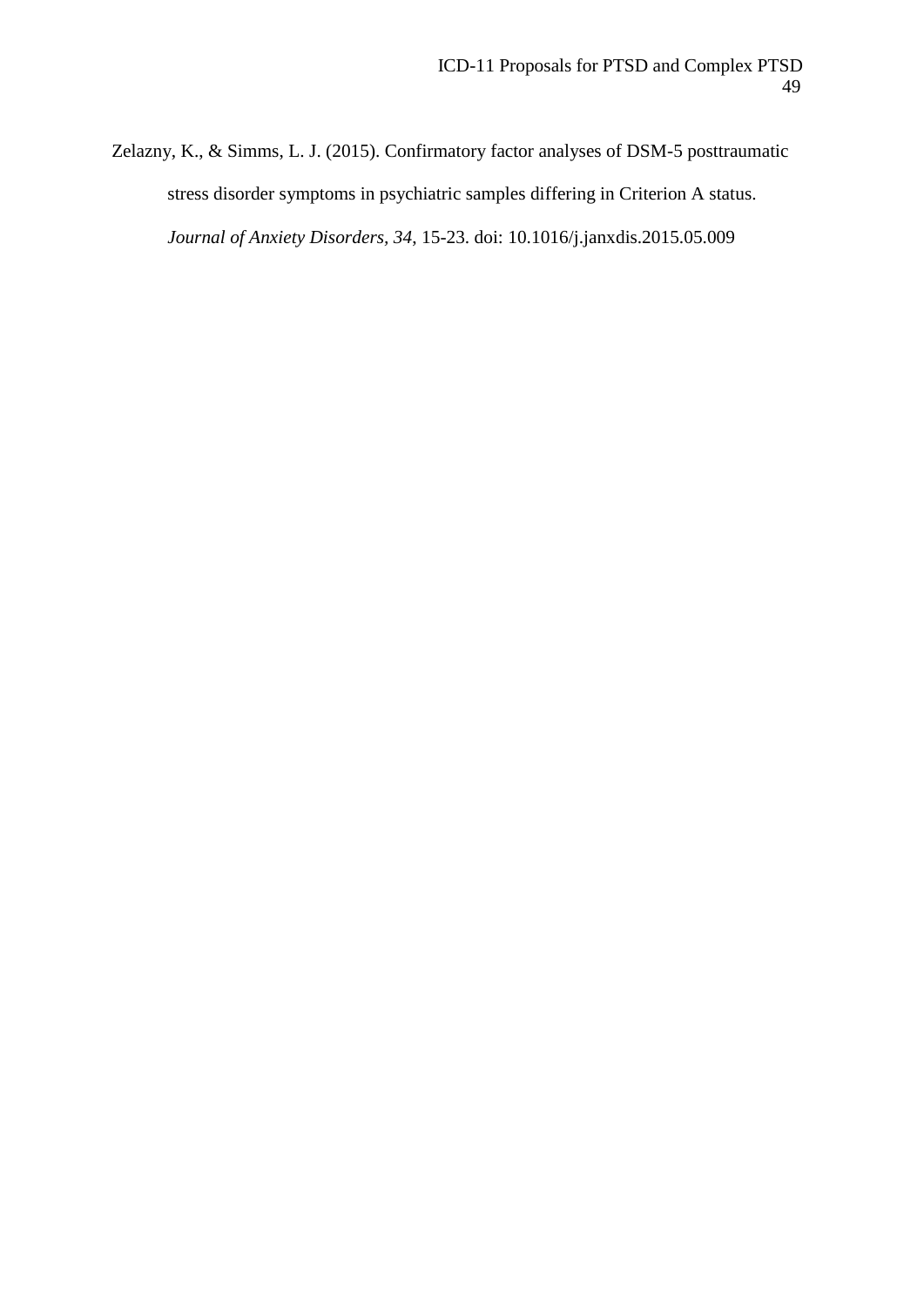Zelazny, K., & Simms, L. J. (2015). Confirmatory factor analyses of DSM-5 posttraumatic stress disorder symptoms in psychiatric samples differing in Criterion A status. *Journal of Anxiety Disorders, 34*, 15-23. doi: 10.1016/j.janxdis.2015.05.009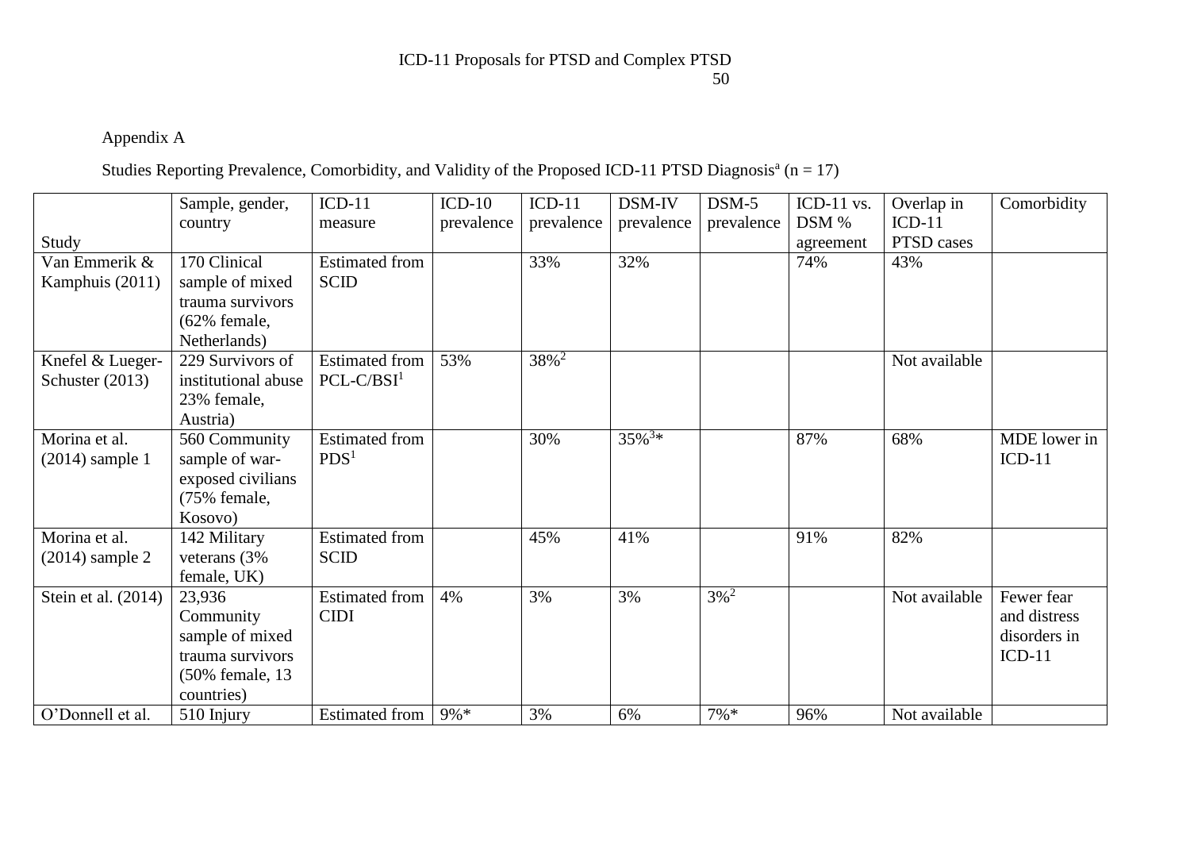Appendix A

Studies Reporting Prevalence, Comorbidity, and Validity of the Proposed ICD-11 PTSD Diagnosis[a] (n = 17)

| Study | Sample, gender, country | ICD-11 measure | ICD-10 prevalence | ICD-11 prevalence | DSM-IV prevalence | DSM-5 prevalence | ICD-11 vs. DSM % agreement | Overlap in ICD-11 PTSD cases | Comorbidity |
|---|---|---|---|---|---|---|---|---|---|
| Van Emmerik & Kamphuis (2011) | 170 Clinical sample of mixed trauma survivors (62% female, Netherlands) | Estimated from SCID | | 33% | 32% | | 74% | 43% | |
| Knefel & Lueger-Schuster (2013) | 229 Survivors of institutional abuse 23% female, Austria) | Estimated from PCL-C/BSI[1] | 53% | 38%[2] | | | | Not available | |
| Morina et al. (2014) sample 1 | 560 Community sample of war-exposed civilians (75% female, Kosovo) | Estimated from PDS[1] | | 30% | 35%[3]* | | 87% | 68% | MDE lower in ICD-11 |
| Morina et al. (2014) sample 2 | 142 Military veterans (3% female, UK) | Estimated from SCID | | 45% | 41% | | 91% | 82% | |
| Stein et al. (2014) | 23,936 Community sample of mixed trauma survivors (50% female, 13 countries) | Estimated from CIDI | 4% | 3% | 3% | 3%[2] | | Not available | Fewer fear and distress disorders in ICD-11 |
| O'Donnell et al. | 510 Injury | Estimated from | 9%* | 3% | 6% | 7%* | 96% | Not available | |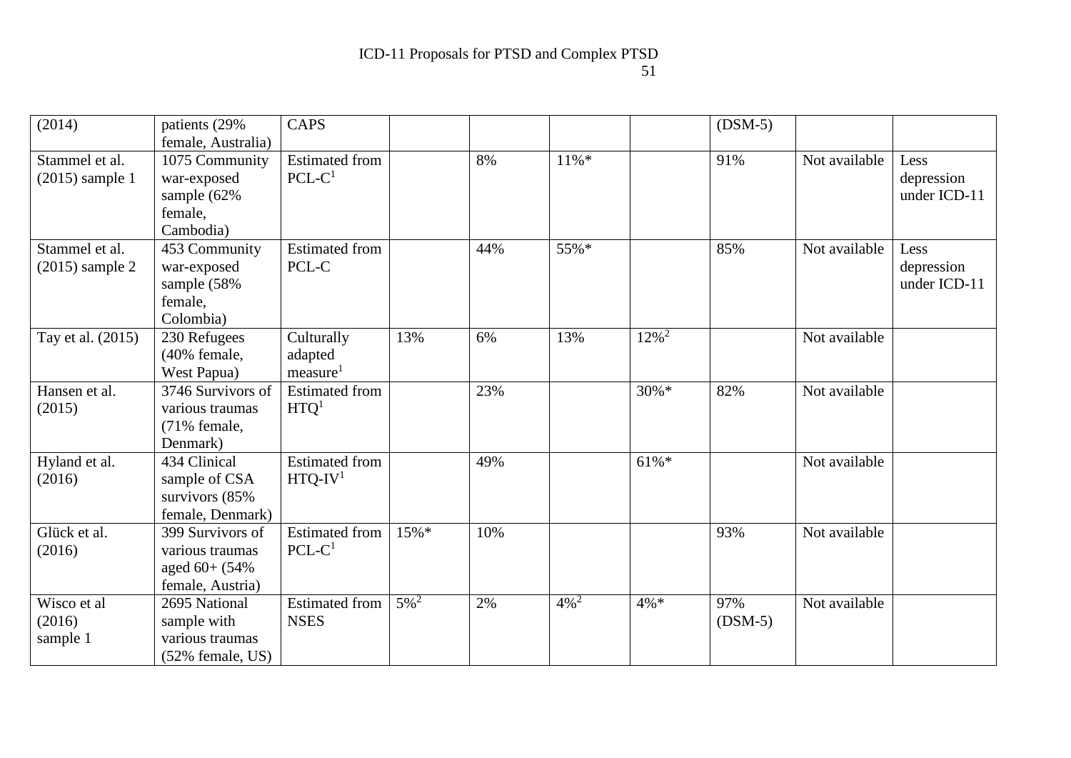| | | | | | | | | | |
|---|---|---|---|---|---|---|---|---|---|
| (2014) | patients (29% female, Australia) | CAPS | | | | | (DSM-5) | | |
| Stammel et al. (2015) sample 1 | 1075 Community war-exposed sample (62% female, Cambodia) | Estimated from PCL-C[1] | | 8% | 11%* | | 91% | Not available | Less depression under ICD-11 |
| Stammel et al. (2015) sample 2 | 453 Community war-exposed sample (58% female, Colombia) | Estimated from PCL-C | | 44% | 55%* | | 85% | Not available | Less depression under ICD-11 |
| Tay et al. (2015) | 230 Refugees (40% female, West Papua) | Culturally adapted measure[1] | 13% | 6% | 13% | 12%[2] | | Not available | |
| Hansen et al. (2015) | 3746 Survivors of various traumas (71% female, Denmark) | Estimated from HTQ[1] | | 23% | | 30%* | 82% | Not available | |
| Hyland et al. (2016) | 434 Clinical sample of CSA survivors (85% female, Denmark) | Estimated from HTQ-IV[1] | | 49% | | 61%* | | Not available | |
| Glück et al. (2016) | 399 Survivors of various traumas aged 60+ (54% female, Austria) | Estimated from PCL-C[1] | 15%* | 10% | | | 93% | Not available | |
| Wisco et al (2016) sample 1 | 2695 National sample with various traumas (52% female, US) | Estimated from NSES | 5%[2] | 2% | 4%[2] | 4%* | 97% (DSM-5) | Not available | |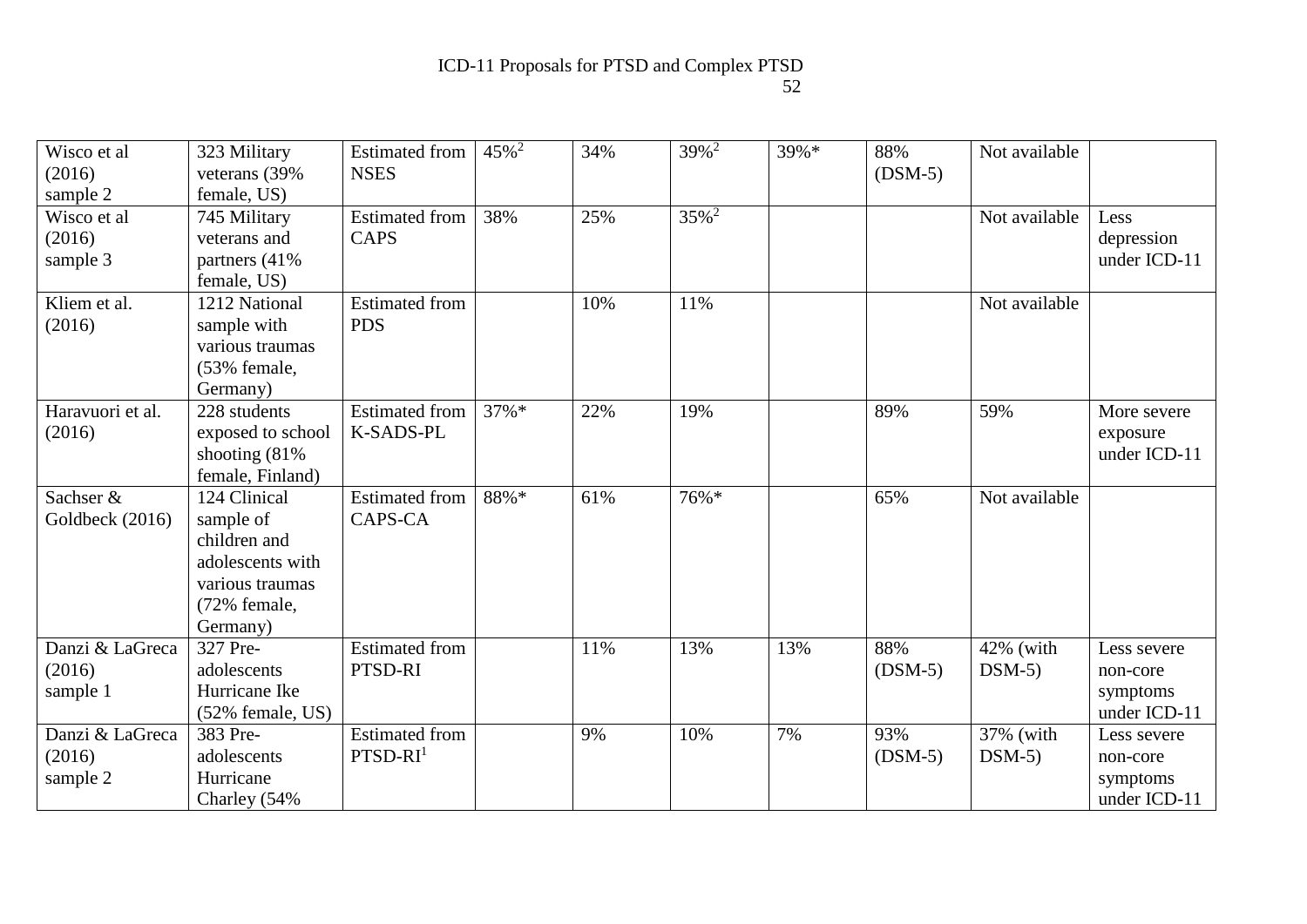| | | | | | | | | | |
|---|---|---|---|---|---|---|---|---|---|
| Wisco et al (2016) sample 2 | 323 Military veterans (39% female, US) | Estimated from NSES | 45%[2] | 34% | 39%[2] | 39%* | 88% (DSM-5) | Not available | |
| Wisco et al (2016) sample 3 | 745 Military veterans and partners (41% female, US) | Estimated from CAPS | 38% | 25% | 35%[2] | | | Not available | Less depression under ICD-11 |
| Kliem et al. (2016) | 1212 National sample with various traumas (53% female, Germany) | Estimated from PDS | | 10% | 11% | | | Not available | |
| Haravuori et al. (2016) | 228 students exposed to school shooting (81% female, Finland) | Estimated from K-SADS-PL | 37%* | 22% | 19% | | 89% | 59% | More severe exposure under ICD-11 |
| Sachser & Goldbeck (2016) | 124 Clinical sample of children and adolescents with various traumas (72% female, Germany) | Estimated from CAPS-CA | 88%* | 61% | 76%* | | 65% | Not available | |
| Danzi & LaGreca (2016) sample 1 | 327 Pre-adolescents Hurricane Ike (52% female, US) | Estimated from PTSD-RI | | 11% | 13% | 13% | 88% (DSM-5) | 42% (with DSM-5) | Less severe non-core symptoms under ICD-11 |
| Danzi & LaGreca (2016) sample 2 | 383 Pre-adolescents Hurricane Charley (54% | Estimated from PTSD-RI[1] | | 9% | 10% | 7% | 93% (DSM-5) | 37% (with DSM-5) | Less severe non-core symptoms under ICD-11 |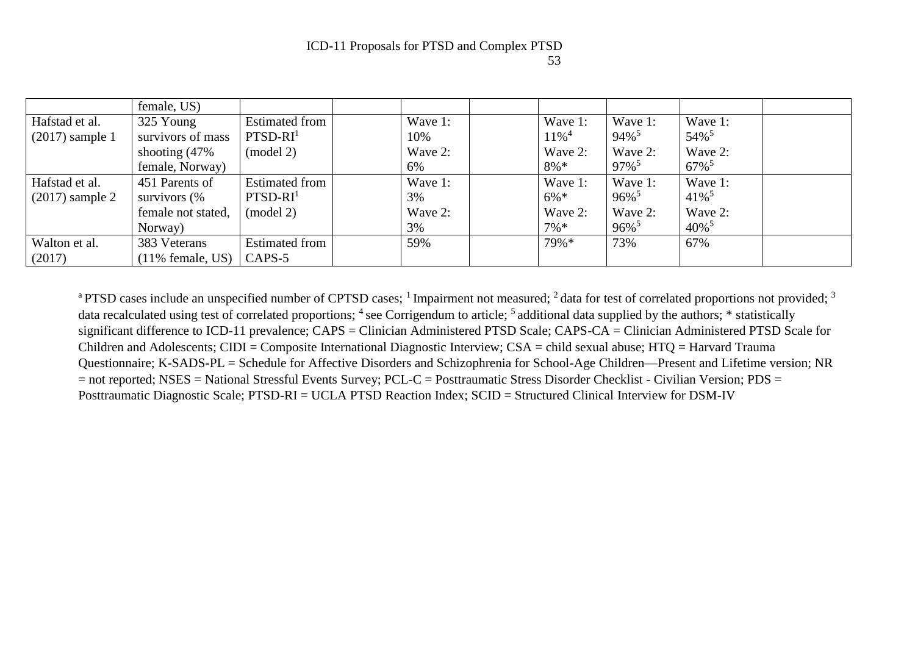| | | | | | | | | | |
|---|---|---|---|---|---|---|---|---|---|
| | female, US) | | | | | | | | |
| Hafstad et al. (2017) sample 1 | 325 Young survivors of mass shooting (47% female, Norway) | Estimated from PTSD-RI[1] (model 2) | | Wave 1: 10% Wave 2: 6% | | Wave 1: 11%[4] Wave 2: 8%* | Wave 1: 94%[5] Wave 2: 97%[5] | Wave 1: 54%[5] Wave 2: 67%[5] | |
| Hafstad et al. (2017) sample 2 | 451 Parents of survivors (% female not stated, Norway) | Estimated from PTSD-RI[1] (model 2) | | Wave 1: 3% Wave 2: 3% | | Wave 1: 6%* Wave 2: 7%* | Wave 1: 96%[5] Wave 2: 96%[5] | Wave 1: 41%[5] Wave 2: 40%[5] | |
| Walton et al. (2017) | 383 Veterans (11% female, US) | Estimated from CAPS-5 | | 59% | | 79%* | 73% | 67% | |

[a] PTSD cases include an unspecified number of CPTSD cases; [1] Impairment not measured; [2] data for test of correlated proportions not provided; [3] data recalculated using test of correlated proportions; [4] see Corrigendum to article; [5] additional data supplied by the authors; * statistically significant difference to ICD-11 prevalence; CAPS = Clinician Administered PTSD Scale; CAPS-CA = Clinician Administered PTSD Scale for Children and Adolescents; CIDI = Composite International Diagnostic Interview; CSA = child sexual abuse; HTQ = Harvard Trauma Questionnaire; K-SADS-PL = Schedule for Affective Disorders and Schizophrenia for School-Age Children—Present and Lifetime version; NR = not reported; NSES = National Stressful Events Survey; PCL-C = Posttraumatic Stress Disorder Checklist - Civilian Version; PDS = Posttraumatic Diagnostic Scale; PTSD-RI = UCLA PTSD Reaction Index; SCID = Structured Clinical Interview for DSM-IV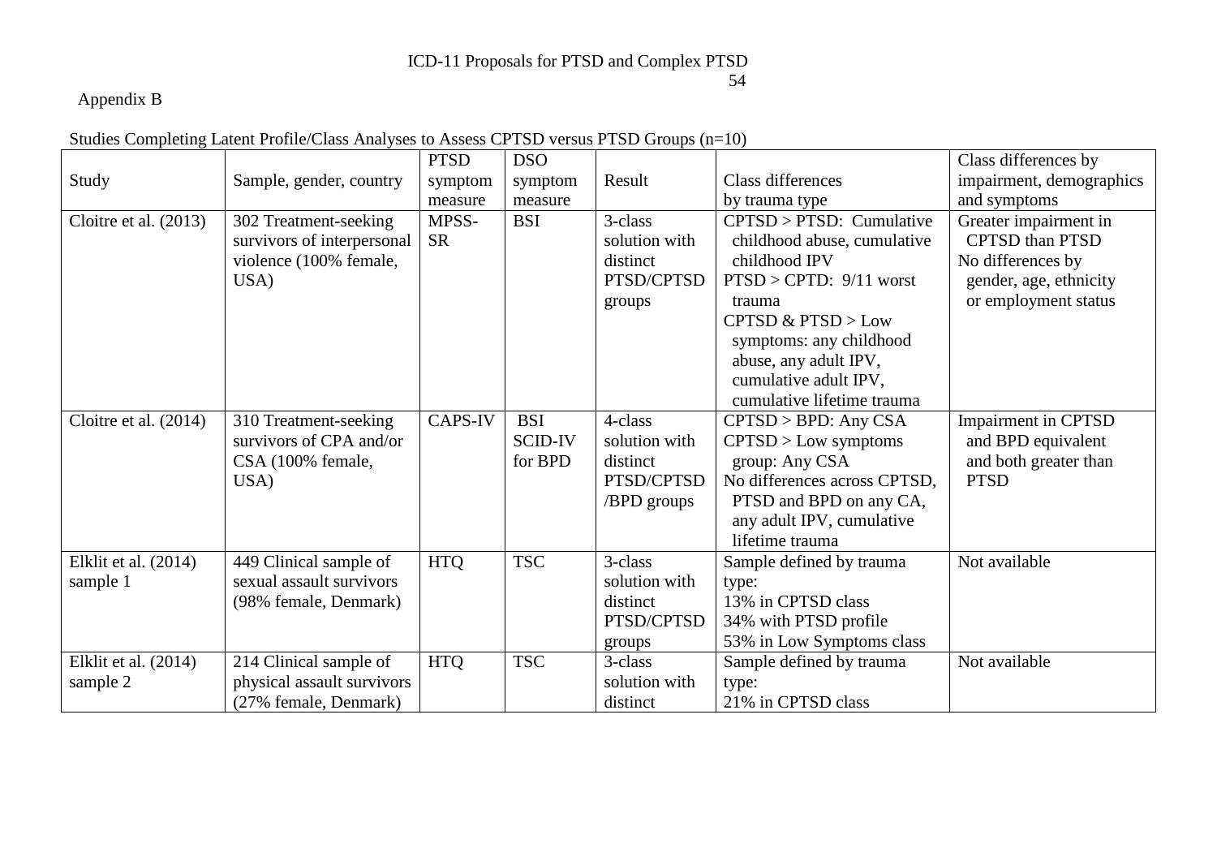Appendix B

Studies Completing Latent Profile/Class Analyses to Assess CPTSD versus PTSD Groups (n=10)

| Study | Sample, gender, country | PTSD symptom measure | DSO symptom measure | Result | Class differences by trauma type | Class differences by impairment, demographics and symptoms |
|---|---|---|---|---|---|---|
| Cloitre et al. (2013) | 302 Treatment-seeking survivors of interpersonal violence (100% female, USA) | MPSS-SR | BSI | 3-class solution with distinct PTSD/CPTSD groups | CPTSD > PTSD: Cumulative childhood abuse, cumulative childhood IPV<br>PTSD > CPTD: 9/11 worst trauma<br>CPTSD & PTSD > Low symptoms: any childhood abuse, any adult IPV, cumulative adult IPV, cumulative lifetime trauma | Greater impairment in CPTSD than PTSD<br>No differences by gender, age, ethnicity or employment status |
| Cloitre et al. (2014) | 310 Treatment-seeking survivors of CPA and/or CSA (100% female, USA) | CAPS-IV | BSI<br>SCID-IV for BPD | 4-class solution with distinct PTSD/CPTSD /BPD groups | CPTSD > BPD: Any CSA<br>CPTSD > Low symptoms group: Any CSA<br>No differences across CPTSD, PTSD and BPD on any CA, any adult IPV, cumulative lifetime trauma | Impairment in CPTSD and BPD equivalent and both greater than PTSD |
| Elklit et al. (2014) sample 1 | 449 Clinical sample of sexual assault survivors (98% female, Denmark) | HTQ | TSC | 3-class solution with distinct PTSD/CPTSD groups | Sample defined by trauma type:<br>13% in CPTSD class<br>34% with PTSD profile<br>53% in Low Symptoms class | Not available |
| Elklit et al. (2014) sample 2 | 214 Clinical sample of physical assault survivors (27% female, Denmark) | HTQ | TSC | 3-class solution with distinct | Sample defined by trauma type:<br>21% in CPTSD class | Not available |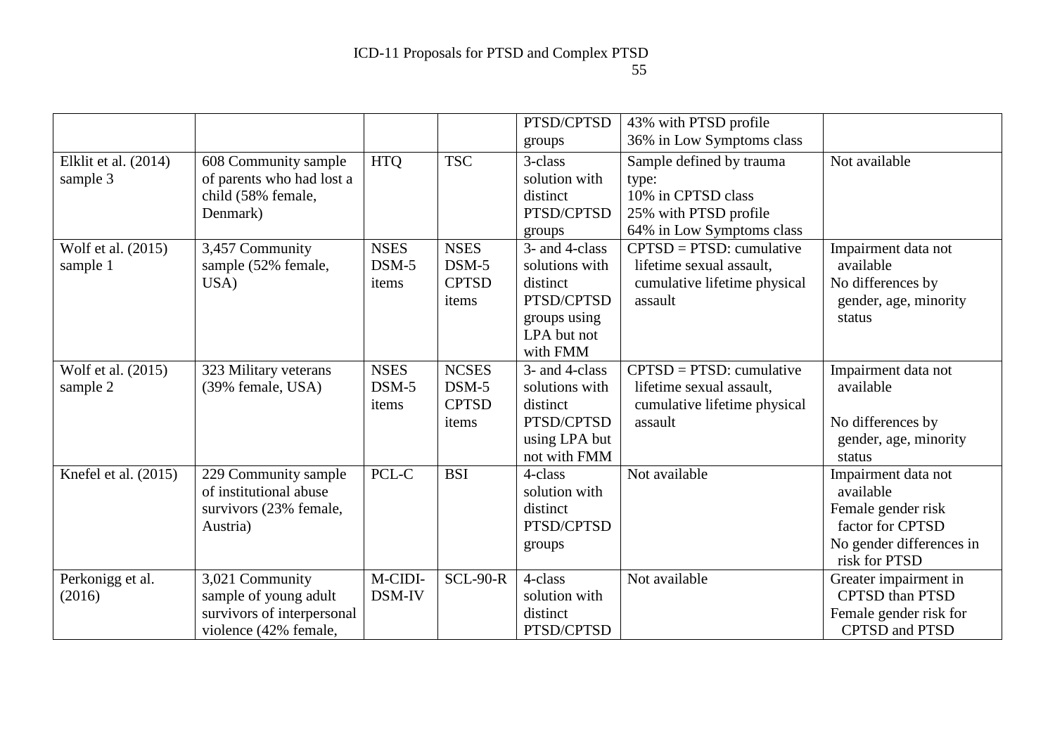| | | | | | | |
|---|---|---|---|---|---|---|
| | | | | PTSD/CPTSD groups | 43% with PTSD profile<br>36% in Low Symptoms class | |
| Elklit et al. (2014) sample 3 | 608 Community sample of parents who had lost a child (58% female, Denmark) | HTQ | TSC | 3-class solution with distinct PTSD/CPTSD groups | Sample defined by trauma type:<br>10% in CPTSD class<br>25% with PTSD profile<br>64% in Low Symptoms class | Not available |
| Wolf et al. (2015) sample 1 | 3,457 Community sample (52% female, USA) | NSES DSM-5 items | NSES DSM-5 CPTSD items | 3- and 4-class solutions with distinct PTSD/CPTSD groups using LPA but not with FMM | CPTSD = PTSD: cumulative lifetime sexual assault, cumulative lifetime physical assault | Impairment data not available<br>No differences by gender, age, minority status |
| Wolf et al. (2015) sample 2 | 323 Military veterans (39% female, USA) | NSES DSM-5 items | NCSES DSM-5 CPTSD items | 3- and 4-class solutions with distinct PTSD/CPTSD using LPA but not with FMM | CPTSD = PTSD: cumulative lifetime sexual assault, cumulative lifetime physical assault | Impairment data not available<br><br>No differences by gender, age, minority status |
| Knefel et al. (2015) | 229 Community sample of institutional abuse survivors (23% female, Austria) | PCL-C | BSI | 4-class solution with distinct PTSD/CPTSD groups | Not available | Impairment data not available<br>Female gender risk factor for CPTSD<br>No gender differences in risk for PTSD |
| Perkonigg et al. (2016) | 3,021 Community sample of young adult survivors of interpersonal violence (42% female, | M-CIDI-DSM-IV | SCL-90-R | 4-class solution with distinct PTSD/CPTSD | Not available | Greater impairment in CPTSD than PTSD<br>Female gender risk for CPTSD and PTSD |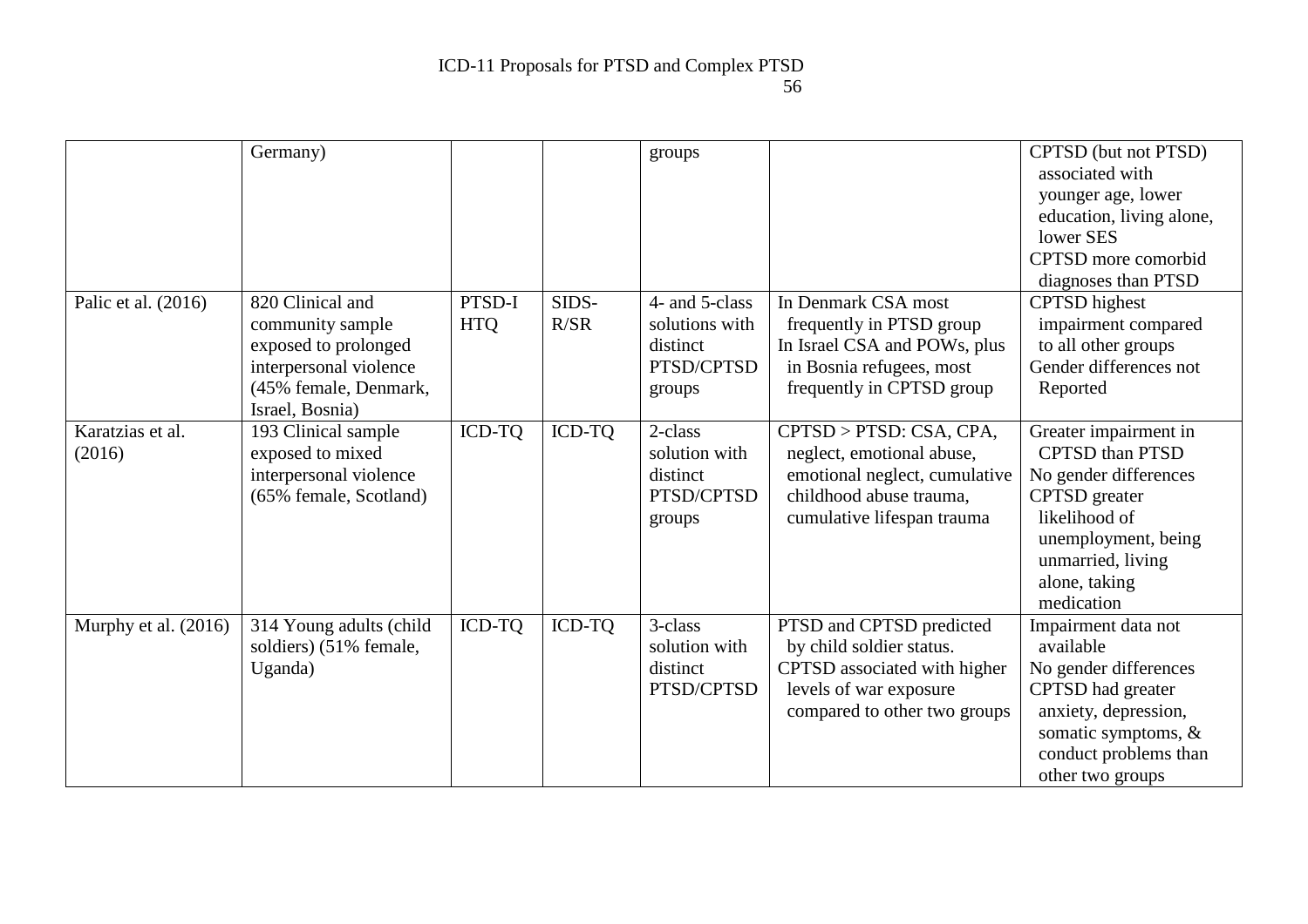| | | | | | | |
|---|---|---|---|---|---|---|
| | Germany) | | | groups | | CPTSD (but not PTSD) associated with younger age, lower education, living alone, lower SES<br>CPTSD more comorbid diagnoses than PTSD |
| Palic et al. (2016) | 820 Clinical and community sample exposed to prolonged interpersonal violence (45% female, Denmark, Israel, Bosnia) | PTSD-I HTQ | SIDS-R/SR | 4- and 5-class solutions with distinct PTSD/CPTSD groups | In Denmark CSA most frequently in PTSD group<br>In Israel CSA and POWs, plus in Bosnia refugees, most frequently in CPTSD group | CPTSD highest impairment compared to all other groups<br>Gender differences not Reported |
| Karatzias et al. (2016) | 193 Clinical sample exposed to mixed interpersonal violence (65% female, Scotland) | ICD-TQ | ICD-TQ | 2-class solution with distinct PTSD/CPTSD groups | CPTSD > PTSD: CSA, CPA, neglect, emotional abuse, emotional neglect, cumulative childhood abuse trauma, cumulative lifespan trauma | Greater impairment in CPTSD than PTSD<br>No gender differences<br>CPTSD greater likelihood of unemployment, being unmarried, living alone, taking medication |
| Murphy et al. (2016) | 314 Young adults (child soldiers) (51% female, Uganda) | ICD-TQ | ICD-TQ | 3-class solution with distinct PTSD/CPTSD | PTSD and CPTSD predicted by child soldier status.<br>CPTSD associated with higher levels of war exposure compared to other two groups | Impairment data not available<br>No gender differences<br>CPTSD had greater anxiety, depression, somatic symptoms, & conduct problems than other two groups |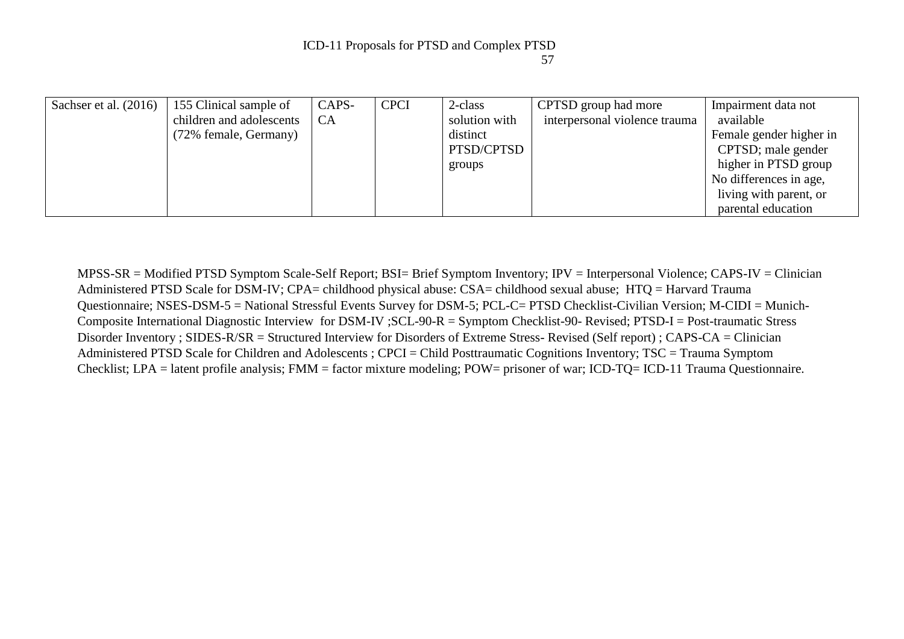| | | | | | | |
|---|---|---|---|---|---|---|
| Sachser et al. (2016) | 155 Clinical sample of children and adolescents (72% female, Germany) | CAPS-CA | CPCI | 2-class solution with distinct PTSD/CPTSD groups | CPTSD group had more interpersonal violence trauma | Impairment data not available<br>Female gender higher in CPTSD; male gender higher in PTSD group<br>No differences in age, living with parent, or parental education |

MPSS-SR = Modified PTSD Symptom Scale-Self Report; BSI= Brief Symptom Inventory; IPV = Interpersonal Violence; CAPS-IV = Clinician Administered PTSD Scale for DSM-IV; CPA= childhood physical abuse: CSA= childhood sexual abuse; HTQ = Harvard Trauma Questionnaire; NSES-DSM-5 = National Stressful Events Survey for DSM-5; PCL-C= PTSD Checklist-Civilian Version; M-CIDI = Munich-Composite International Diagnostic Interview for DSM-IV ;SCL-90-R = Symptom Checklist-90- Revised; PTSD-I = Post-traumatic Stress Disorder Inventory ; SIDES-R/SR = Structured Interview for Disorders of Extreme Stress- Revised (Self report) ; CAPS-CA = Clinician Administered PTSD Scale for Children and Adolescents ; CPCI = Child Posttraumatic Cognitions Inventory; TSC = Trauma Symptom Checklist; LPA = latent profile analysis; FMM = factor mixture modeling; POW= prisoner of war; ICD-TQ= ICD-11 Trauma Questionnaire.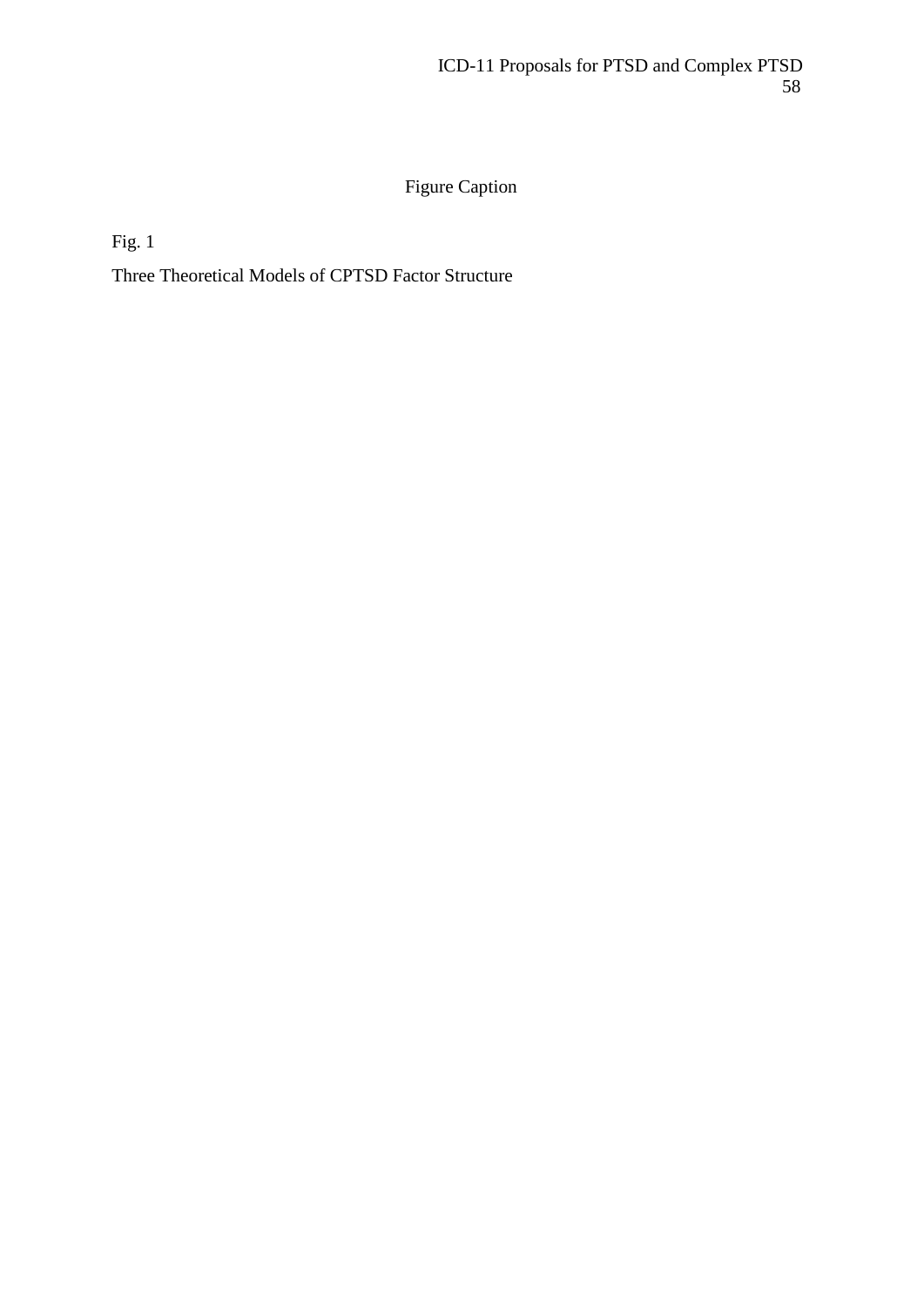# Figure Caption

Fig. 1

Three Theoretical Models of CPTSD Factor Structure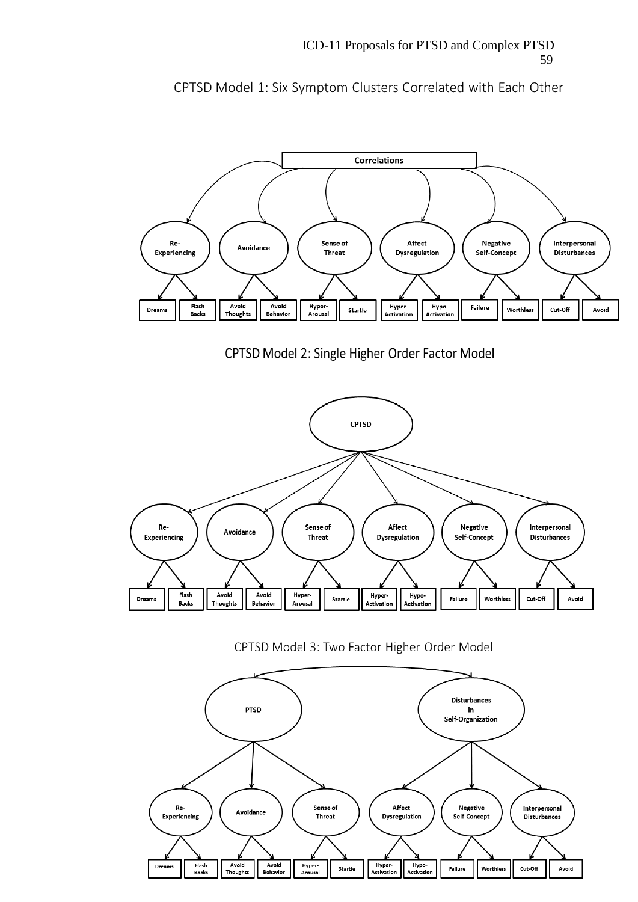CPTSD Model 1: Six Symptom Clusters Correlated with Each Other

Correlations

Re-Experiencing
Avoidance
Sense of Threat
Affect Dysregulation
Negative Self-Concept
Interpersonal Disturbances

Dreams
Flash Backs
Avoid Thoughts
Avoid Behavior
Hyper-Arousal
Startle
Hyper-Activation
Hypo-Activation
Failure
Worthless
Cut-Off
Avoid

CPTSD Model 2: Single Higher Order Factor Model

CPTSD

Re-Experiencing
Avoidance
Sense of Threat
Affect Dysregulation
Negative Self-Concept
Interpersonal Disturbances

Dreams
Flash Backs
Avoid Thoughts
Avoid Behavior
Hyper-Arousal
Startle
Hyper-Activation
Hypo-Activation
Failure
Worthless
Cut-Off
Avoid

CPTSD Model 3: Two Factor Higher Order Model

PTSD
Disturbances in Self-Organization

Re-Experiencing
Avoidance
Sense of Threat
Affect Dysregulation
Negative Self-Concept
Interpersonal Disturbances

Dreams
Flash Backs
Avoid Thoughts
Avoid Behavior
Hyper-Arousal
Startle
Hyper-Activation
Hypo-Activation
Failure
Worthless
Cut-Off
Avoid